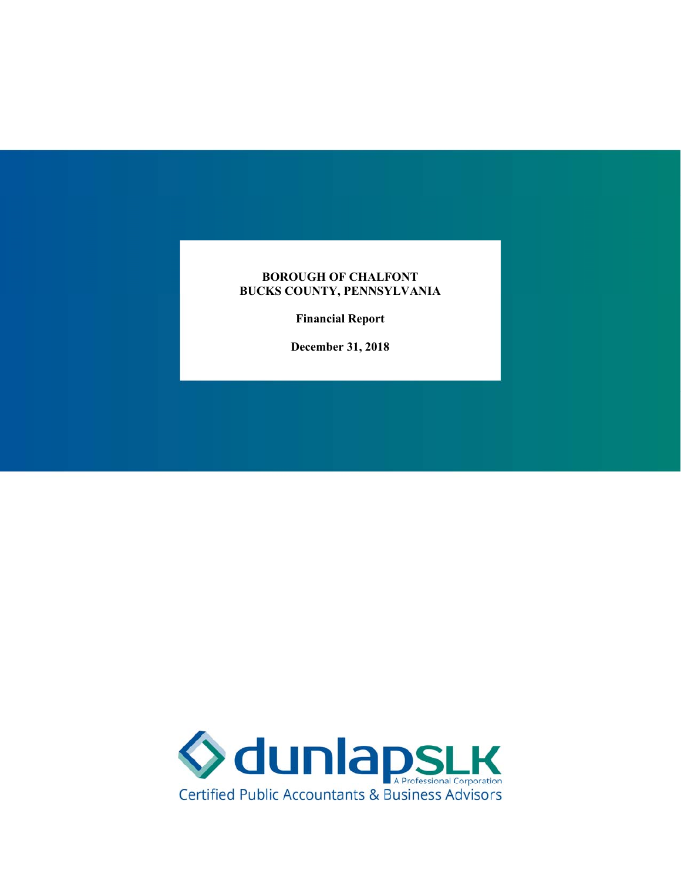# BOROUGH OF CHALFONT
# BUCKS COUNTY, PENNSYLVANIA

**Financial Report**

**December 31, 2018**

dunlapSLK

A Professional Corporation

Certified Public Accountants & Business Advisors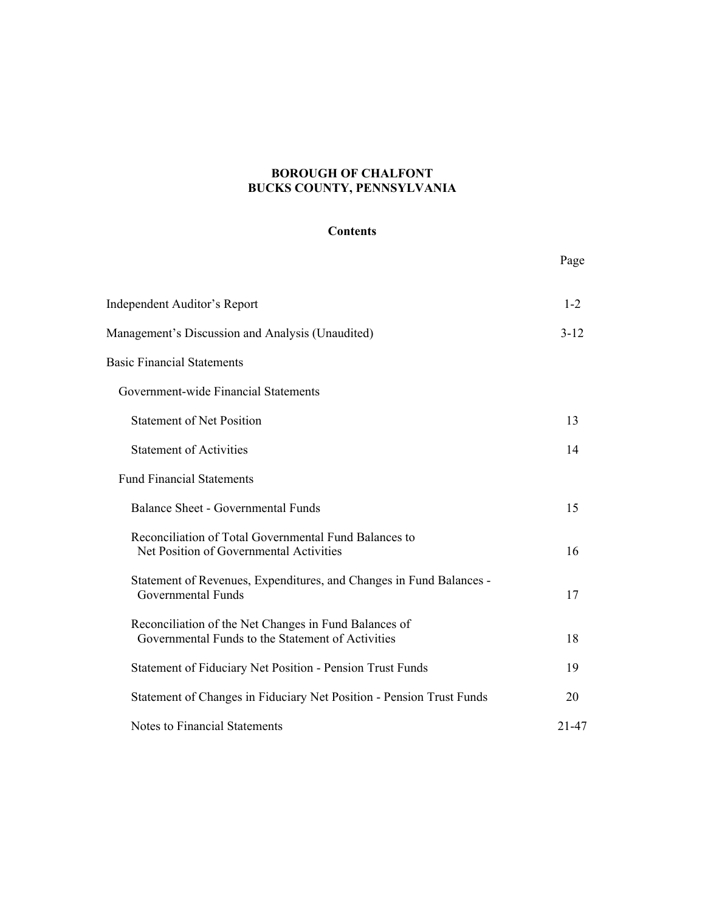# BOROUGH OF CHALFONT
# BUCKS COUNTY, PENNSYLVANIA

## Contents

| | Page |
|---|---|
| Independent Auditor's Report | 1-2 |
| Management's Discussion and Analysis (Unaudited) | 3-12 |
| Basic Financial Statements | |
| Government-wide Financial Statements | |
| Statement of Net Position | 13 |
| Statement of Activities | 14 |
| Fund Financial Statements | |
| Balance Sheet - Governmental Funds | 15 |
| Reconciliation of Total Governmental Fund Balances to Net Position of Governmental Activities | 16 |
| Statement of Revenues, Expenditures, and Changes in Fund Balances - Governmental Funds | 17 |
| Reconciliation of the Net Changes in Fund Balances of Governmental Funds to the Statement of Activities | 18 |
| Statement of Fiduciary Net Position - Pension Trust Funds | 19 |
| Statement of Changes in Fiduciary Net Position - Pension Trust Funds | 20 |
| Notes to Financial Statements | 21-47 |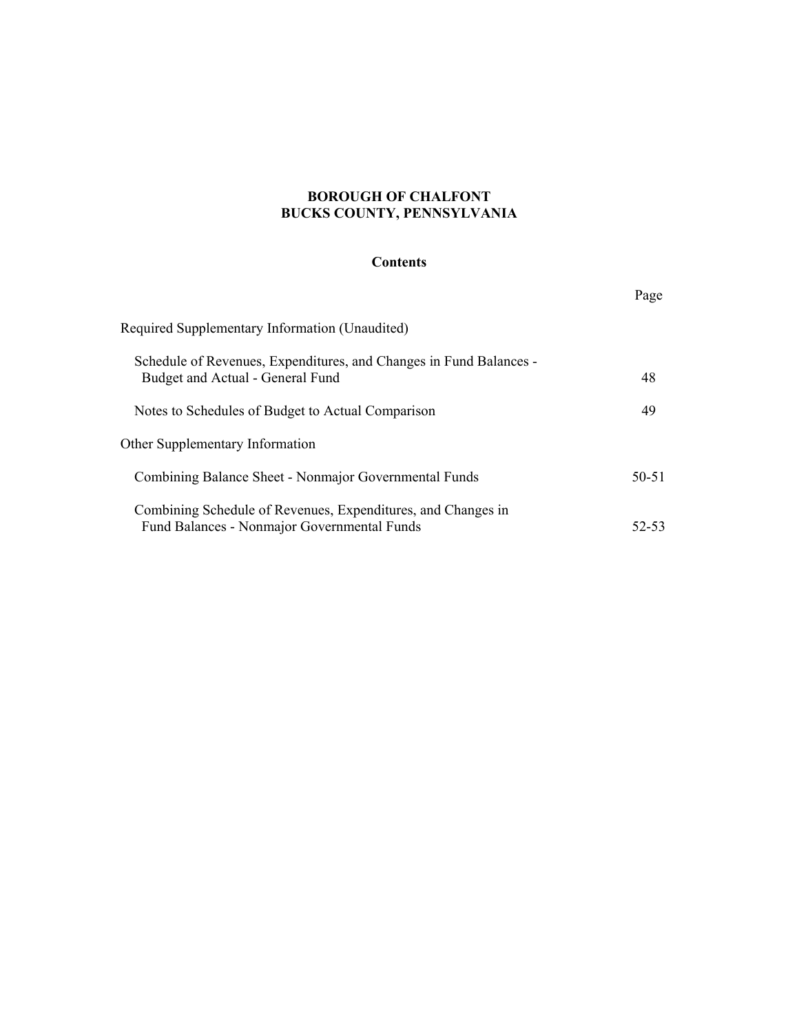**BOROUGH OF CHALFONT**
**BUCKS COUNTY, PENNSYLVANIA**

**Contents**

| | Page |
|---|---|
| Required Supplementary Information (Unaudited) | |
| Schedule of Revenues, Expenditures, and Changes in Fund Balances - Budget and Actual - General Fund | 48 |
| Notes to Schedules of Budget to Actual Comparison | 49 |
| Other Supplementary Information | |
| Combining Balance Sheet - Nonmajor Governmental Funds | 50-51 |
| Combining Schedule of Revenues, Expenditures, and Changes in Fund Balances - Nonmajor Governmental Funds | 52-53 |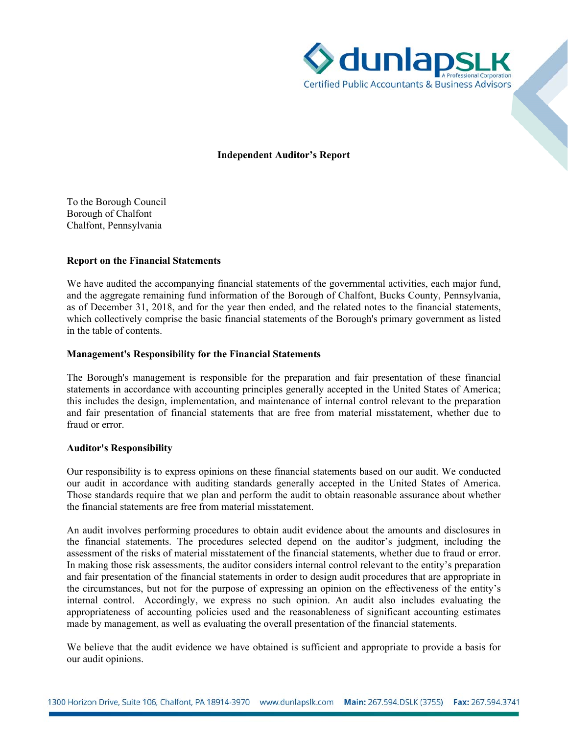dunlapSLK
A Professional Corporation
Certified Public Accountants & Business Advisors

## Independent Auditor's Report

To the Borough Council
Borough of Chalfont
Chalfont, Pennsylvania

### Report on the Financial Statements

We have audited the accompanying financial statements of the governmental activities, each major fund, and the aggregate remaining fund information of the Borough of Chalfont, Bucks County, Pennsylvania, as of December 31, 2018, and for the year then ended, and the related notes to the financial statements, which collectively comprise the basic financial statements of the Borough's primary government as listed in the table of contents.

### Management's Responsibility for the Financial Statements

The Borough's management is responsible for the preparation and fair presentation of these financial statements in accordance with accounting principles generally accepted in the United States of America; this includes the design, implementation, and maintenance of internal control relevant to the preparation and fair presentation of financial statements that are free from material misstatement, whether due to fraud or error.

### Auditor's Responsibility

Our responsibility is to express opinions on these financial statements based on our audit. We conducted our audit in accordance with auditing standards generally accepted in the United States of America. Those standards require that we plan and perform the audit to obtain reasonable assurance about whether the financial statements are free from material misstatement.

An audit involves performing procedures to obtain audit evidence about the amounts and disclosures in the financial statements. The procedures selected depend on the auditor's judgment, including the assessment of the risks of material misstatement of the financial statements, whether due to fraud or error. In making those risk assessments, the auditor considers internal control relevant to the entity's preparation and fair presentation of the financial statements in order to design audit procedures that are appropriate in the circumstances, but not for the purpose of expressing an opinion on the effectiveness of the entity's internal control. Accordingly, we express no such opinion. An audit also includes evaluating the appropriateness of accounting policies used and the reasonableness of significant accounting estimates made by management, as well as evaluating the overall presentation of the financial statements.

We believe that the audit evidence we have obtained is sufficient and appropriate to provide a basis for our audit opinions.

1300 Horizon Drive, Suite 106, Chalfont, PA 18914-3970 www.dunlapslk.com **Main:** 267.594.DSLK (3755) **Fax:** 267.594.3741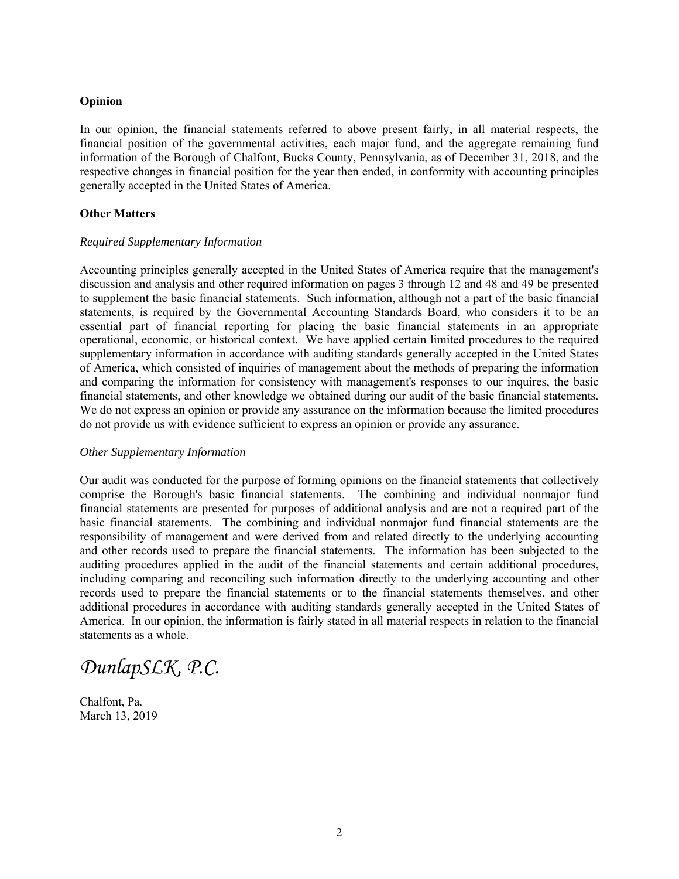**Opinion**

In our opinion, the financial statements referred to above present fairly, in all material respects, the financial position of the governmental activities, each major fund, and the aggregate remaining fund information of the Borough of Chalfont, Bucks County, Pennsylvania, as of December 31, 2018, and the respective changes in financial position for the year then ended, in conformity with accounting principles generally accepted in the United States of America.

**Other Matters**

*Required Supplementary Information*

Accounting principles generally accepted in the United States of America require that the management's discussion and analysis and other required information on pages 3 through 12 and 48 and 49 be presented to supplement the basic financial statements. Such information, although not a part of the basic financial statements, is required by the Governmental Accounting Standards Board, who considers it to be an essential part of financial reporting for placing the basic financial statements in an appropriate operational, economic, or historical context. We have applied certain limited procedures to the required supplementary information in accordance with auditing standards generally accepted in the United States of America, which consisted of inquiries of management about the methods of preparing the information and comparing the information for consistency with management's responses to our inquires, the basic financial statements, and other knowledge we obtained during our audit of the basic financial statements. We do not express an opinion or provide any assurance on the information because the limited procedures do not provide us with evidence sufficient to express an opinion or provide any assurance.

*Other Supplementary Information*

Our audit was conducted for the purpose of forming opinions on the financial statements that collectively comprise the Borough's basic financial statements. The combining and individual nonmajor fund financial statements are presented for purposes of additional analysis and are not a required part of the basic financial statements. The combining and individual nonmajor fund financial statements are the responsibility of management and were derived from and related directly to the underlying accounting and other records used to prepare the financial statements. The information has been subjected to the auditing procedures applied in the audit of the financial statements and certain additional procedures, including comparing and reconciling such information directly to the underlying accounting and other records used to prepare the financial statements or to the financial statements themselves, and other additional procedures in accordance with auditing standards generally accepted in the United States of America. In our opinion, the information is fairly stated in all material respects in relation to the financial statements as a whole.

*DunlapSLK, P.C.*

Chalfont, Pa.
March 13, 2019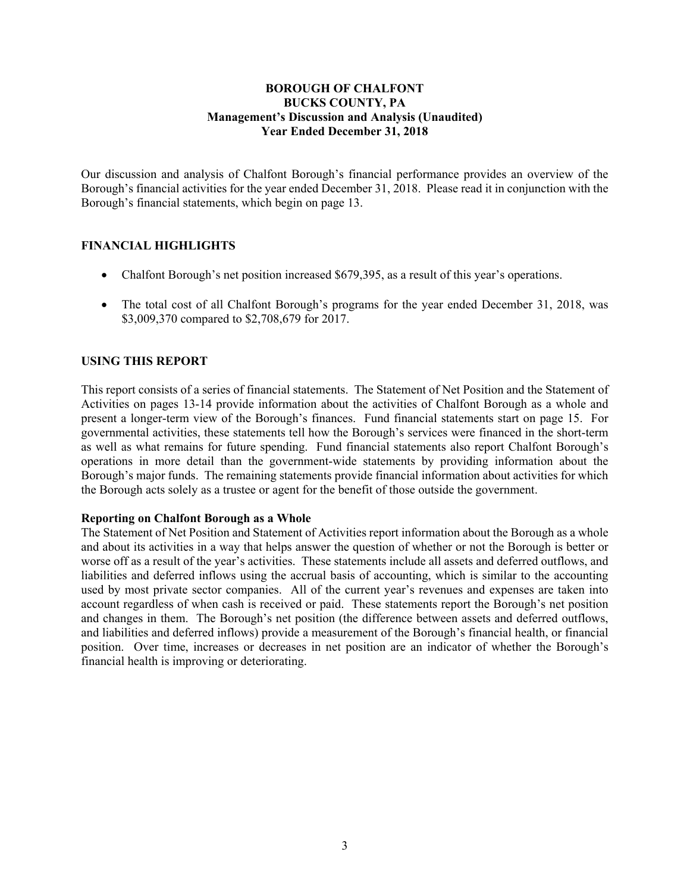# BOROUGH OF CHALFONT
## BUCKS COUNTY, PA
### Management's Discussion and Analysis (Unaudited)
### Year Ended December 31, 2018

Our discussion and analysis of Chalfont Borough's financial performance provides an overview of the Borough's financial activities for the year ended December 31, 2018. Please read it in conjunction with the Borough's financial statements, which begin on page 13.

## FINANCIAL HIGHLIGHTS

- Chalfont Borough's net position increased $679,395, as a result of this year's operations.
- The total cost of all Chalfont Borough's programs for the year ended December 31, 2018, was $3,009,370 compared to $2,708,679 for 2017.

## USING THIS REPORT

This report consists of a series of financial statements. The Statement of Net Position and the Statement of Activities on pages 13-14 provide information about the activities of Chalfont Borough as a whole and present a longer-term view of the Borough's finances. Fund financial statements start on page 15. For governmental activities, these statements tell how the Borough's services were financed in the short-term as well as what remains for future spending. Fund financial statements also report Chalfont Borough's operations in more detail than the government-wide statements by providing information about the Borough's major funds. The remaining statements provide financial information about activities for which the Borough acts solely as a trustee or agent for the benefit of those outside the government.

**Reporting on Chalfont Borough as a Whole**

The Statement of Net Position and Statement of Activities report information about the Borough as a whole and about its activities in a way that helps answer the question of whether or not the Borough is better or worse off as a result of the year's activities. These statements include all assets and deferred outflows, and liabilities and deferred inflows using the accrual basis of accounting, which is similar to the accounting used by most private sector companies. All of the current year's revenues and expenses are taken into account regardless of when cash is received or paid. These statements report the Borough's net position and changes in them. The Borough's net position (the difference between assets and deferred outflows, and liabilities and deferred inflows) provide a measurement of the Borough's financial health, or financial position. Over time, increases or decreases in net position are an indicator of whether the Borough's financial health is improving or deteriorating.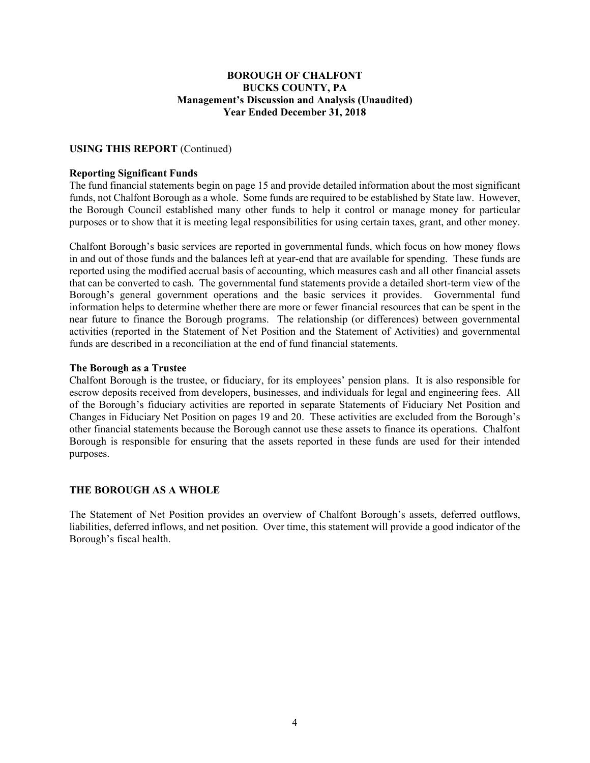**BOROUGH OF CHALFONT**
**BUCKS COUNTY, PA**
**Management's Discussion and Analysis (Unaudited)**
**Year Ended December 31, 2018**

**USING THIS REPORT** (Continued)

**Reporting Significant Funds**

The fund financial statements begin on page 15 and provide detailed information about the most significant funds, not Chalfont Borough as a whole. Some funds are required to be established by State law. However, the Borough Council established many other funds to help it control or manage money for particular purposes or to show that it is meeting legal responsibilities for using certain taxes, grant, and other money.

Chalfont Borough's basic services are reported in governmental funds, which focus on how money flows in and out of those funds and the balances left at year-end that are available for spending. These funds are reported using the modified accrual basis of accounting, which measures cash and all other financial assets that can be converted to cash. The governmental fund statements provide a detailed short-term view of the Borough's general government operations and the basic services it provides. Governmental fund information helps to determine whether there are more or fewer financial resources that can be spent in the near future to finance the Borough programs. The relationship (or differences) between governmental activities (reported in the Statement of Net Position and the Statement of Activities) and governmental funds are described in a reconciliation at the end of fund financial statements.

**The Borough as a Trustee**

Chalfont Borough is the trustee, or fiduciary, for its employees' pension plans. It is also responsible for escrow deposits received from developers, businesses, and individuals for legal and engineering fees. All of the Borough's fiduciary activities are reported in separate Statements of Fiduciary Net Position and Changes in Fiduciary Net Position on pages 19 and 20. These activities are excluded from the Borough's other financial statements because the Borough cannot use these assets to finance its operations. Chalfont Borough is responsible for ensuring that the assets reported in these funds are used for their intended purposes.

**THE BOROUGH AS A WHOLE**

The Statement of Net Position provides an overview of Chalfont Borough's assets, deferred outflows, liabilities, deferred inflows, and net position. Over time, this statement will provide a good indicator of the Borough's fiscal health.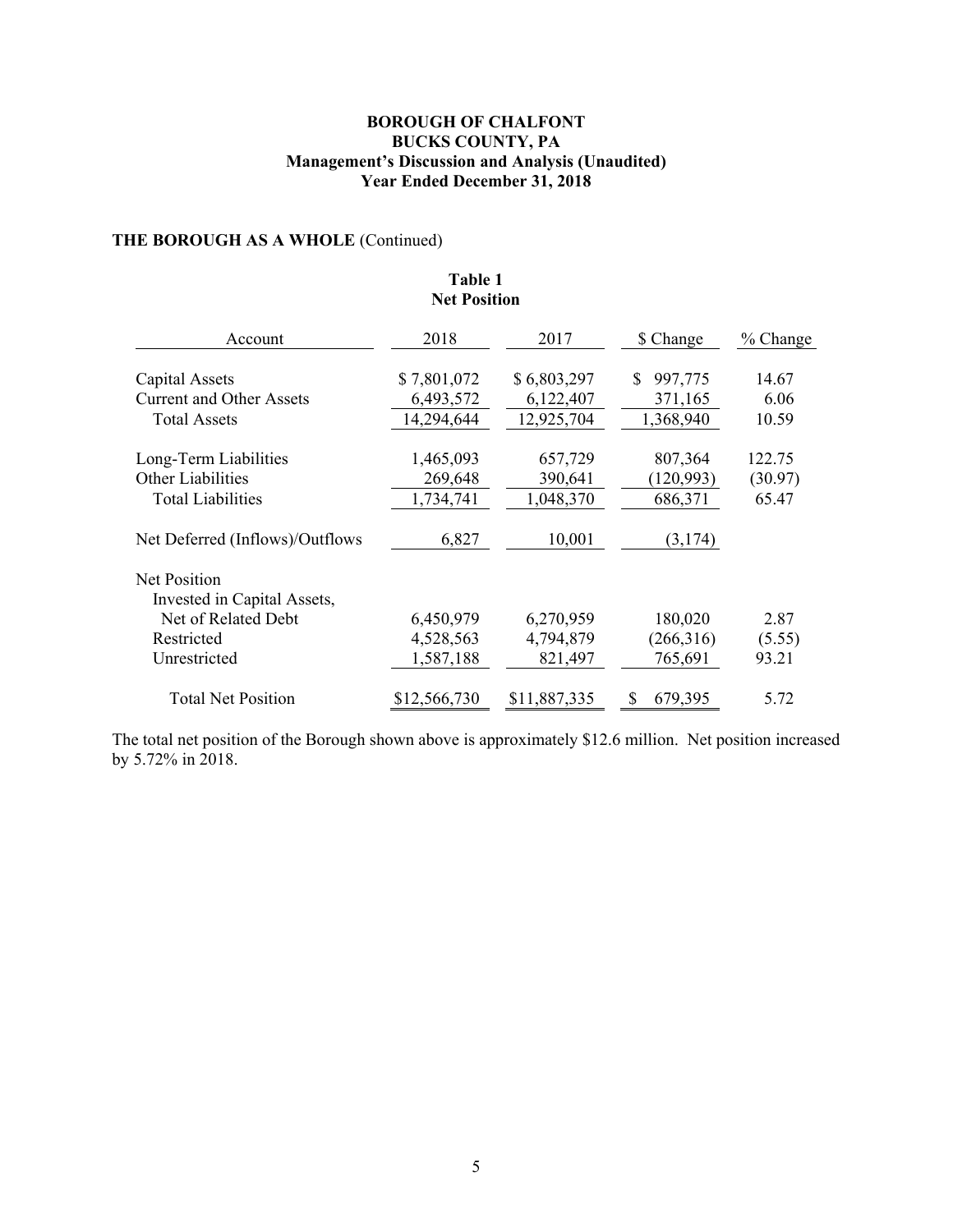**BOROUGH OF CHALFONT**
**BUCKS COUNTY, PA**
**Management's Discussion and Analysis (Unaudited)**
**Year Ended December 31, 2018**

## THE BOROUGH AS A WHOLE (Continued)

**Table 1**
**Net Position**

| Account | 2018 | 2017 | $ Change | % Change |
|---|---|---|---|---|
| Capital Assets | $ 7,801,072 | $ 6,803,297 | $ 997,775 | 14.67 |
| Current and Other Assets | 6,493,572 | 6,122,407 | 371,165 | 6.06 |
| Total Assets | 14,294,644 | 12,925,704 | 1,368,940 | 10.59 |
| Long-Term Liabilities | 1,465,093 | 657,729 | 807,364 | 122.75 |
| Other Liabilities | 269,648 | 390,641 | (120,993) | (30.97) |
| Total Liabilities | 1,734,741 | 1,048,370 | 686,371 | 65.47 |
| Net Deferred (Inflows)/Outflows | 6,827 | 10,001 | (3,174) | |
| Net Position | | | | |
| Invested in Capital Assets, Net of Related Debt | 6,450,979 | 6,270,959 | 180,020 | 2.87 |
| Restricted | 4,528,563 | 4,794,879 | (266,316) | (5.55) |
| Unrestricted | 1,587,188 | 821,497 | 765,691 | 93.21 |
| Total Net Position | $12,566,730 | $11,887,335 | $ 679,395 | 5.72 |

The total net position of the Borough shown above is approximately $12.6 million. Net position increased by 5.72% in 2018.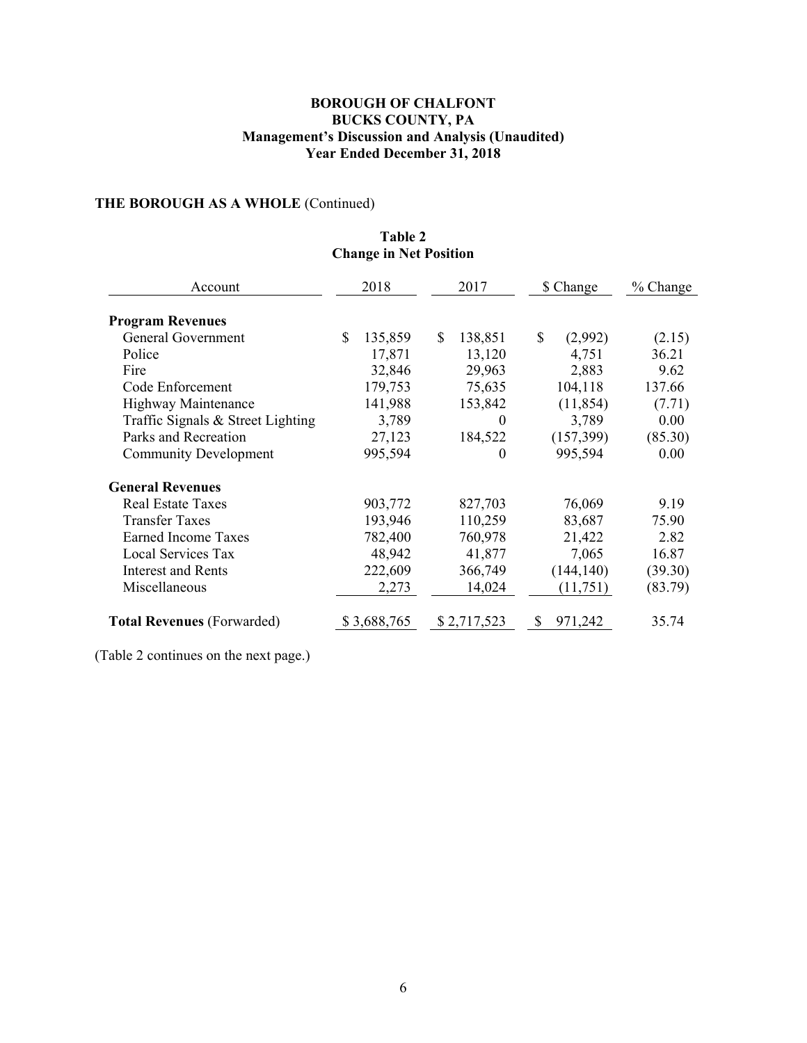**BOROUGH OF CHALFONT**
**BUCKS COUNTY, PA**
**Management's Discussion and Analysis (Unaudited)**
**Year Ended December 31, 2018**

## THE BOROUGH AS A WHOLE (Continued)

**Table 2**
**Change in Net Position**

| Account | 2018 | 2017 | $ Change | % Change |
|---|---|---|---|---|
| **Program Revenues** | | | | |
| General Government | $ 135,859 | $ 138,851 | $ (2,992) | (2.15) |
| Police | 17,871 | 13,120 | 4,751 | 36.21 |
| Fire | 32,846 | 29,963 | 2,883 | 9.62 |
| Code Enforcement | 179,753 | 75,635 | 104,118 | 137.66 |
| Highway Maintenance | 141,988 | 153,842 | (11,854) | (7.71) |
| Traffic Signals & Street Lighting | 3,789 | 0 | 3,789 | 0.00 |
| Parks and Recreation | 27,123 | 184,522 | (157,399) | (85.30) |
| Community Development | 995,594 | 0 | 995,594 | 0.00 |
| **General Revenues** | | | | |
| Real Estate Taxes | 903,772 | 827,703 | 76,069 | 9.19 |
| Transfer Taxes | 193,946 | 110,259 | 83,687 | 75.90 |
| Earned Income Taxes | 782,400 | 760,978 | 21,422 | 2.82 |
| Local Services Tax | 48,942 | 41,877 | 7,065 | 16.87 |
| Interest and Rents | 222,609 | 366,749 | (144,140) | (39.30) |
| Miscellaneous | 2,273 | 14,024 | (11,751) | (83.79) |
| **Total Revenues** (Forwarded) | $ 3,688,765 | $ 2,717,523 | $ 971,242 | 35.74 |

(Table 2 continues on the next page.)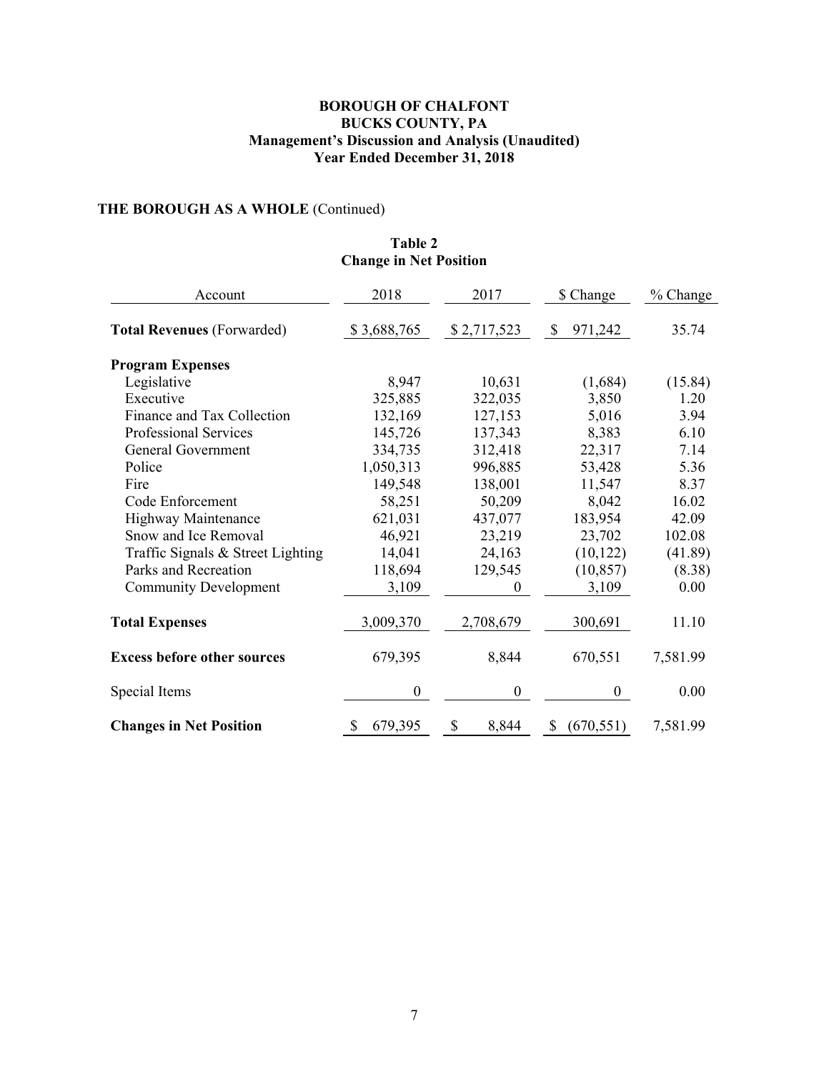**BOROUGH OF CHALFONT**
**BUCKS COUNTY, PA**
**Management's Discussion and Analysis (Unaudited)**
**Year Ended December 31, 2018**

## THE BOROUGH AS A WHOLE (Continued)

**Table 2**
**Change in Net Position**

| Account | 2018 | 2017 | $ Change | % Change |
|---|---|---|---|---|
| **Total Revenues** (Forwarded) | $ 3,688,765 | $ 2,717,523 | $ 971,242 | 35.74 |
| **Program Expenses** | | | | |
| Legislative | 8,947 | 10,631 | (1,684) | (15.84) |
| Executive | 325,885 | 322,035 | 3,850 | 1.20 |
| Finance and Tax Collection | 132,169 | 127,153 | 5,016 | 3.94 |
| Professional Services | 145,726 | 137,343 | 8,383 | 6.10 |
| General Government | 334,735 | 312,418 | 22,317 | 7.14 |
| Police | 1,050,313 | 996,885 | 53,428 | 5.36 |
| Fire | 149,548 | 138,001 | 11,547 | 8.37 |
| Code Enforcement | 58,251 | 50,209 | 8,042 | 16.02 |
| Highway Maintenance | 621,031 | 437,077 | 183,954 | 42.09 |
| Snow and Ice Removal | 46,921 | 23,219 | 23,702 | 102.08 |
| Traffic Signals & Street Lighting | 14,041 | 24,163 | (10,122) | (41.89) |
| Parks and Recreation | 118,694 | 129,545 | (10,857) | (8.38) |
| Community Development | 3,109 | 0 | 3,109 | 0.00 |
| **Total Expenses** | 3,009,370 | 2,708,679 | 300,691 | 11.10 |
| **Excess before other sources** | 679,395 | 8,844 | 670,551 | 7,581.99 |
| Special Items | 0 | 0 | 0 | 0.00 |
| **Changes in Net Position** | $ 679,395 | $ 8,844 | $ (670,551) | 7,581.99 |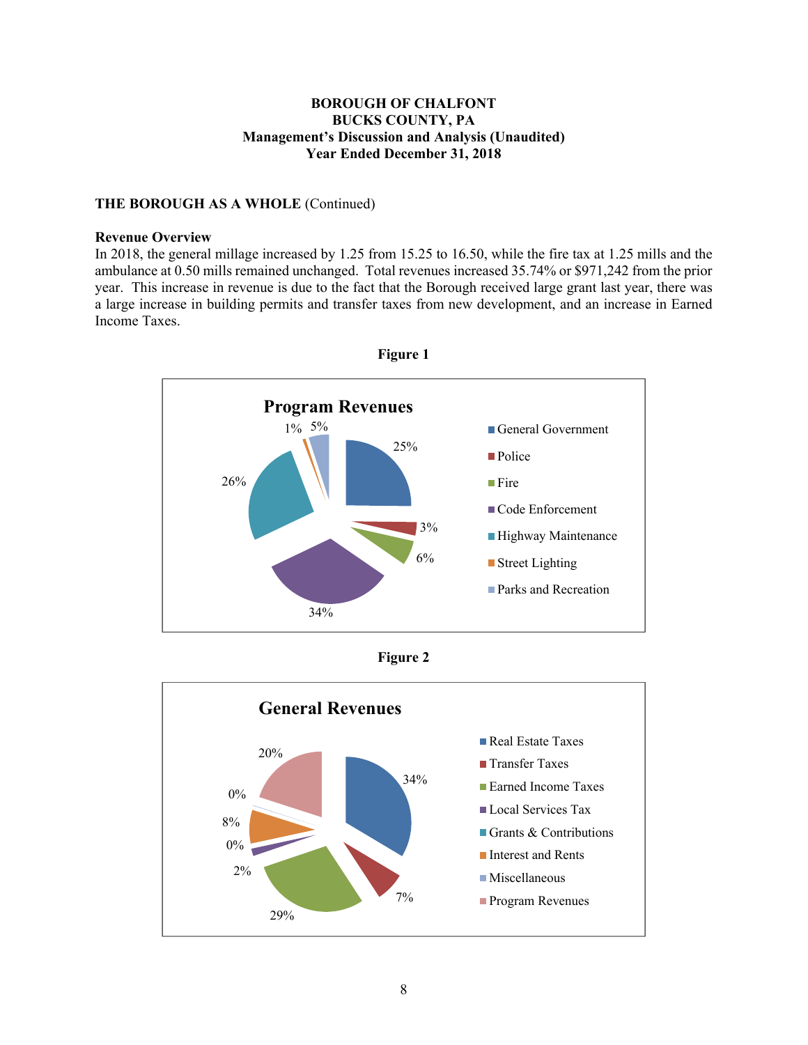**BOROUGH OF CHALFONT**
**BUCKS COUNTY, PA**
**Management's Discussion and Analysis (Unaudited)**
**Year Ended December 31, 2018**

**THE BOROUGH AS A WHOLE** (Continued)

**Revenue Overview**

In 2018, the general millage increased by 1.25 from 15.25 to 16.50, while the fire tax at 1.25 mills and the ambulance at 0.50 mills remained unchanged. Total revenues increased 35.74% or $971,242 from the prior year. This increase in revenue is due to the fact that the Borough received large grant last year, there was a large increase in building permits and transfer taxes from new development, and an increase in Earned Income Taxes.

**Figure 1**

**Program Revenues**

| Category | Percentage |
|---|---|
| General Government | 25% |
| Police | 3% |
| Fire | 6% |
| Code Enforcement | 34% |
| Highway Maintenance | 26% |
| Street Lighting | 1% |
| Parks and Recreation | 5% |

**Figure 2**

**General Revenues**

| Category | Percentage |
|---|---|
| Real Estate Taxes | 34% |
| Transfer Taxes | 7% |
| Earned Income Taxes | 29% |
| Local Services Tax | 2% |
| Grants & Contributions | 0% |
| Interest and Rents | 8% |
| Miscellaneous | 0% |
| Program Revenues | 20% |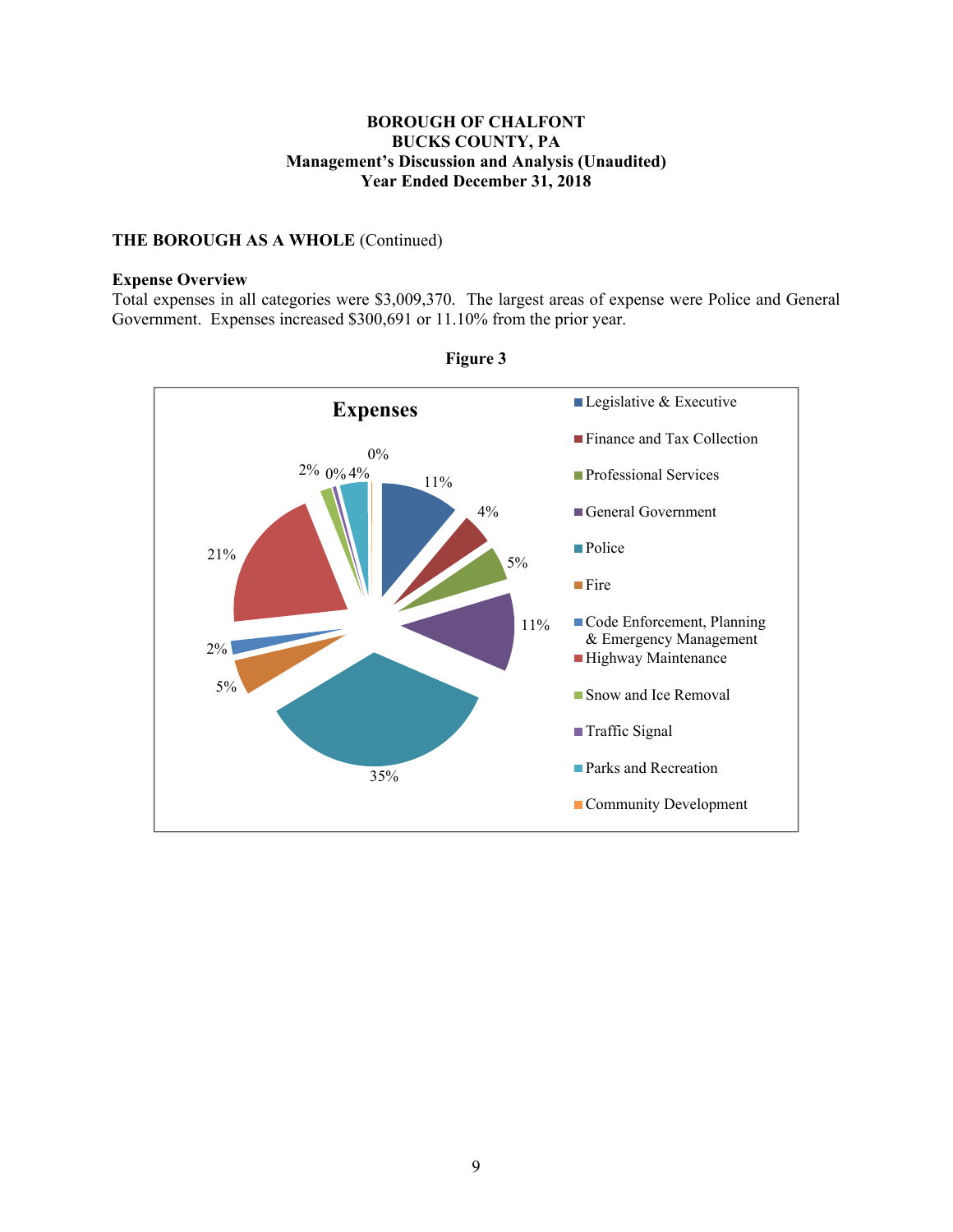# BOROUGH OF CHALFONT
# BUCKS COUNTY, PA
## Management's Discussion and Analysis (Unaudited)
## Year Ended December 31, 2018

**THE BOROUGH AS A WHOLE** (Continued)

**Expense Overview**

Total expenses in all categories were $3,009,370. The largest areas of expense were Police and General Government. Expenses increased $300,691 or 11.10% from the prior year.

**Figure 3**

**Expenses**

| Category | Percentage |
|---|---|
| Legislative & Executive | 11% |
| Finance and Tax Collection | 4% |
| Professional Services | 5% |
| General Government | 11% |
| Police | 35% |
| Fire | 5% |
| Code Enforcement, Planning & Emergency Management | 2% |
| Highway Maintenance | 21% |
| Snow and Ice Removal | 2% |
| Traffic Signal | 0% |
| Parks and Recreation | 4% |
| Community Development | 0% |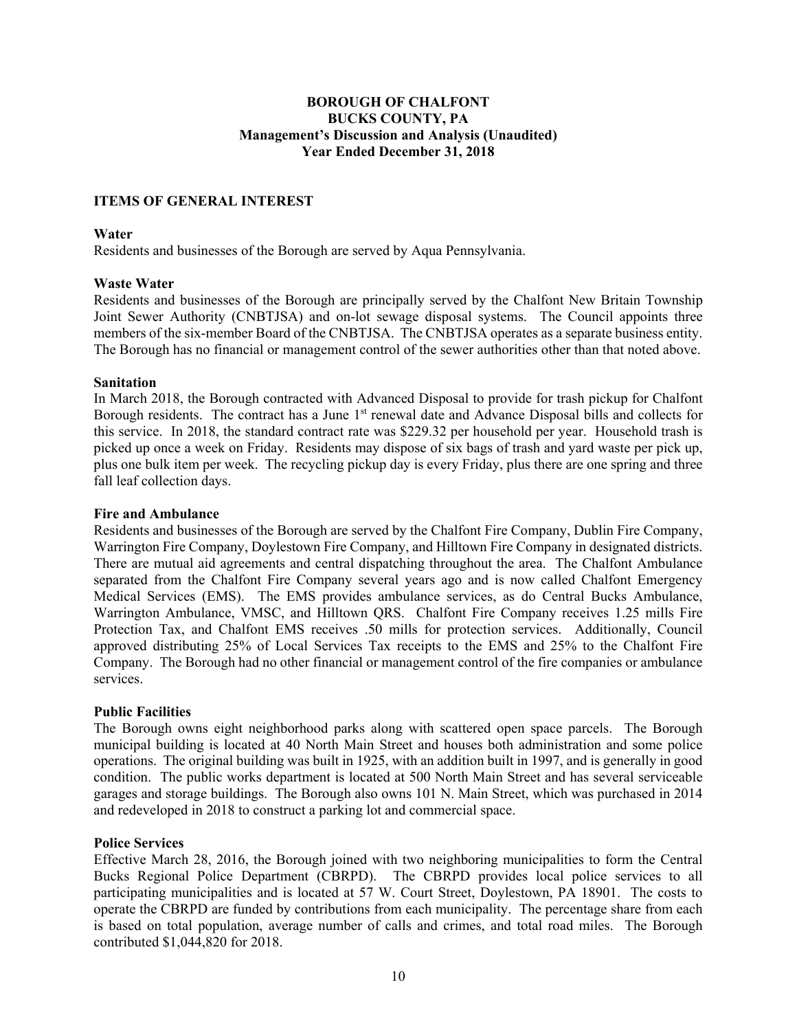# BOROUGH OF CHALFONT
## BUCKS COUNTY, PA
### Management's Discussion and Analysis (Unaudited)
### Year Ended December 31, 2018

## ITEMS OF GENERAL INTEREST

**Water**

Residents and businesses of the Borough are served by Aqua Pennsylvania.

**Waste Water**

Residents and businesses of the Borough are principally served by the Chalfont New Britain Township Joint Sewer Authority (CNBTJSA) and on-lot sewage disposal systems. The Council appoints three members of the six-member Board of the CNBTJSA. The CNBTJSA operates as a separate business entity. The Borough has no financial or management control of the sewer authorities other than that noted above.

**Sanitation**

In March 2018, the Borough contracted with Advanced Disposal to provide for trash pickup for Chalfont Borough residents. The contract has a June 1st renewal date and Advance Disposal bills and collects for this service. In 2018, the standard contract rate was $229.32 per household per year. Household trash is picked up once a week on Friday. Residents may dispose of six bags of trash and yard waste per pick up, plus one bulk item per week. The recycling pickup day is every Friday, plus there are one spring and three fall leaf collection days.

**Fire and Ambulance**

Residents and businesses of the Borough are served by the Chalfont Fire Company, Dublin Fire Company, Warrington Fire Company, Doylestown Fire Company, and Hilltown Fire Company in designated districts. There are mutual aid agreements and central dispatching throughout the area. The Chalfont Ambulance separated from the Chalfont Fire Company several years ago and is now called Chalfont Emergency Medical Services (EMS). The EMS provides ambulance services, as do Central Bucks Ambulance, Warrington Ambulance, VMSC, and Hilltown QRS. Chalfont Fire Company receives 1.25 mills Fire Protection Tax, and Chalfont EMS receives .50 mills for protection services. Additionally, Council approved distributing 25% of Local Services Tax receipts to the EMS and 25% to the Chalfont Fire Company. The Borough had no other financial or management control of the fire companies or ambulance services.

**Public Facilities**

The Borough owns eight neighborhood parks along with scattered open space parcels. The Borough municipal building is located at 40 North Main Street and houses both administration and some police operations. The original building was built in 1925, with an addition built in 1997, and is generally in good condition. The public works department is located at 500 North Main Street and has several serviceable garages and storage buildings. The Borough also owns 101 N. Main Street, which was purchased in 2014 and redeveloped in 2018 to construct a parking lot and commercial space.

**Police Services**

Effective March 28, 2016, the Borough joined with two neighboring municipalities to form the Central Bucks Regional Police Department (CBRPD). The CBRPD provides local police services to all participating municipalities and is located at 57 W. Court Street, Doylestown, PA 18901. The costs to operate the CBRPD are funded by contributions from each municipality. The percentage share from each is based on total population, average number of calls and crimes, and total road miles. The Borough contributed $1,044,820 for 2018.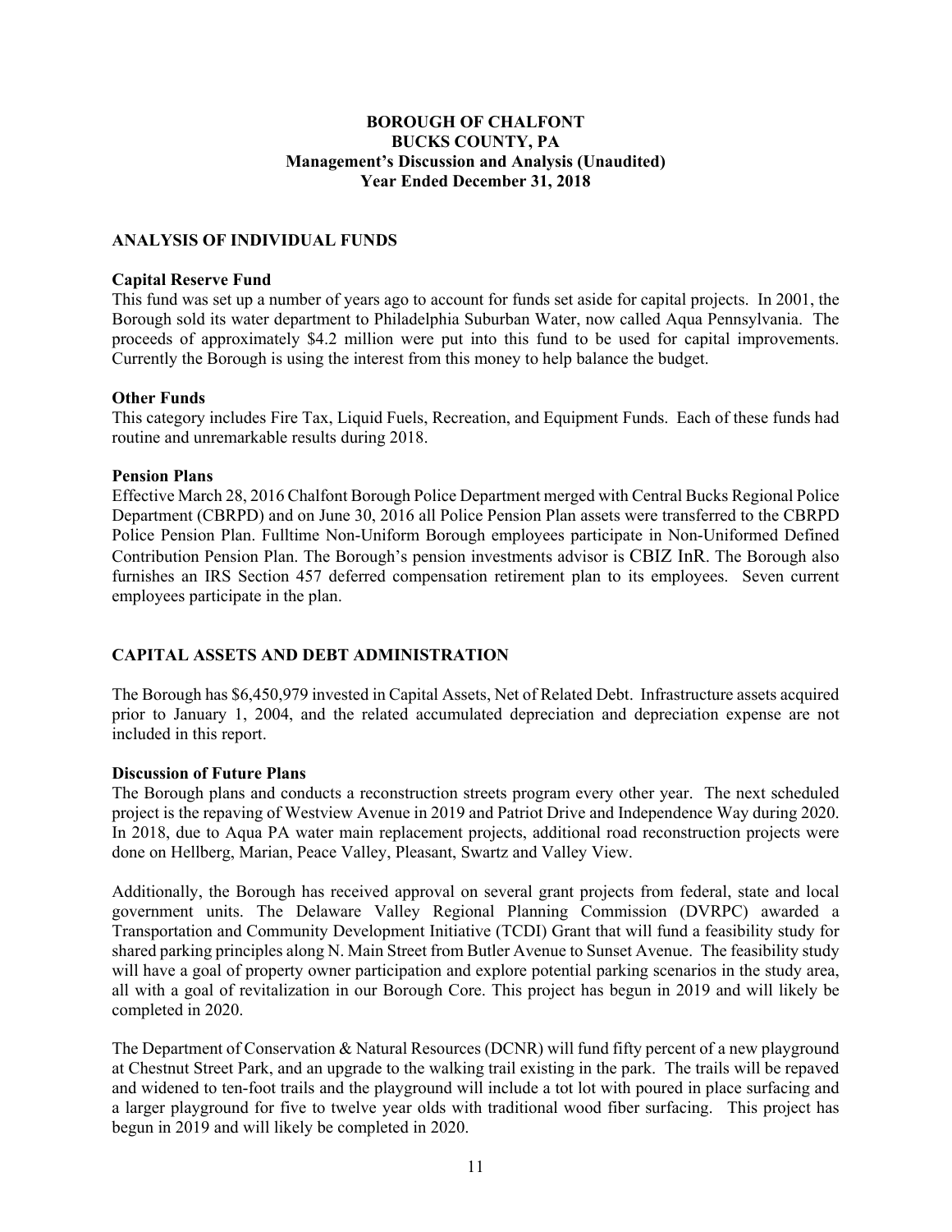**BOROUGH OF CHALFONT**
**BUCKS COUNTY, PA**
**Management's Discussion and Analysis (Unaudited)**
**Year Ended December 31, 2018**

## ANALYSIS OF INDIVIDUAL FUNDS

### Capital Reserve Fund

This fund was set up a number of years ago to account for funds set aside for capital projects. In 2001, the Borough sold its water department to Philadelphia Suburban Water, now called Aqua Pennsylvania. The proceeds of approximately $4.2 million were put into this fund to be used for capital improvements. Currently the Borough is using the interest from this money to help balance the budget.

### Other Funds

This category includes Fire Tax, Liquid Fuels, Recreation, and Equipment Funds. Each of these funds had routine and unremarkable results during 2018.

### Pension Plans

Effective March 28, 2016 Chalfont Borough Police Department merged with Central Bucks Regional Police Department (CBRPD) and on June 30, 2016 all Police Pension Plan assets were transferred to the CBRPD Police Pension Plan. Fulltime Non-Uniform Borough employees participate in Non-Uniformed Defined Contribution Pension Plan. The Borough's pension investments advisor is CBIZ InR. The Borough also furnishes an IRS Section 457 deferred compensation retirement plan to its employees. Seven current employees participate in the plan.

## CAPITAL ASSETS AND DEBT ADMINISTRATION

The Borough has $6,450,979 invested in Capital Assets, Net of Related Debt. Infrastructure assets acquired prior to January 1, 2004, and the related accumulated depreciation and depreciation expense are not included in this report.

### Discussion of Future Plans

The Borough plans and conducts a reconstruction streets program every other year. The next scheduled project is the repaving of Westview Avenue in 2019 and Patriot Drive and Independence Way during 2020. In 2018, due to Aqua PA water main replacement projects, additional road reconstruction projects were done on Hellberg, Marian, Peace Valley, Pleasant, Swartz and Valley View.

Additionally, the Borough has received approval on several grant projects from federal, state and local government units. The Delaware Valley Regional Planning Commission (DVRPC) awarded a Transportation and Community Development Initiative (TCDI) Grant that will fund a feasibility study for shared parking principles along N. Main Street from Butler Avenue to Sunset Avenue. The feasibility study will have a goal of property owner participation and explore potential parking scenarios in the study area, all with a goal of revitalization in our Borough Core. This project has begun in 2019 and will likely be completed in 2020.

The Department of Conservation & Natural Resources (DCNR) will fund fifty percent of a new playground at Chestnut Street Park, and an upgrade to the walking trail existing in the park. The trails will be repaved and widened to ten-foot trails and the playground will include a tot lot with poured in place surfacing and a larger playground for five to twelve year olds with traditional wood fiber surfacing. This project has begun in 2019 and will likely be completed in 2020.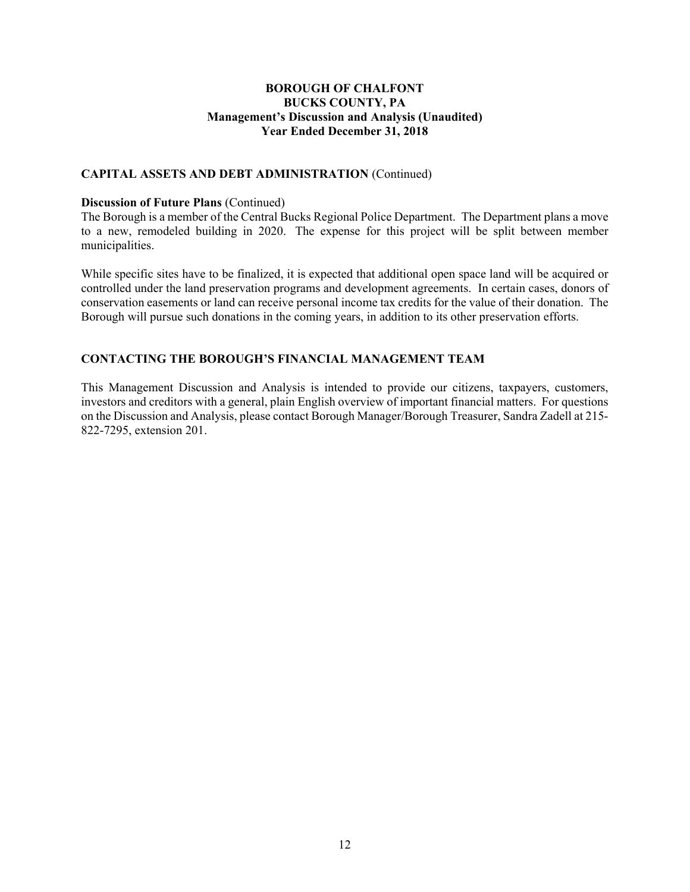**BOROUGH OF CHALFONT**
**BUCKS COUNTY, PA**
**Management's Discussion and Analysis (Unaudited)**
**Year Ended December 31, 2018**

## CAPITAL ASSETS AND DEBT ADMINISTRATION (Continued)

**Discussion of Future Plans** (Continued)
The Borough is a member of the Central Bucks Regional Police Department. The Department plans a move to a new, remodeled building in 2020. The expense for this project will be split between member municipalities.

While specific sites have to be finalized, it is expected that additional open space land will be acquired or controlled under the land preservation programs and development agreements. In certain cases, donors of conservation easements or land can receive personal income tax credits for the value of their donation. The Borough will pursue such donations in the coming years, in addition to its other preservation efforts.

## CONTACTING THE BOROUGH'S FINANCIAL MANAGEMENT TEAM

This Management Discussion and Analysis is intended to provide our citizens, taxpayers, customers, investors and creditors with a general, plain English overview of important financial matters. For questions on the Discussion and Analysis, please contact Borough Manager/Borough Treasurer, Sandra Zadell at 215-822-7295, extension 201.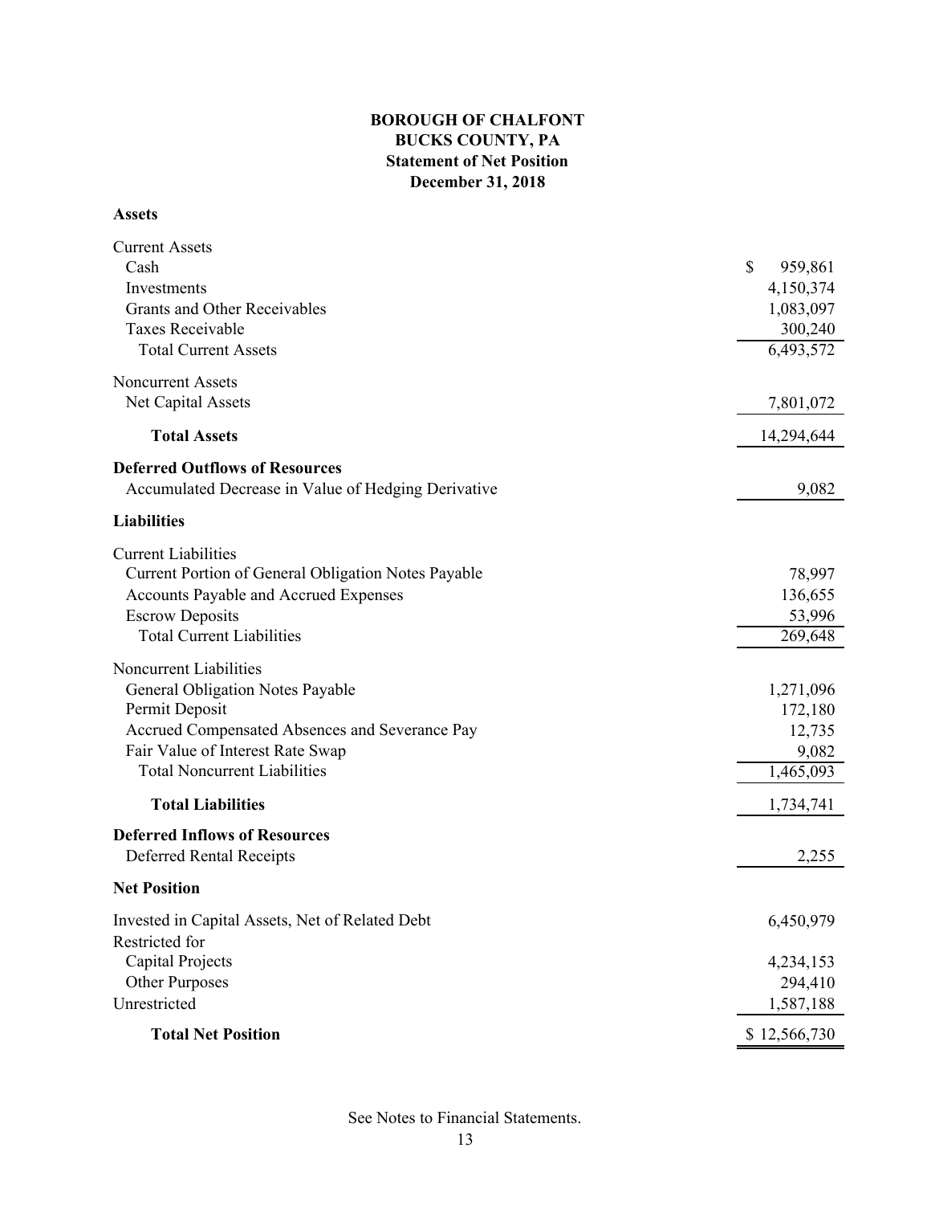**BOROUGH OF CHALFONT**
**BUCKS COUNTY, PA**
**Statement of Net Position**
**December 31, 2018**

| | |
|---|---|
| **Assets** | |
| Current Assets | |
| Cash | $ 959,861 |
| Investments | 4,150,374 |
| Grants and Other Receivables | 1,083,097 |
| Taxes Receivable | 300,240 |
| Total Current Assets | 6,493,572 |
| Noncurrent Assets | |
| Net Capital Assets | 7,801,072 |
| **Total Assets** | 14,294,644 |
| **Deferred Outflows of Resources** | |
| Accumulated Decrease in Value of Hedging Derivative | 9,082 |
| **Liabilities** | |
| Current Liabilities | |
| Current Portion of General Obligation Notes Payable | 78,997 |
| Accounts Payable and Accrued Expenses | 136,655 |
| Escrow Deposits | 53,996 |
| Total Current Liabilities | 269,648 |
| Noncurrent Liabilities | |
| General Obligation Notes Payable | 1,271,096 |
| Permit Deposit | 172,180 |
| Accrued Compensated Absences and Severance Pay | 12,735 |
| Fair Value of Interest Rate Swap | 9,082 |
| Total Noncurrent Liabilities | 1,465,093 |
| **Total Liabilities** | 1,734,741 |
| **Deferred Inflows of Resources** | |
| Deferred Rental Receipts | 2,255 |
| **Net Position** | |
| Invested in Capital Assets, Net of Related Debt | 6,450,979 |
| Restricted for | |
| Capital Projects | 4,234,153 |
| Other Purposes | 294,410 |
| Unrestricted | 1,587,188 |
| **Total Net Position** | $ 12,566,730 |

See Notes to Financial Statements.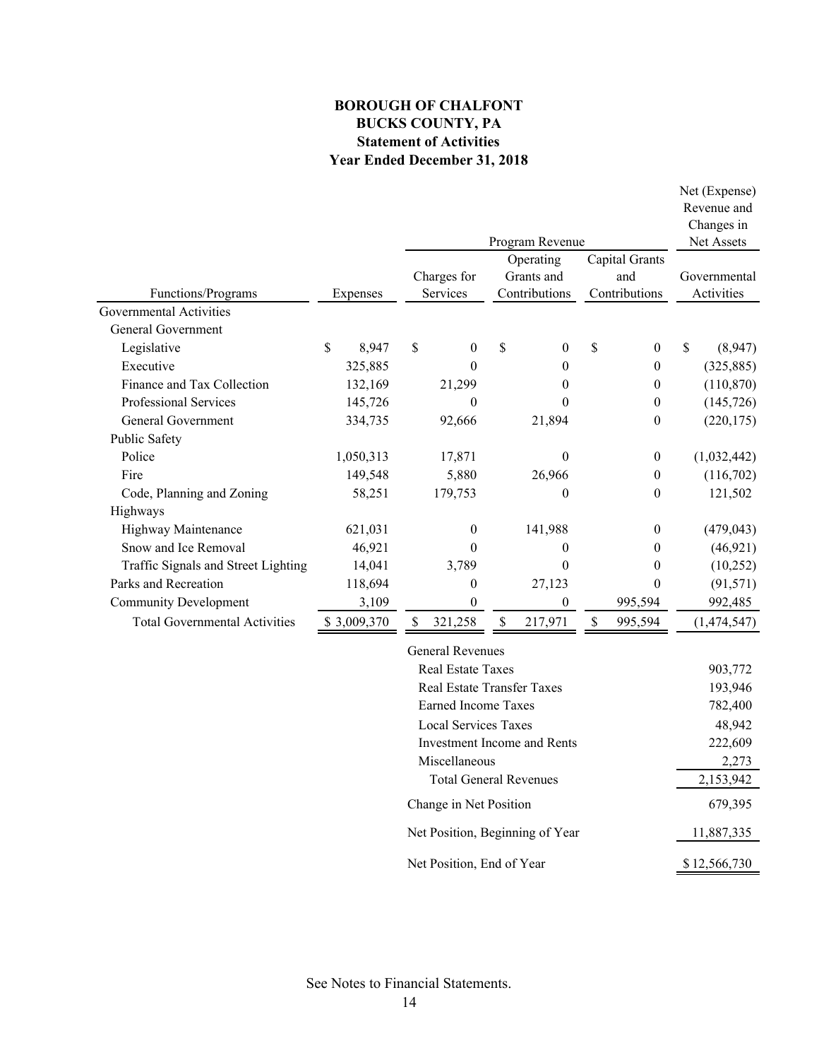# BOROUGH OF CHALFONT
## BUCKS COUNTY, PA
## Statement of Activities
## Year Ended December 31, 2018

| Functions/Programs | Expenses | Program Revenue Charges for Services | Program Revenue Operating Grants and Contributions | Program Revenue Capital Grants and Contributions | Net (Expense) Revenue and Changes in Net Assets Governmental Activities |
|---|---|---|---|---|---|
| Governmental Activities | | | | | |
| General Government | | | | | |
| Legislative | $ 8,947 | $ 0 | $ 0 | $ 0 | $ (8,947) |
| Executive | 325,885 | 0 | 0 | 0 | (325,885) |
| Finance and Tax Collection | 132,169 | 21,299 | 0 | 0 | (110,870) |
| Professional Services | 145,726 | 0 | 0 | 0 | (145,726) |
| General Government | 334,735 | 92,666 | 21,894 | 0 | (220,175) |
| Public Safety | | | | | |
| Police | 1,050,313 | 17,871 | 0 | 0 | (1,032,442) |
| Fire | 149,548 | 5,880 | 26,966 | 0 | (116,702) |
| Code, Planning and Zoning | 58,251 | 179,753 | 0 | 0 | 121,502 |
| Highways | | | | | |
| Highway Maintenance | 621,031 | 0 | 141,988 | 0 | (479,043) |
| Snow and Ice Removal | 46,921 | 0 | 0 | 0 | (46,921) |
| Traffic Signals and Street Lighting | 14,041 | 3,789 | 0 | 0 | (10,252) |
| Parks and Recreation | 118,694 | 0 | 27,123 | 0 | (91,571) |
| Community Development | 3,109 | 0 | 0 | 995,594 | 992,485 |
| Total Governmental Activities | $ 3,009,370 | $ 321,258 | $ 217,971 | $ 995,594 | (1,474,547) |
| | | General Revenues | | | |
| | | Real Estate Taxes | | | 903,772 |
| | | Real Estate Transfer Taxes | | | 193,946 |
| | | Earned Income Taxes | | | 782,400 |
| | | Local Services Taxes | | | 48,942 |
| | | Investment Income and Rents | | | 222,609 |
| | | Miscellaneous | | | 2,273 |
| | | Total General Revenues | | | 2,153,942 |
| | | Change in Net Position | | | 679,395 |
| | | Net Position, Beginning of Year | | | 11,887,335 |
| | | Net Position, End of Year | | | $ 12,566,730 |

See Notes to Financial Statements.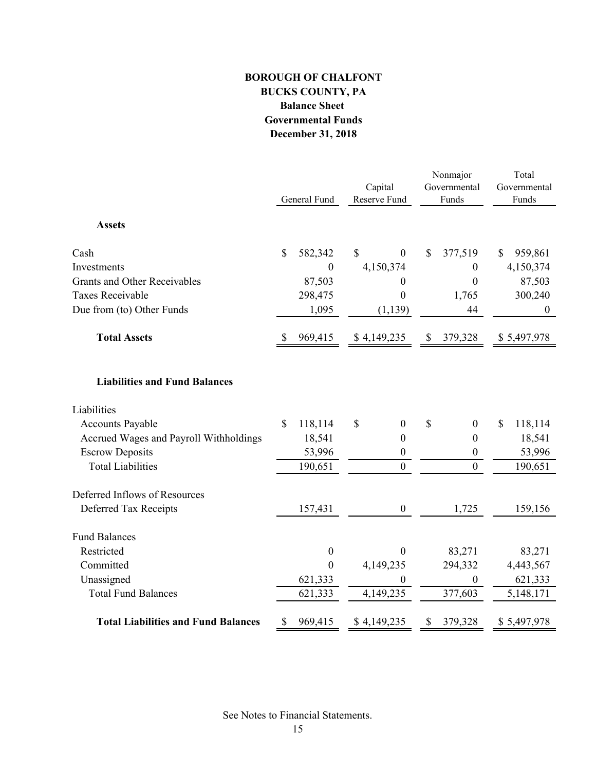**BOROUGH OF CHALFONT**
**BUCKS COUNTY, PA**
**Balance Sheet**
**Governmental Funds**
**December 31, 2018**

| | General Fund | Capital Reserve Fund | Nonmajor Governmental Funds | Total Governmental Funds |
|---|---|---|---|---|
| **Assets** | | | | |
| Cash | $ 582,342 | $ 0 | $ 377,519 | $ 959,861 |
| Investments | 0 | 4,150,374 | 0 | 4,150,374 |
| Grants and Other Receivables | 87,503 | 0 | 0 | 87,503 |
| Taxes Receivable | 298,475 | 0 | 1,765 | 300,240 |
| Due from (to) Other Funds | 1,095 | (1,139) | 44 | 0 |
| **Total Assets** | $ 969,415 | $ 4,149,235 | $ 379,328 | $ 5,497,978 |
| **Liabilities and Fund Balances** | | | | |
| Liabilities | | | | |
| Accounts Payable | $ 118,114 | $ 0 | $ 0 | $ 118,114 |
| Accrued Wages and Payroll Withholdings | 18,541 | 0 | 0 | 18,541 |
| Escrow Deposits | 53,996 | 0 | 0 | 53,996 |
| Total Liabilities | 190,651 | 0 | 0 | 190,651 |
| Deferred Inflows of Resources | | | | |
| Deferred Tax Receipts | 157,431 | 0 | 1,725 | 159,156 |
| Fund Balances | | | | |
| Restricted | 0 | 0 | 83,271 | 83,271 |
| Committed | 0 | 4,149,235 | 294,332 | 4,443,567 |
| Unassigned | 621,333 | 0 | 0 | 621,333 |
| Total Fund Balances | 621,333 | 4,149,235 | 377,603 | 5,148,171 |
| **Total Liabilities and Fund Balances** | $ 969,415 | $ 4,149,235 | $ 379,328 | $ 5,497,978 |

See Notes to Financial Statements.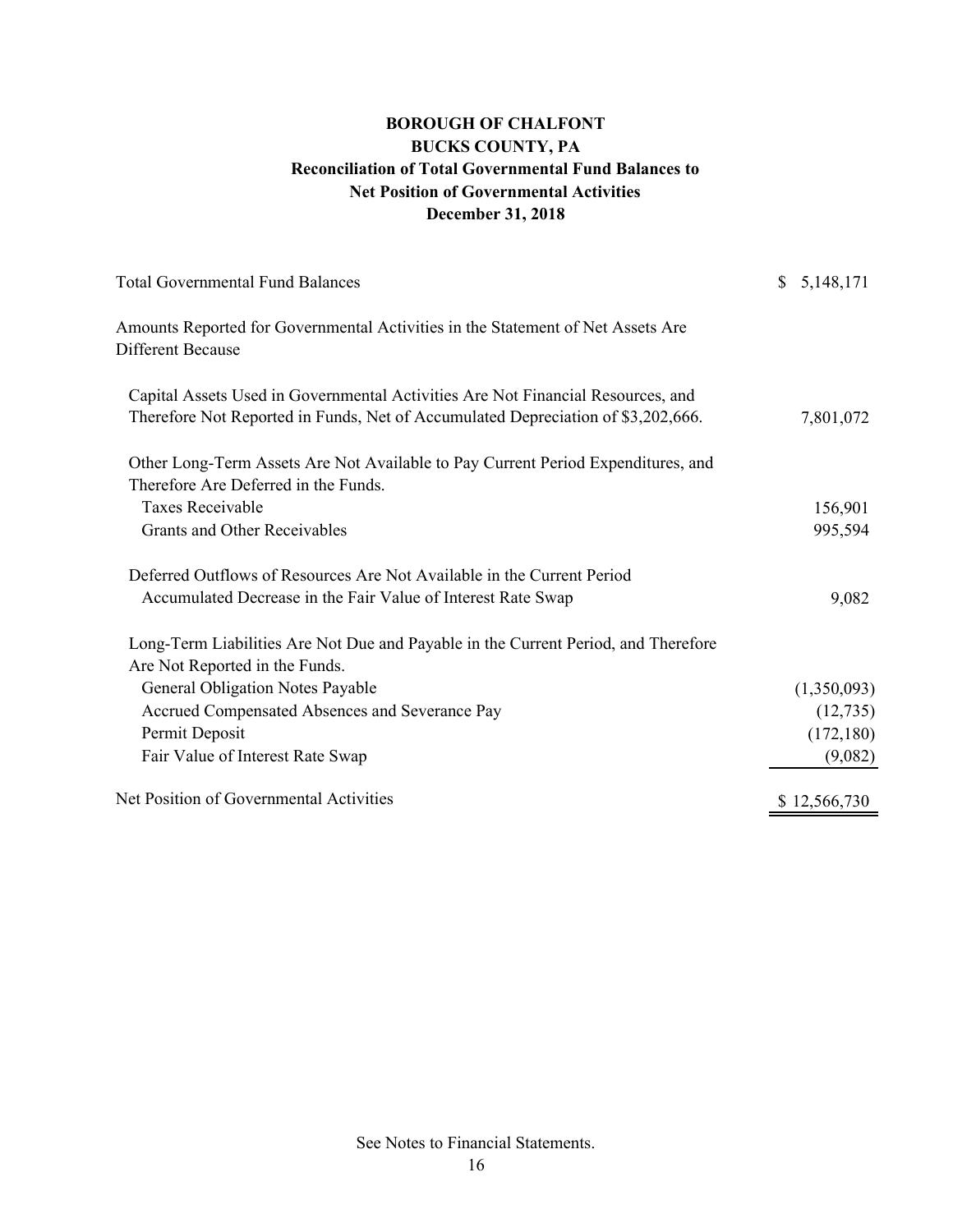# BOROUGH OF CHALFONT
## BUCKS COUNTY, PA
### Reconciliation of Total Governmental Fund Balances to Net Position of Governmental Activities
### December 31, 2018

| | |
|---|---:|
| Total Governmental Fund Balances | $ 5,148,171 |
| Amounts Reported for Governmental Activities in the Statement of Net Assets Are Different Because | |
| Capital Assets Used in Governmental Activities Are Not Financial Resources, and Therefore Not Reported in Funds, Net of Accumulated Depreciation of $3,202,666. | 7,801,072 |
| Other Long-Term Assets Are Not Available to Pay Current Period Expenditures, and Therefore Are Deferred in the Funds. | |
| Taxes Receivable | 156,901 |
| Grants and Other Receivables | 995,594 |
| Deferred Outflows of Resources Are Not Available in the Current Period | |
| Accumulated Decrease in the Fair Value of Interest Rate Swap | 9,082 |
| Long-Term Liabilities Are Not Due and Payable in the Current Period, and Therefore Are Not Reported in the Funds. | |
| General Obligation Notes Payable | (1,350,093) |
| Accrued Compensated Absences and Severance Pay | (12,735) |
| Permit Deposit | (172,180) |
| Fair Value of Interest Rate Swap | (9,082) |
| Net Position of Governmental Activities | $ 12,566,730 |

See Notes to Financial Statements.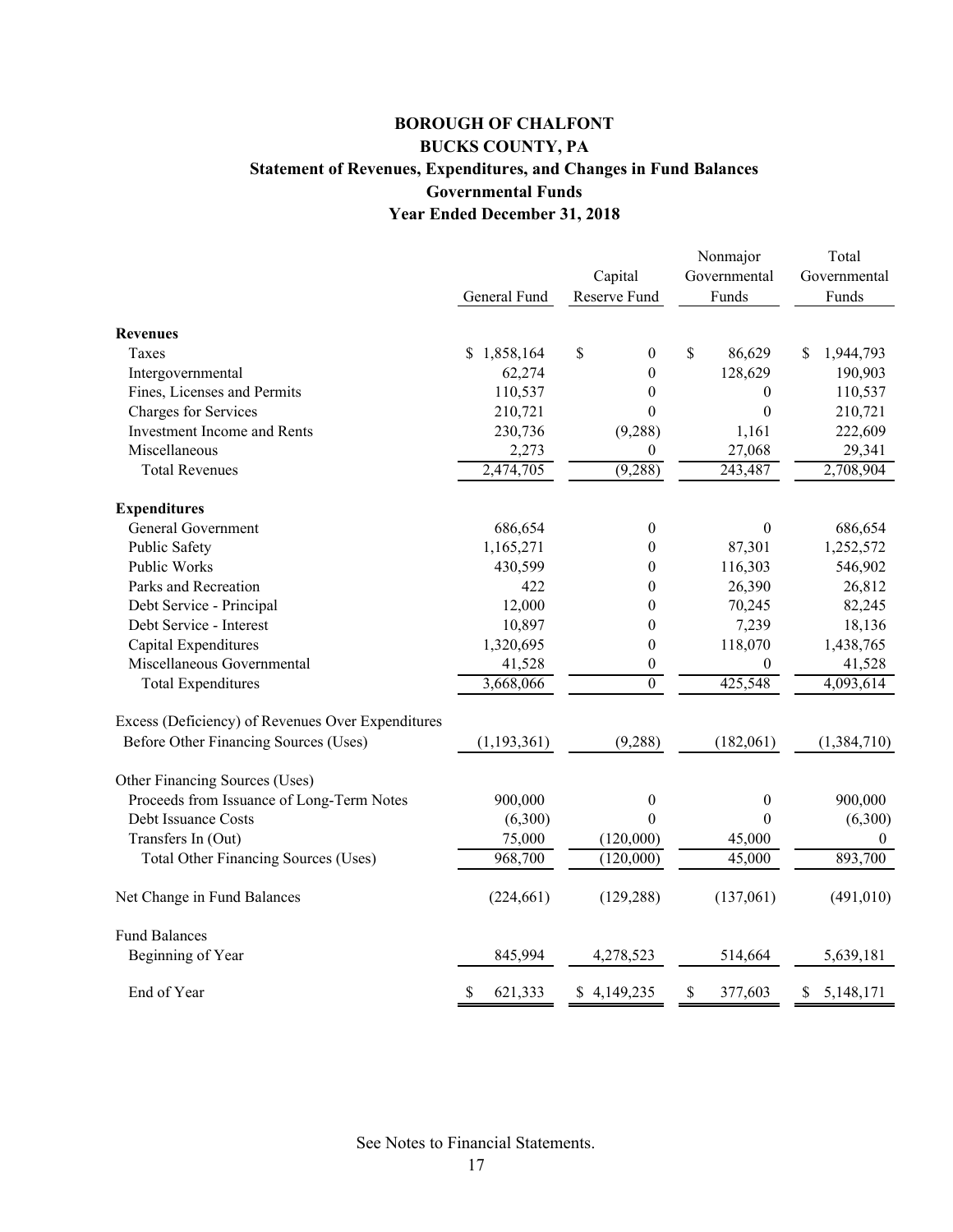# BOROUGH OF CHALFONT
## BUCKS COUNTY, PA
### Statement of Revenues, Expenditures, and Changes in Fund Balances
### Governmental Funds
### Year Ended December 31, 2018

| | General Fund | Capital Reserve Fund | Nonmajor Governmental Funds | Total Governmental Funds |
|---|---|---|---|---|
| **Revenues** | | | | |
| Taxes | $ 1,858,164 | $ 0 | $ 86,629 | $ 1,944,793 |
| Intergovernmental | 62,274 | 0 | 128,629 | 190,903 |
| Fines, Licenses and Permits | 110,537 | 0 | 0 | 110,537 |
| Charges for Services | 210,721 | 0 | 0 | 210,721 |
| Investment Income and Rents | 230,736 | (9,288) | 1,161 | 222,609 |
| Miscellaneous | 2,273 | 0 | 27,068 | 29,341 |
| Total Revenues | 2,474,705 | (9,288) | 243,487 | 2,708,904 |
| **Expenditures** | | | | |
| General Government | 686,654 | 0 | 0 | 686,654 |
| Public Safety | 1,165,271 | 0 | 87,301 | 1,252,572 |
| Public Works | 430,599 | 0 | 116,303 | 546,902 |
| Parks and Recreation | 422 | 0 | 26,390 | 26,812 |
| Debt Service - Principal | 12,000 | 0 | 70,245 | 82,245 |
| Debt Service - Interest | 10,897 | 0 | 7,239 | 18,136 |
| Capital Expenditures | 1,320,695 | 0 | 118,070 | 1,438,765 |
| Miscellaneous Governmental | 41,528 | 0 | 0 | 41,528 |
| Total Expenditures | 3,668,066 | 0 | 425,548 | 4,093,614 |
| Excess (Deficiency) of Revenues Over Expenditures Before Other Financing Sources (Uses) | (1,193,361) | (9,288) | (182,061) | (1,384,710) |
| Other Financing Sources (Uses) | | | | |
| Proceeds from Issuance of Long-Term Notes | 900,000 | 0 | 0 | 900,000 |
| Debt Issuance Costs | (6,300) | 0 | 0 | (6,300) |
| Transfers In (Out) | 75,000 | (120,000) | 45,000 | 0 |
| Total Other Financing Sources (Uses) | 968,700 | (120,000) | 45,000 | 893,700 |
| Net Change in Fund Balances | (224,661) | (129,288) | (137,061) | (491,010) |
| Fund Balances | | | | |
| Beginning of Year | 845,994 | 4,278,523 | 514,664 | 5,639,181 |
| End of Year | $ 621,333 | $ 4,149,235 | $ 377,603 | $ 5,148,171 |

See Notes to Financial Statements.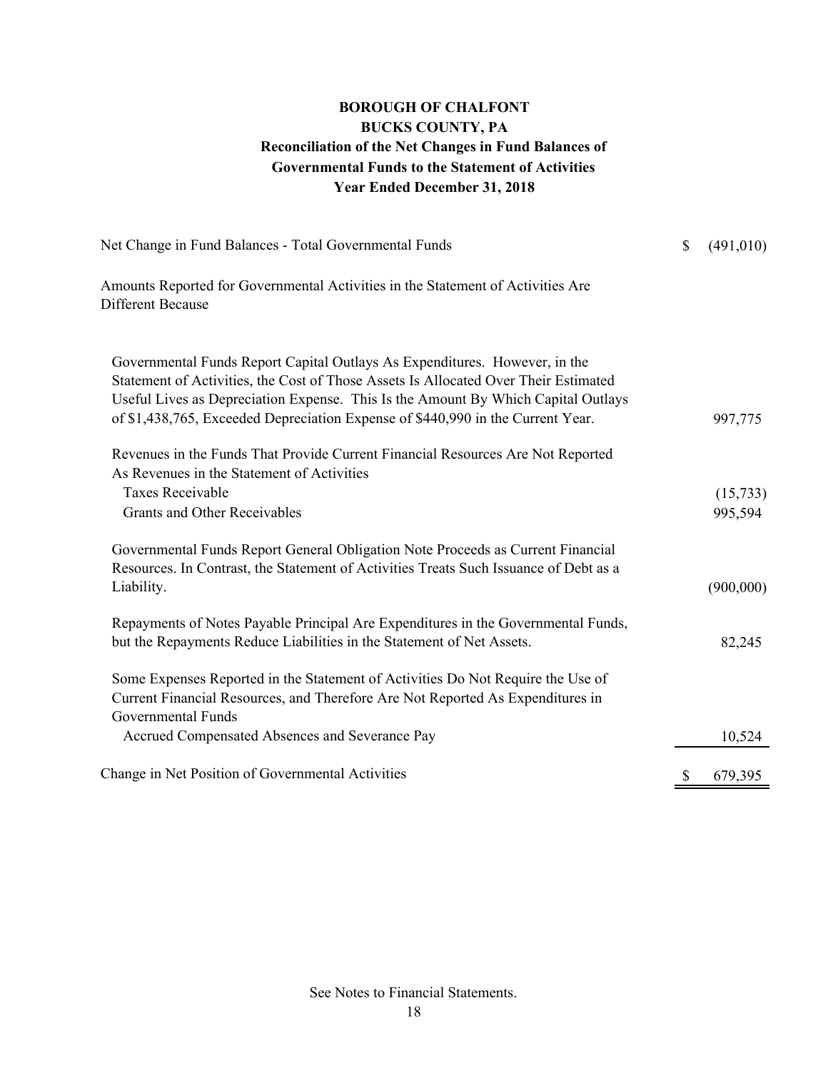**BOROUGH OF CHALFONT**
**BUCKS COUNTY, PA**
**Reconciliation of the Net Changes in Fund Balances of Governmental Funds to the Statement of Activities**
**Year Ended December 31, 2018**

| | |
|---|---|
| Net Change in Fund Balances - Total Governmental Funds | $ (491,010) |
| Amounts Reported for Governmental Activities in the Statement of Activities Are Different Because | |
| Governmental Funds Report Capital Outlays As Expenditures. However, in the Statement of Activities, the Cost of Those Assets Is Allocated Over Their Estimated Useful Lives as Depreciation Expense. This Is the Amount By Which Capital Outlays of $1,438,765, Exceeded Depreciation Expense of $440,990 in the Current Year. | 997,775 |
| Revenues in the Funds That Provide Current Financial Resources Are Not Reported As Revenues in the Statement of Activities | |
| Taxes Receivable | (15,733) |
| Grants and Other Receivables | 995,594 |
| Governmental Funds Report General Obligation Note Proceeds as Current Financial Resources. In Contrast, the Statement of Activities Treats Such Issuance of Debt as a Liability. | (900,000) |
| Repayments of Notes Payable Principal Are Expenditures in the Governmental Funds, but the Repayments Reduce Liabilities in the Statement of Net Assets. | 82,245 |
| Some Expenses Reported in the Statement of Activities Do Not Require the Use of Current Financial Resources, and Therefore Are Not Reported As Expenditures in Governmental Funds | |
| Accrued Compensated Absences and Severance Pay | 10,524 |
| Change in Net Position of Governmental Activities | $ 679,395 |

See Notes to Financial Statements.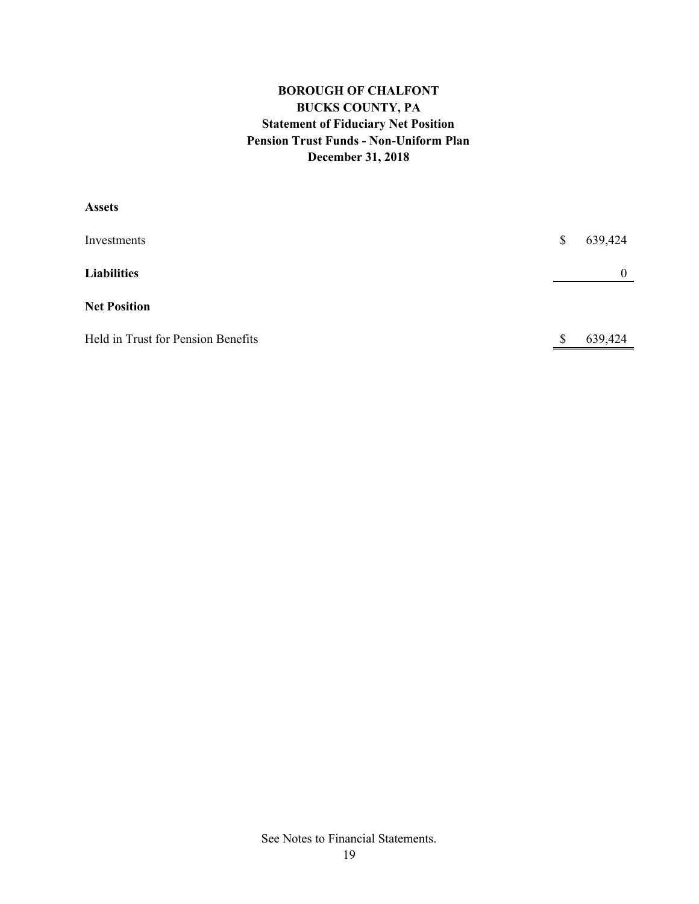# BOROUGH OF CHALFONT
## BUCKS COUNTY, PA
### Statement of Fiduciary Net Position
### Pension Trust Funds - Non-Uniform Plan
### December 31, 2018

| | |
|---|---|
| **Assets** | |
| Investments | $ 639,424 |
| **Liabilities** | 0 |
| **Net Position** | |
| Held in Trust for Pension Benefits | $ 639,424 |

See Notes to Financial Statements.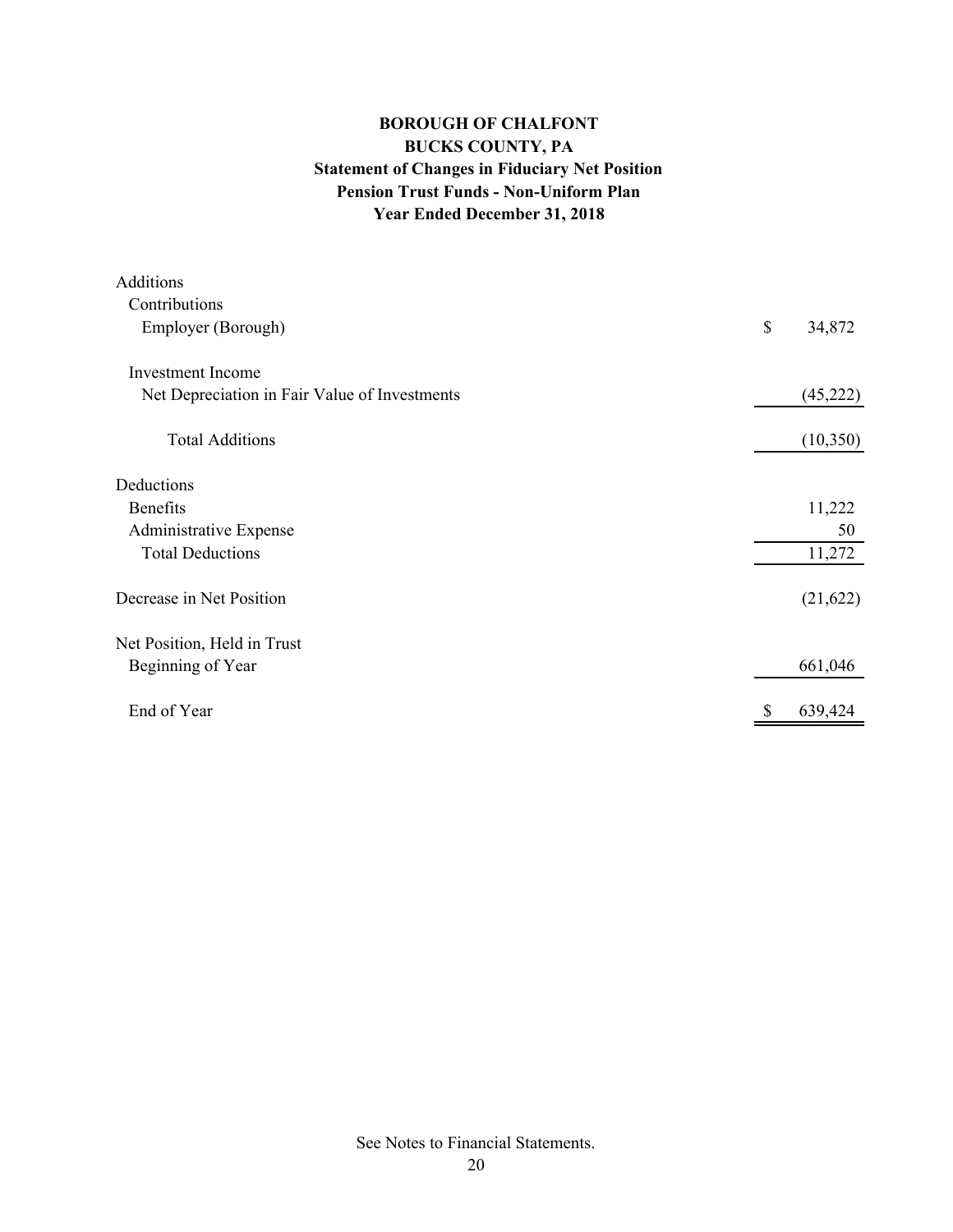# BOROUGH OF CHALFONT
## BUCKS COUNTY, PA
### Statement of Changes in Fiduciary Net Position
### Pension Trust Funds - Non-Uniform Plan
### Year Ended December 31, 2018

| | |
|---|---|
| Additions | |
| Contributions | |
| Employer (Borough) | $ 34,872 |
| | |
| Investment Income | |
| Net Depreciation in Fair Value of Investments | (45,222) |
| | |
| Total Additions | (10,350) |
| | |
| Deductions | |
| Benefits | 11,222 |
| Administrative Expense | 50 |
| Total Deductions | 11,272 |
| | |
| Decrease in Net Position | (21,622) |
| | |
| Net Position, Held in Trust | |
| Beginning of Year | 661,046 |
| | |
| End of Year | $ 639,424 |

See Notes to Financial Statements.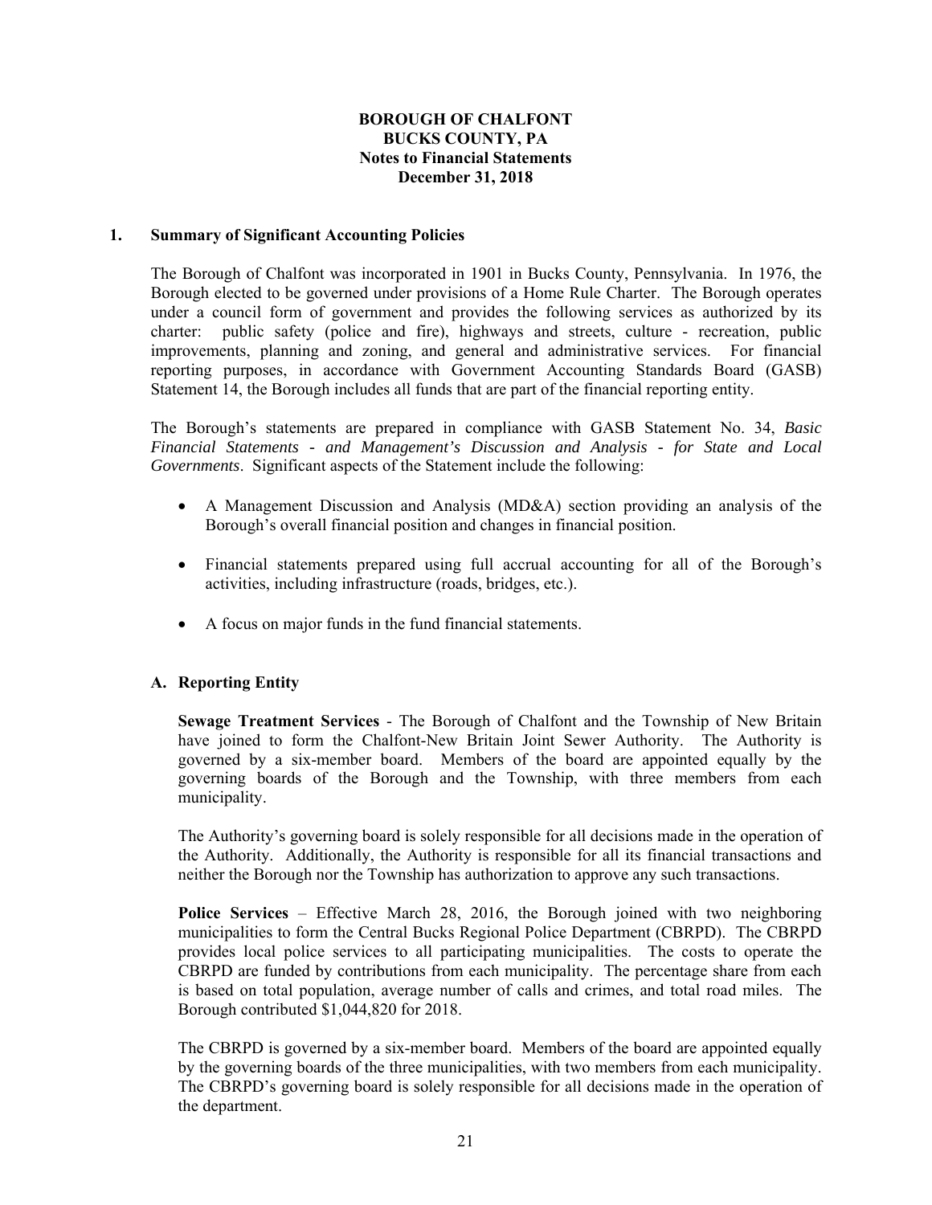**BOROUGH OF CHALFONT**
**BUCKS COUNTY, PA**
**Notes to Financial Statements**
**December 31, 2018**

## 1. Summary of Significant Accounting Policies

The Borough of Chalfont was incorporated in 1901 in Bucks County, Pennsylvania. In 1976, the Borough elected to be governed under provisions of a Home Rule Charter. The Borough operates under a council form of government and provides the following services as authorized by its charter: public safety (police and fire), highways and streets, culture - recreation, public improvements, planning and zoning, and general and administrative services. For financial reporting purposes, in accordance with Government Accounting Standards Board (GASB) Statement 14, the Borough includes all funds that are part of the financial reporting entity.

The Borough's statements are prepared in compliance with GASB Statement No. 34, *Basic Financial Statements - and Management's Discussion and Analysis - for State and Local Governments*. Significant aspects of the Statement include the following:

- A Management Discussion and Analysis (MD&A) section providing an analysis of the Borough's overall financial position and changes in financial position.
- Financial statements prepared using full accrual accounting for all of the Borough's activities, including infrastructure (roads, bridges, etc.).
- A focus on major funds in the fund financial statements.

### A. Reporting Entity

**Sewage Treatment Services** - The Borough of Chalfont and the Township of New Britain have joined to form the Chalfont-New Britain Joint Sewer Authority. The Authority is governed by a six-member board. Members of the board are appointed equally by the governing boards of the Borough and the Township, with three members from each municipality.

The Authority's governing board is solely responsible for all decisions made in the operation of the Authority. Additionally, the Authority is responsible for all its financial transactions and neither the Borough nor the Township has authorization to approve any such transactions.

**Police Services** – Effective March 28, 2016, the Borough joined with two neighboring municipalities to form the Central Bucks Regional Police Department (CBRPD). The CBRPD provides local police services to all participating municipalities. The costs to operate the CBRPD are funded by contributions from each municipality. The percentage share from each is based on total population, average number of calls and crimes, and total road miles. The Borough contributed $1,044,820 for 2018.

The CBRPD is governed by a six-member board. Members of the board are appointed equally by the governing boards of the three municipalities, with two members from each municipality. The CBRPD's governing board is solely responsible for all decisions made in the operation of the department.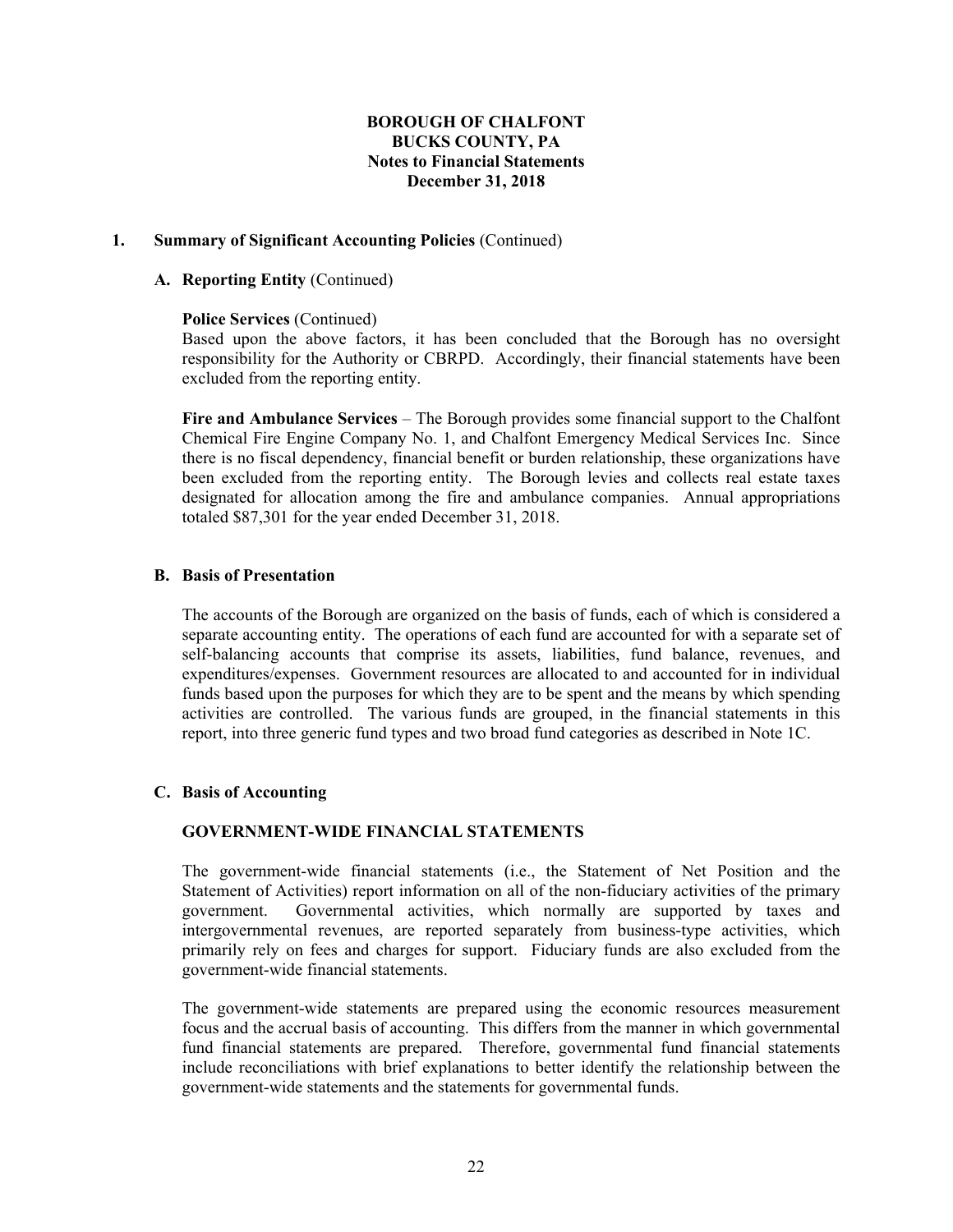**BOROUGH OF CHALFONT**
**BUCKS COUNTY, PA**
**Notes to Financial Statements**
**December 31, 2018**

**1. Summary of Significant Accounting Policies** (Continued)

**A. Reporting Entity** (Continued)

**Police Services** (Continued)

Based upon the above factors, it has been concluded that the Borough has no oversight responsibility for the Authority or CBRPD. Accordingly, their financial statements have been excluded from the reporting entity.

**Fire and Ambulance Services** – The Borough provides some financial support to the Chalfont Chemical Fire Engine Company No. 1, and Chalfont Emergency Medical Services Inc. Since there is no fiscal dependency, financial benefit or burden relationship, these organizations have been excluded from the reporting entity. The Borough levies and collects real estate taxes designated for allocation among the fire and ambulance companies. Annual appropriations totaled $87,301 for the year ended December 31, 2018.

**B. Basis of Presentation**

The accounts of the Borough are organized on the basis of funds, each of which is considered a separate accounting entity. The operations of each fund are accounted for with a separate set of self-balancing accounts that comprise its assets, liabilities, fund balance, revenues, and expenditures/expenses. Government resources are allocated to and accounted for in individual funds based upon the purposes for which they are to be spent and the means by which spending activities are controlled. The various funds are grouped, in the financial statements in this report, into three generic fund types and two broad fund categories as described in Note 1C.

**C. Basis of Accounting**

**GOVERNMENT-WIDE FINANCIAL STATEMENTS**

The government-wide financial statements (i.e., the Statement of Net Position and the Statement of Activities) report information on all of the non-fiduciary activities of the primary government. Governmental activities, which normally are supported by taxes and intergovernmental revenues, are reported separately from business-type activities, which primarily rely on fees and charges for support. Fiduciary funds are also excluded from the government-wide financial statements.

The government-wide statements are prepared using the economic resources measurement focus and the accrual basis of accounting. This differs from the manner in which governmental fund financial statements are prepared. Therefore, governmental fund financial statements include reconciliations with brief explanations to better identify the relationship between the government-wide statements and the statements for governmental funds.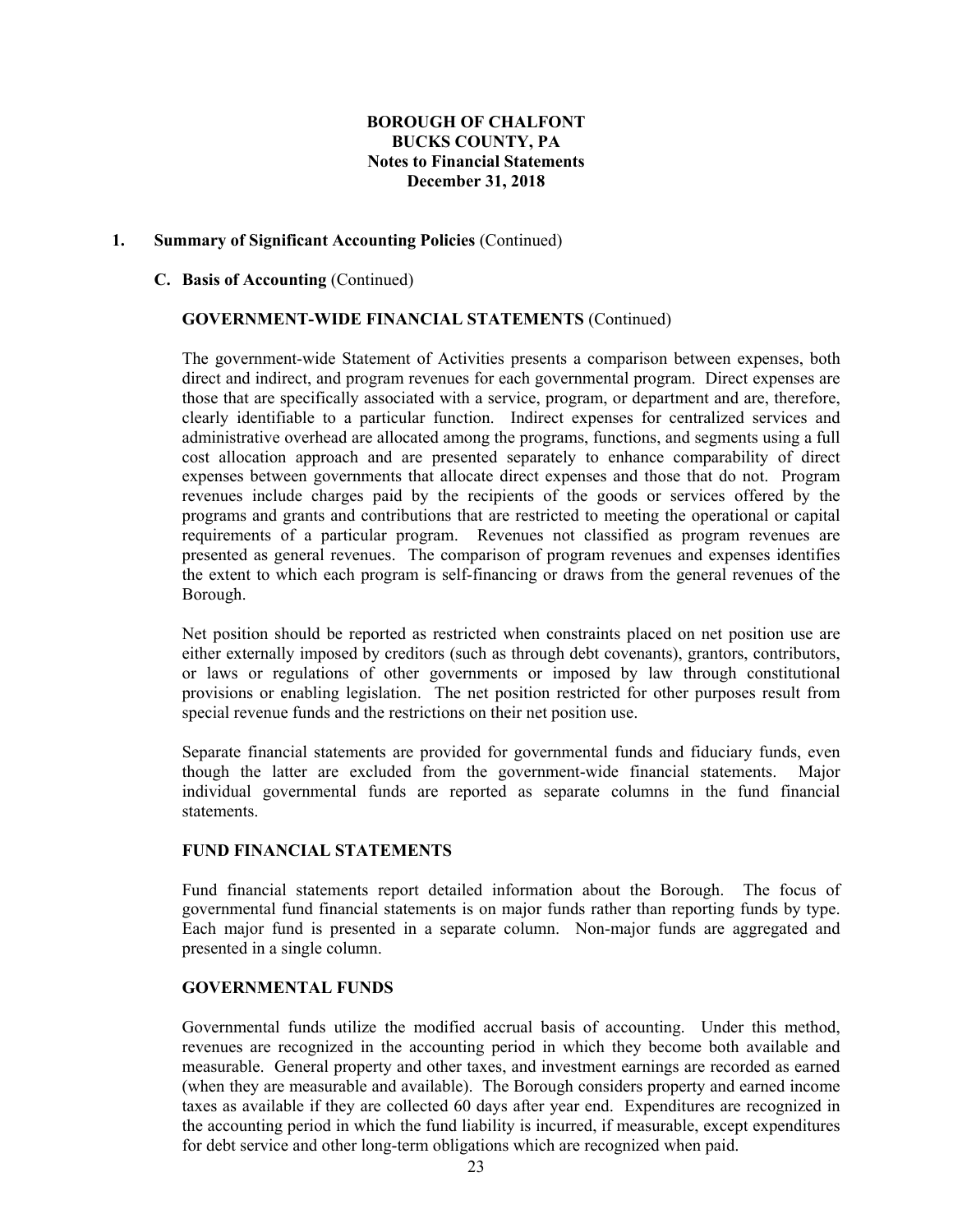**BOROUGH OF CHALFONT**
**BUCKS COUNTY, PA**
**Notes to Financial Statements**
**December 31, 2018**

**1. Summary of Significant Accounting Policies** (Continued)

**C. Basis of Accounting** (Continued)

**GOVERNMENT-WIDE FINANCIAL STATEMENTS** (Continued)

The government-wide Statement of Activities presents a comparison between expenses, both direct and indirect, and program revenues for each governmental program. Direct expenses are those that are specifically associated with a service, program, or department and are, therefore, clearly identifiable to a particular function. Indirect expenses for centralized services and administrative overhead are allocated among the programs, functions, and segments using a full cost allocation approach and are presented separately to enhance comparability of direct expenses between governments that allocate direct expenses and those that do not. Program revenues include charges paid by the recipients of the goods or services offered by the programs and grants and contributions that are restricted to meeting the operational or capital requirements of a particular program. Revenues not classified as program revenues are presented as general revenues. The comparison of program revenues and expenses identifies the extent to which each program is self-financing or draws from the general revenues of the Borough.

Net position should be reported as restricted when constraints placed on net position use are either externally imposed by creditors (such as through debt covenants), grantors, contributors, or laws or regulations of other governments or imposed by law through constitutional provisions or enabling legislation. The net position restricted for other purposes result from special revenue funds and the restrictions on their net position use.

Separate financial statements are provided for governmental funds and fiduciary funds, even though the latter are excluded from the government-wide financial statements. Major individual governmental funds are reported as separate columns in the fund financial statements.

**FUND FINANCIAL STATEMENTS**

Fund financial statements report detailed information about the Borough. The focus of governmental fund financial statements is on major funds rather than reporting funds by type. Each major fund is presented in a separate column. Non-major funds are aggregated and presented in a single column.

**GOVERNMENTAL FUNDS**

Governmental funds utilize the modified accrual basis of accounting. Under this method, revenues are recognized in the accounting period in which they become both available and measurable. General property and other taxes, and investment earnings are recorded as earned (when they are measurable and available). The Borough considers property and earned income taxes as available if they are collected 60 days after year end. Expenditures are recognized in the accounting period in which the fund liability is incurred, if measurable, except expenditures for debt service and other long-term obligations which are recognized when paid.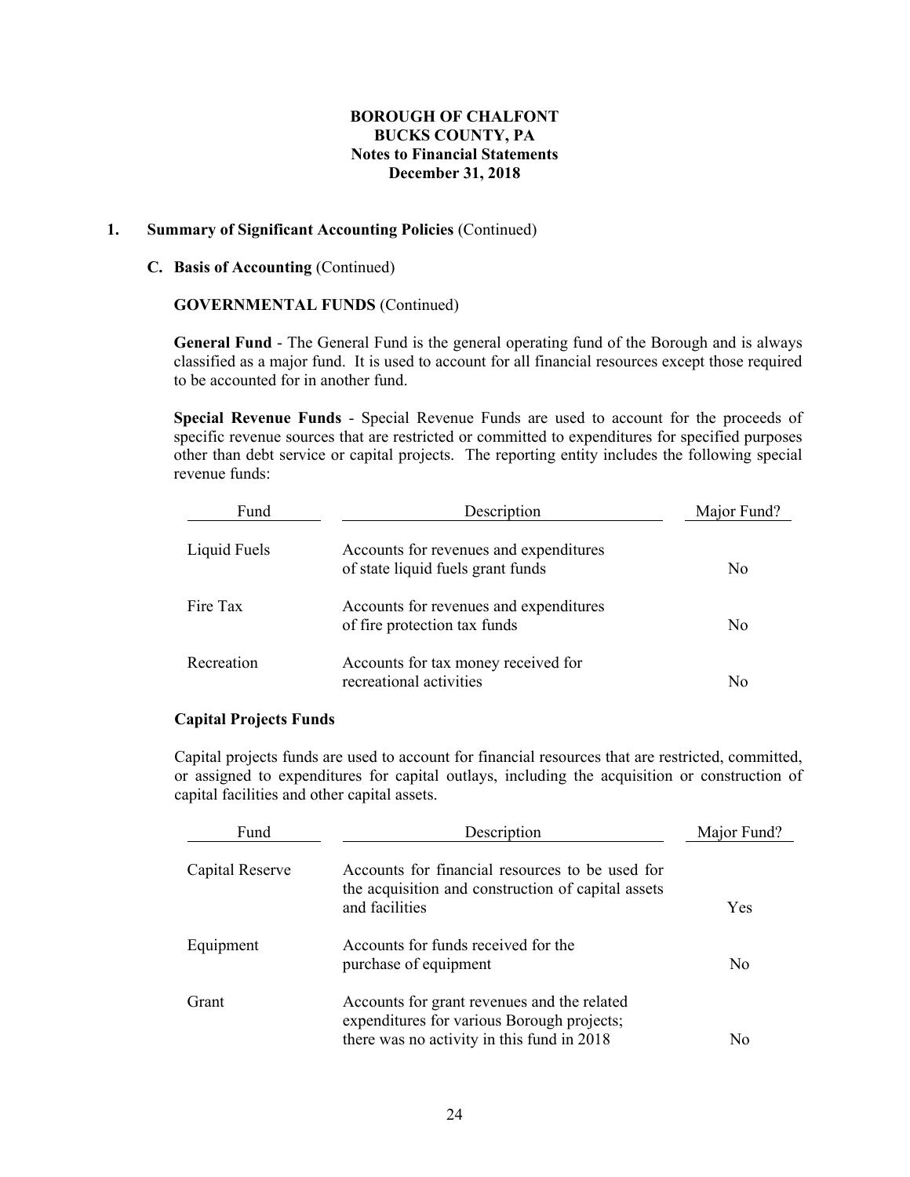**BOROUGH OF CHALFONT**
**BUCKS COUNTY, PA**
**Notes to Financial Statements**
**December 31, 2018**

**1. Summary of Significant Accounting Policies** (Continued)

**C. Basis of Accounting** (Continued)

**GOVERNMENTAL FUNDS** (Continued)

**General Fund** - The General Fund is the general operating fund of the Borough and is always classified as a major fund. It is used to account for all financial resources except those required to be accounted for in another fund.

**Special Revenue Funds** - Special Revenue Funds are used to account for the proceeds of specific revenue sources that are restricted or committed to expenditures for specified purposes other than debt service or capital projects. The reporting entity includes the following special revenue funds:

| Fund | Description | Major Fund? |
|---|---|---|
| Liquid Fuels | Accounts for revenues and expenditures of state liquid fuels grant funds | No |
| Fire Tax | Accounts for revenues and expenditures of fire protection tax funds | No |
| Recreation | Accounts for tax money received for recreational activities | No |

**Capital Projects Funds**

Capital projects funds are used to account for financial resources that are restricted, committed, or assigned to expenditures for capital outlays, including the acquisition or construction of capital facilities and other capital assets.

| Fund | Description | Major Fund? |
|---|---|---|
| Capital Reserve | Accounts for financial resources to be used for the acquisition and construction of capital assets and facilities | Yes |
| Equipment | Accounts for funds received for the purchase of equipment | No |
| Grant | Accounts for grant revenues and the related expenditures for various Borough projects; there was no activity in this fund in 2018 | No |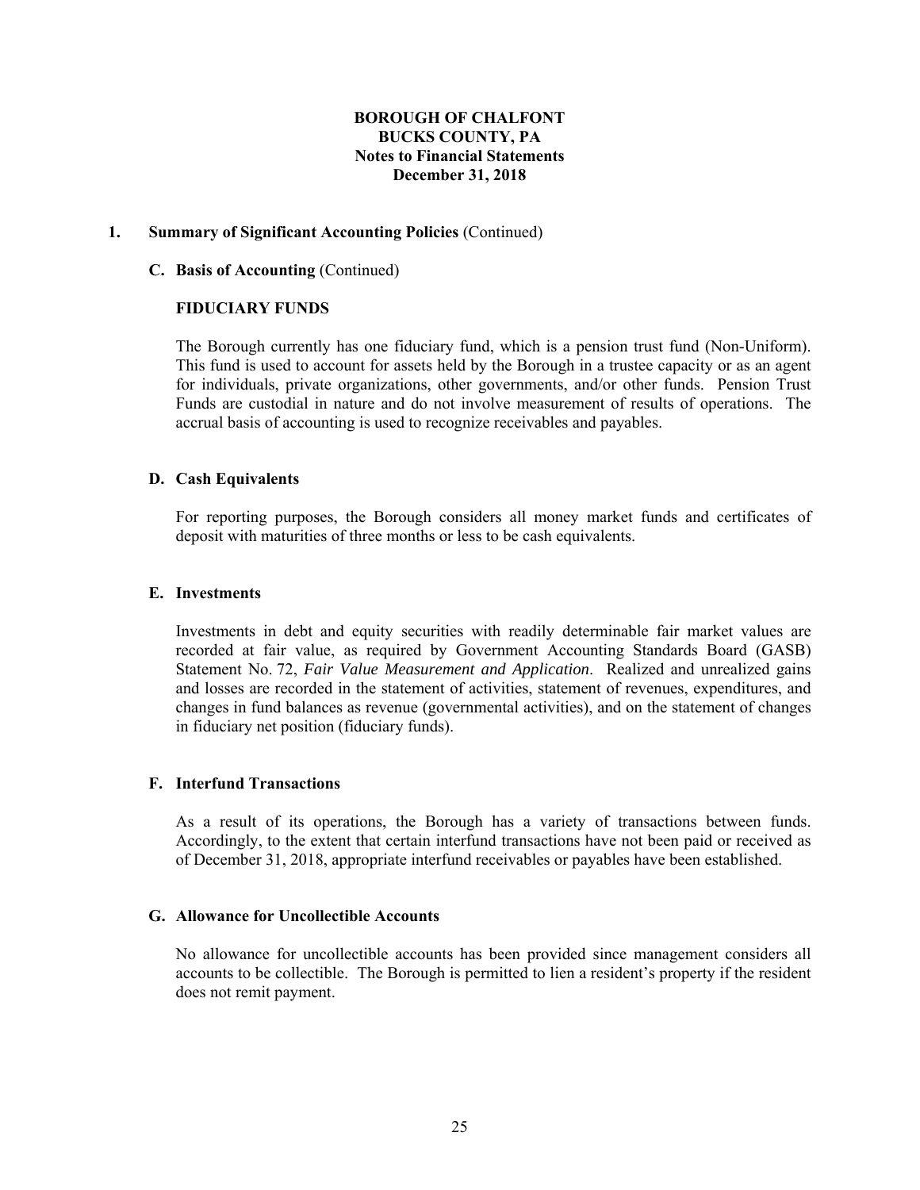**BOROUGH OF CHALFONT**
**BUCKS COUNTY, PA**
**Notes to Financial Statements**
**December 31, 2018**

## 1. Summary of Significant Accounting Policies (Continued)

### C. Basis of Accounting (Continued)

**FIDUCIARY FUNDS**

The Borough currently has one fiduciary fund, which is a pension trust fund (Non-Uniform). This fund is used to account for assets held by the Borough in a trustee capacity or as an agent for individuals, private organizations, other governments, and/or other funds. Pension Trust Funds are custodial in nature and do not involve measurement of results of operations. The accrual basis of accounting is used to recognize receivables and payables.

### D. Cash Equivalents

For reporting purposes, the Borough considers all money market funds and certificates of deposit with maturities of three months or less to be cash equivalents.

### E. Investments

Investments in debt and equity securities with readily determinable fair market values are recorded at fair value, as required by Government Accounting Standards Board (GASB) Statement No. 72, *Fair Value Measurement and Application*. Realized and unrealized gains and losses are recorded in the statement of activities, statement of revenues, expenditures, and changes in fund balances as revenue (governmental activities), and on the statement of changes in fiduciary net position (fiduciary funds).

### F. Interfund Transactions

As a result of its operations, the Borough has a variety of transactions between funds. Accordingly, to the extent that certain interfund transactions have not been paid or received as of December 31, 2018, appropriate interfund receivables or payables have been established.

### G. Allowance for Uncollectible Accounts

No allowance for uncollectible accounts has been provided since management considers all accounts to be collectible. The Borough is permitted to lien a resident's property if the resident does not remit payment.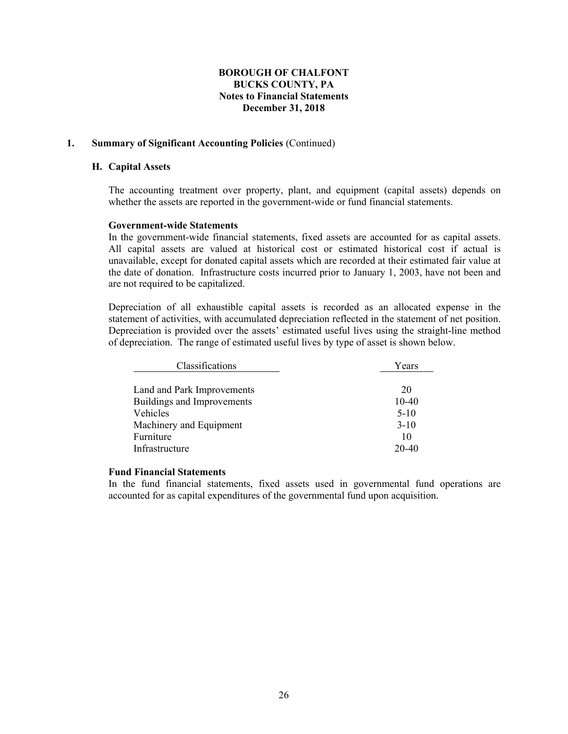**BOROUGH OF CHALFONT**
**BUCKS COUNTY, PA**
**Notes to Financial Statements**
**December 31, 2018**

**1. Summary of Significant Accounting Policies** (Continued)

**H. Capital Assets**

The accounting treatment over property, plant, and equipment (capital assets) depends on whether the assets are reported in the government-wide or fund financial statements.

**Government-wide Statements**

In the government-wide financial statements, fixed assets are accounted for as capital assets. All capital assets are valued at historical cost or estimated historical cost if actual is unavailable, except for donated capital assets which are recorded at their estimated fair value at the date of donation. Infrastructure costs incurred prior to January 1, 2003, have not been and are not required to be capitalized.

Depreciation of all exhaustible capital assets is recorded as an allocated expense in the statement of activities, with accumulated depreciation reflected in the statement of net position. Depreciation is provided over the assets' estimated useful lives using the straight-line method of depreciation. The range of estimated useful lives by type of asset is shown below.

| Classifications | Years |
|---|---|
| Land and Park Improvements | 20 |
| Buildings and Improvements | 10-40 |
| Vehicles | 5-10 |
| Machinery and Equipment | 3-10 |
| Furniture | 10 |
| Infrastructure | 20-40 |

**Fund Financial Statements**

In the fund financial statements, fixed assets used in governmental fund operations are accounted for as capital expenditures of the governmental fund upon acquisition.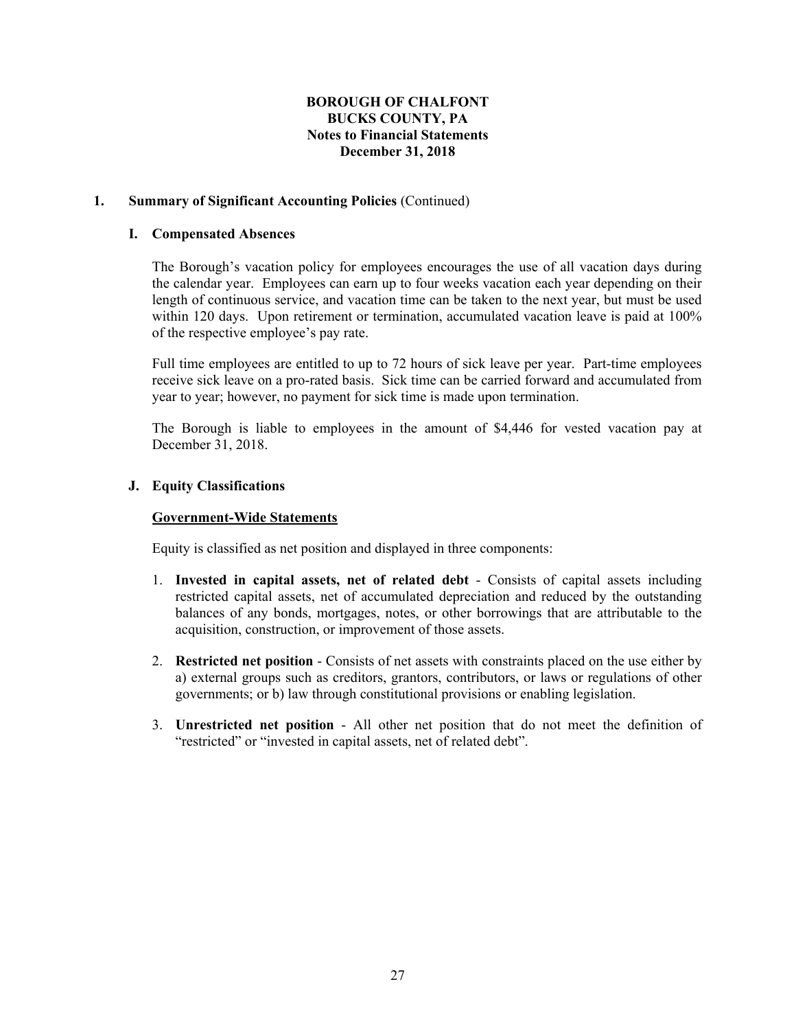**BOROUGH OF CHALFONT**
**BUCKS COUNTY, PA**
**Notes to Financial Statements**
**December 31, 2018**

## 1. Summary of Significant Accounting Policies (Continued)

### I. Compensated Absences

The Borough's vacation policy for employees encourages the use of all vacation days during the calendar year. Employees can earn up to four weeks vacation each year depending on their length of continuous service, and vacation time can be taken to the next year, but must be used within 120 days. Upon retirement or termination, accumulated vacation leave is paid at 100% of the respective employee's pay rate.

Full time employees are entitled to up to 72 hours of sick leave per year. Part-time employees receive sick leave on a pro-rated basis. Sick time can be carried forward and accumulated from year to year; however, no payment for sick time is made upon termination.

The Borough is liable to employees in the amount of $4,446 for vested vacation pay at December 31, 2018.

### J. Equity Classifications

**Government-Wide Statements**

Equity is classified as net position and displayed in three components:

1. **Invested in capital assets, net of related debt** - Consists of capital assets including restricted capital assets, net of accumulated depreciation and reduced by the outstanding balances of any bonds, mortgages, notes, or other borrowings that are attributable to the acquisition, construction, or improvement of those assets.
2. **Restricted net position** - Consists of net assets with constraints placed on the use either by a) external groups such as creditors, grantors, contributors, or laws or regulations of other governments; or b) law through constitutional provisions or enabling legislation.
3. **Unrestricted net position** - All other net position that do not meet the definition of "restricted" or "invested in capital assets, net of related debt".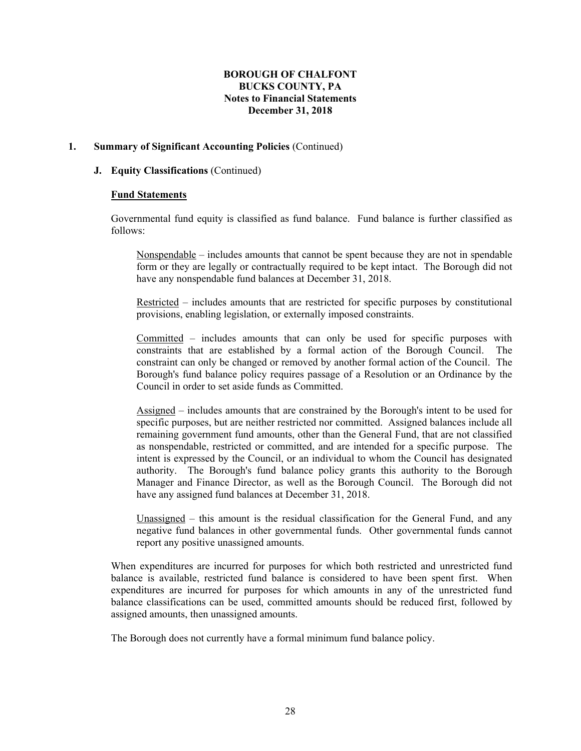**BOROUGH OF CHALFONT**
**BUCKS COUNTY, PA**
**Notes to Financial Statements**
**December 31, 2018**

## 1. Summary of Significant Accounting Policies (Continued)

### J. Equity Classifications (Continued)

**Fund Statements**

Governmental fund equity is classified as fund balance. Fund balance is further classified as follows:

Nonspendable – includes amounts that cannot be spent because they are not in spendable form or they are legally or contractually required to be kept intact. The Borough did not have any nonspendable fund balances at December 31, 2018.

Restricted – includes amounts that are restricted for specific purposes by constitutional provisions, enabling legislation, or externally imposed constraints.

Committed – includes amounts that can only be used for specific purposes with constraints that are established by a formal action of the Borough Council. The constraint can only be changed or removed by another formal action of the Council. The Borough's fund balance policy requires passage of a Resolution or an Ordinance by the Council in order to set aside funds as Committed.

Assigned – includes amounts that are constrained by the Borough's intent to be used for specific purposes, but are neither restricted nor committed. Assigned balances include all remaining government fund amounts, other than the General Fund, that are not classified as nonspendable, restricted or committed, and are intended for a specific purpose. The intent is expressed by the Council, or an individual to whom the Council has designated authority. The Borough's fund balance policy grants this authority to the Borough Manager and Finance Director, as well as the Borough Council. The Borough did not have any assigned fund balances at December 31, 2018.

Unassigned – this amount is the residual classification for the General Fund, and any negative fund balances in other governmental funds. Other governmental funds cannot report any positive unassigned amounts.

When expenditures are incurred for purposes for which both restricted and unrestricted fund balance is available, restricted fund balance is considered to have been spent first. When expenditures are incurred for purposes for which amounts in any of the unrestricted fund balance classifications can be used, committed amounts should be reduced first, followed by assigned amounts, then unassigned amounts.

The Borough does not currently have a formal minimum fund balance policy.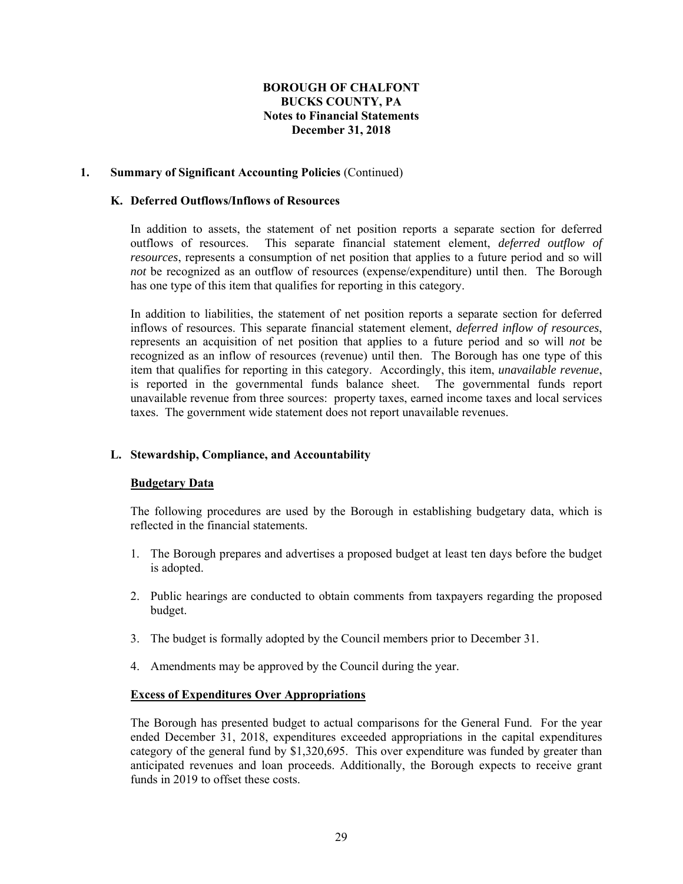**BOROUGH OF CHALFONT**
**BUCKS COUNTY, PA**
**Notes to Financial Statements**
**December 31, 2018**

## 1. Summary of Significant Accounting Policies (Continued)

### K. Deferred Outflows/Inflows of Resources

In addition to assets, the statement of net position reports a separate section for deferred outflows of resources. This separate financial statement element, *deferred outflow of resources*, represents a consumption of net position that applies to a future period and so will *not* be recognized as an outflow of resources (expense/expenditure) until then. The Borough has one type of this item that qualifies for reporting in this category.

In addition to liabilities, the statement of net position reports a separate section for deferred inflows of resources. This separate financial statement element, *deferred inflow of resources*, represents an acquisition of net position that applies to a future period and so will *not* be recognized as an inflow of resources (revenue) until then. The Borough has one type of this item that qualifies for reporting in this category. Accordingly, this item, *unavailable revenue*, is reported in the governmental funds balance sheet. The governmental funds report unavailable revenue from three sources: property taxes, earned income taxes and local services taxes. The government wide statement does not report unavailable revenues.

### L. Stewardship, Compliance, and Accountability

**Budgetary Data**

The following procedures are used by the Borough in establishing budgetary data, which is reflected in the financial statements.

1. The Borough prepares and advertises a proposed budget at least ten days before the budget is adopted.
2. Public hearings are conducted to obtain comments from taxpayers regarding the proposed budget.
3. The budget is formally adopted by the Council members prior to December 31.
4. Amendments may be approved by the Council during the year.

**Excess of Expenditures Over Appropriations**

The Borough has presented budget to actual comparisons for the General Fund. For the year ended December 31, 2018, expenditures exceeded appropriations in the capital expenditures category of the general fund by $1,320,695. This over expenditure was funded by greater than anticipated revenues and loan proceeds. Additionally, the Borough expects to receive grant funds in 2019 to offset these costs.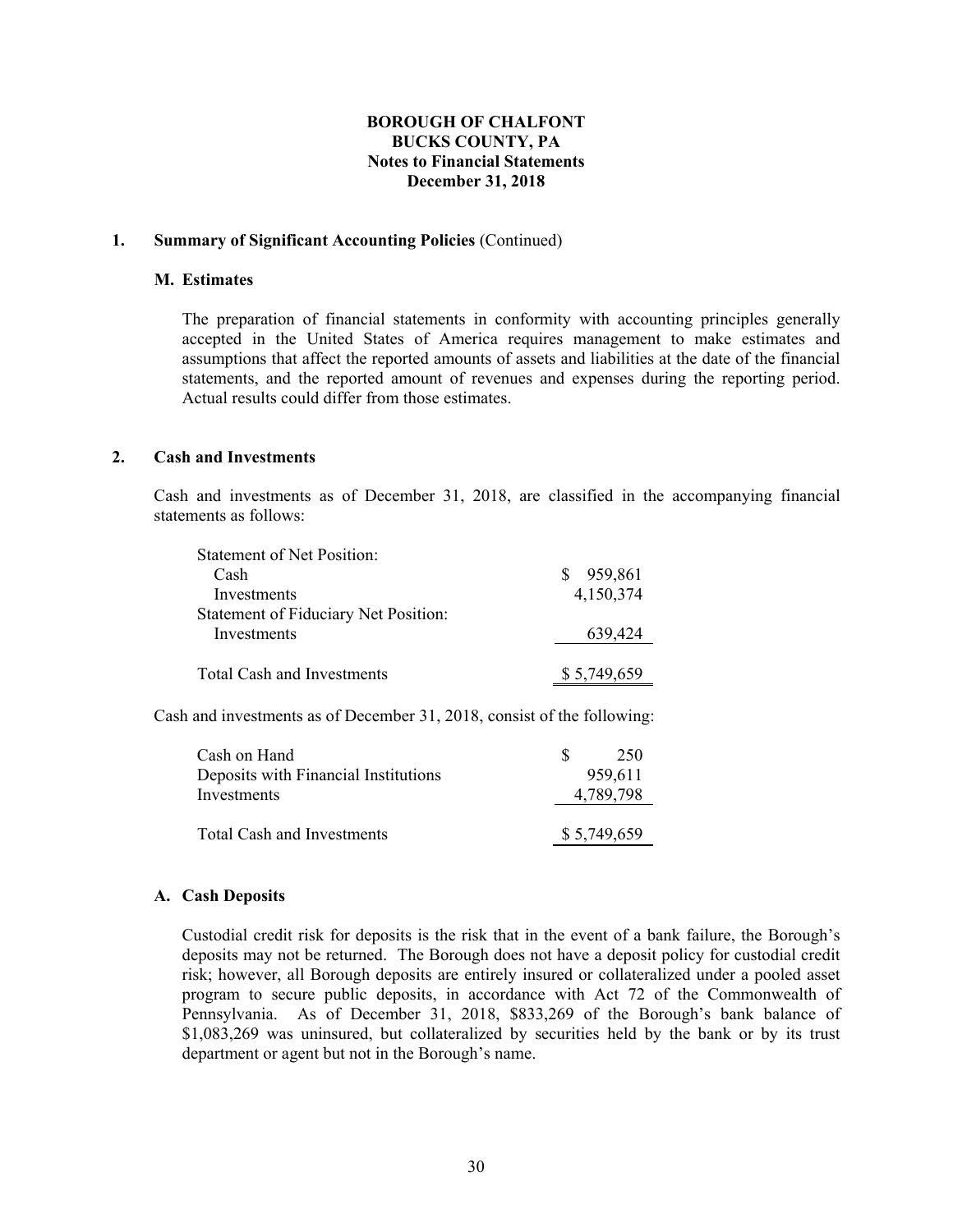**BOROUGH OF CHALFONT**
**BUCKS COUNTY, PA**
**Notes to Financial Statements**
**December 31, 2018**

**1. Summary of Significant Accounting Policies** (Continued)

**M. Estimates**

The preparation of financial statements in conformity with accounting principles generally accepted in the United States of America requires management to make estimates and assumptions that affect the reported amounts of assets and liabilities at the date of the financial statements, and the reported amount of revenues and expenses during the reporting period. Actual results could differ from those estimates.

**2. Cash and Investments**

Cash and investments as of December 31, 2018, are classified in the accompanying financial statements as follows:

| | |
|---|---|
| Statement of Net Position: | |
| Cash | $ 959,861 |
| Investments | 4,150,374 |
| Statement of Fiduciary Net Position: | |
| Investments | 639,424 |
| Total Cash and Investments | $ 5,749,659 |

Cash and investments as of December 31, 2018, consist of the following:

| | |
|---|---|
| Cash on Hand | $ 250 |
| Deposits with Financial Institutions | 959,611 |
| Investments | 4,789,798 |
| Total Cash and Investments | $ 5,749,659 |

**A. Cash Deposits**

Custodial credit risk for deposits is the risk that in the event of a bank failure, the Borough's deposits may not be returned. The Borough does not have a deposit policy for custodial credit risk; however, all Borough deposits are entirely insured or collateralized under a pooled asset program to secure public deposits, in accordance with Act 72 of the Commonwealth of Pennsylvania. As of December 31, 2018, $833,269 of the Borough's bank balance of $1,083,269 was uninsured, but collateralized by securities held by the bank or by its trust department or agent but not in the Borough's name.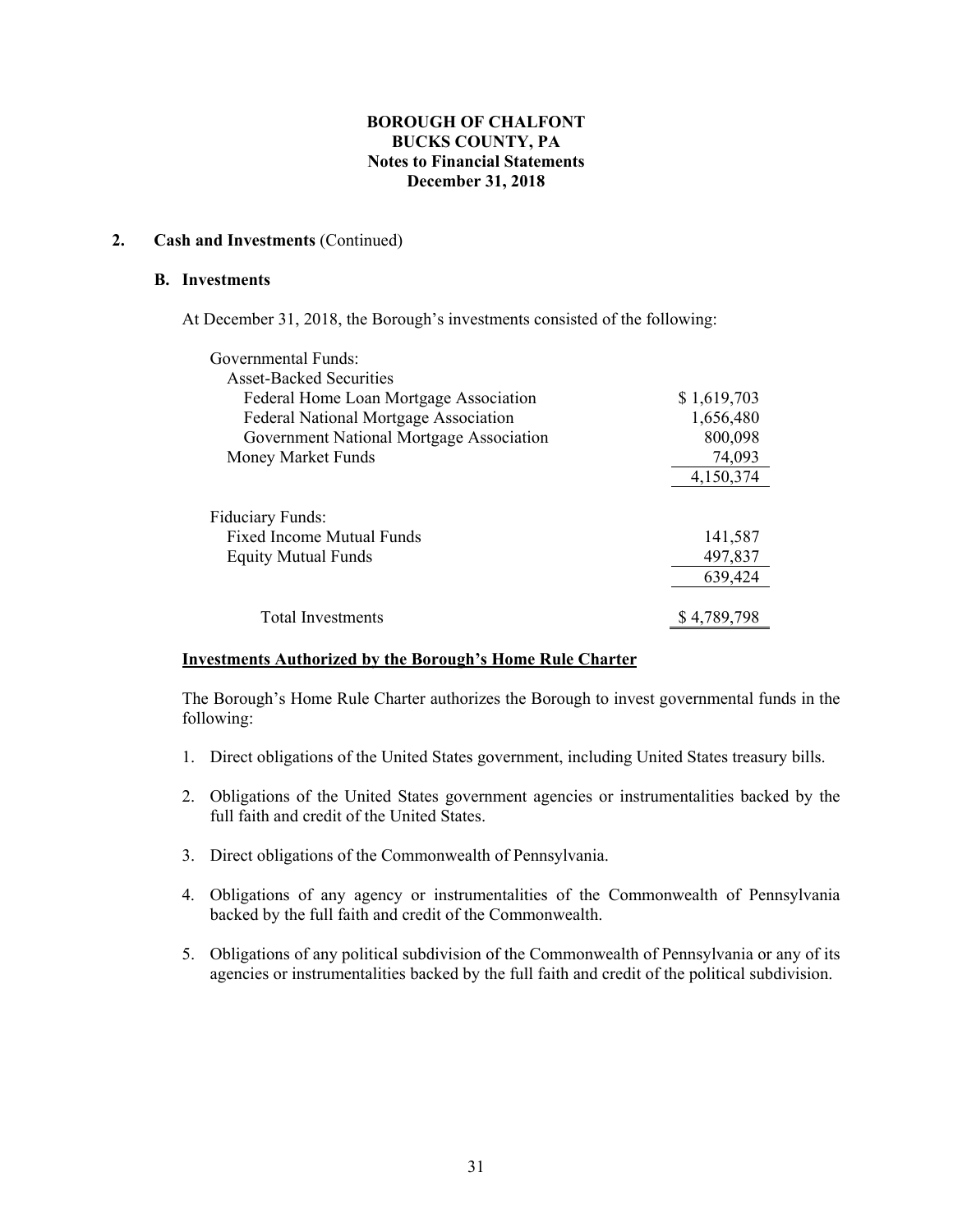**BOROUGH OF CHALFONT**
**BUCKS COUNTY, PA**
**Notes to Financial Statements**
**December 31, 2018**

## 2. Cash and Investments (Continued)

### B. Investments

At December 31, 2018, the Borough's investments consisted of the following:

| | |
|---|---|
| Governmental Funds: | |
| Asset-Backed Securities | |
| Federal Home Loan Mortgage Association | $ 1,619,703 |
| Federal National Mortgage Association | 1,656,480 |
| Government National Mortgage Association | 800,098 |
| Money Market Funds | 74,093 |
| | 4,150,374 |
| Fiduciary Funds: | |
| Fixed Income Mutual Funds | 141,587 |
| Equity Mutual Funds | 497,837 |
| | 639,424 |
| Total Investments | $ 4,789,798 |

**Investments Authorized by the Borough's Home Rule Charter**

The Borough's Home Rule Charter authorizes the Borough to invest governmental funds in the following:

1. Direct obligations of the United States government, including United States treasury bills.

2. Obligations of the United States government agencies or instrumentalities backed by the full faith and credit of the United States.

3. Direct obligations of the Commonwealth of Pennsylvania.

4. Obligations of any agency or instrumentalities of the Commonwealth of Pennsylvania backed by the full faith and credit of the Commonwealth.

5. Obligations of any political subdivision of the Commonwealth of Pennsylvania or any of its agencies or instrumentalities backed by the full faith and credit of the political subdivision.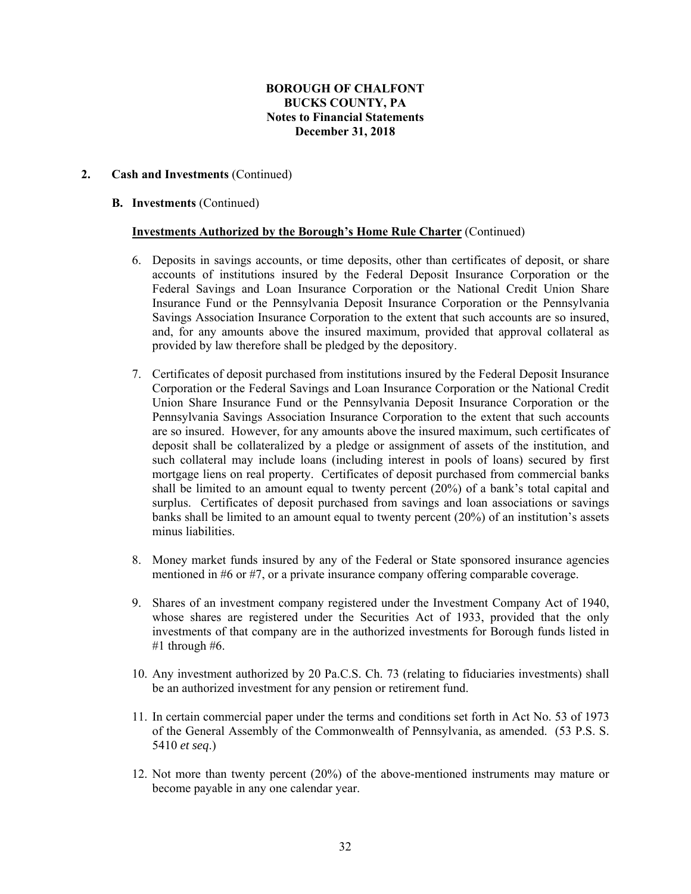## 2. Cash and Investments (Continued)

### B. Investments (Continued)

**Investments Authorized by the Borough's Home Rule Charter** (Continued)

6. Deposits in savings accounts, or time deposits, other than certificates of deposit, or share accounts of institutions insured by the Federal Deposit Insurance Corporation or the Federal Savings and Loan Insurance Corporation or the National Credit Union Share Insurance Fund or the Pennsylvania Deposit Insurance Corporation or the Pennsylvania Savings Association Insurance Corporation to the extent that such accounts are so insured, and, for any amounts above the insured maximum, provided that approval collateral as provided by law therefore shall be pledged by the depository.

7. Certificates of deposit purchased from institutions insured by the Federal Deposit Insurance Corporation or the Federal Savings and Loan Insurance Corporation or the National Credit Union Share Insurance Fund or the Pennsylvania Deposit Insurance Corporation or the Pennsylvania Savings Association Insurance Corporation to the extent that such accounts are so insured. However, for any amounts above the insured maximum, such certificates of deposit shall be collateralized by a pledge or assignment of assets of the institution, and such collateral may include loans (including interest in pools of loans) secured by first mortgage liens on real property. Certificates of deposit purchased from commercial banks shall be limited to an amount equal to twenty percent (20%) of a bank's total capital and surplus. Certificates of deposit purchased from savings and loan associations or savings banks shall be limited to an amount equal to twenty percent (20%) of an institution's assets minus liabilities.

8. Money market funds insured by any of the Federal or State sponsored insurance agencies mentioned in #6 or #7, or a private insurance company offering comparable coverage.

9. Shares of an investment company registered under the Investment Company Act of 1940, whose shares are registered under the Securities Act of 1933, provided that the only investments of that company are in the authorized investments for Borough funds listed in #1 through #6.

10. Any investment authorized by 20 Pa.C.S. Ch. 73 (relating to fiduciaries investments) shall be an authorized investment for any pension or retirement fund.

11. In certain commercial paper under the terms and conditions set forth in Act No. 53 of 1973 of the General Assembly of the Commonwealth of Pennsylvania, as amended. (53 P.S. S. 5410 *et seq*.)

12. Not more than twenty percent (20%) of the above-mentioned instruments may mature or become payable in any one calendar year.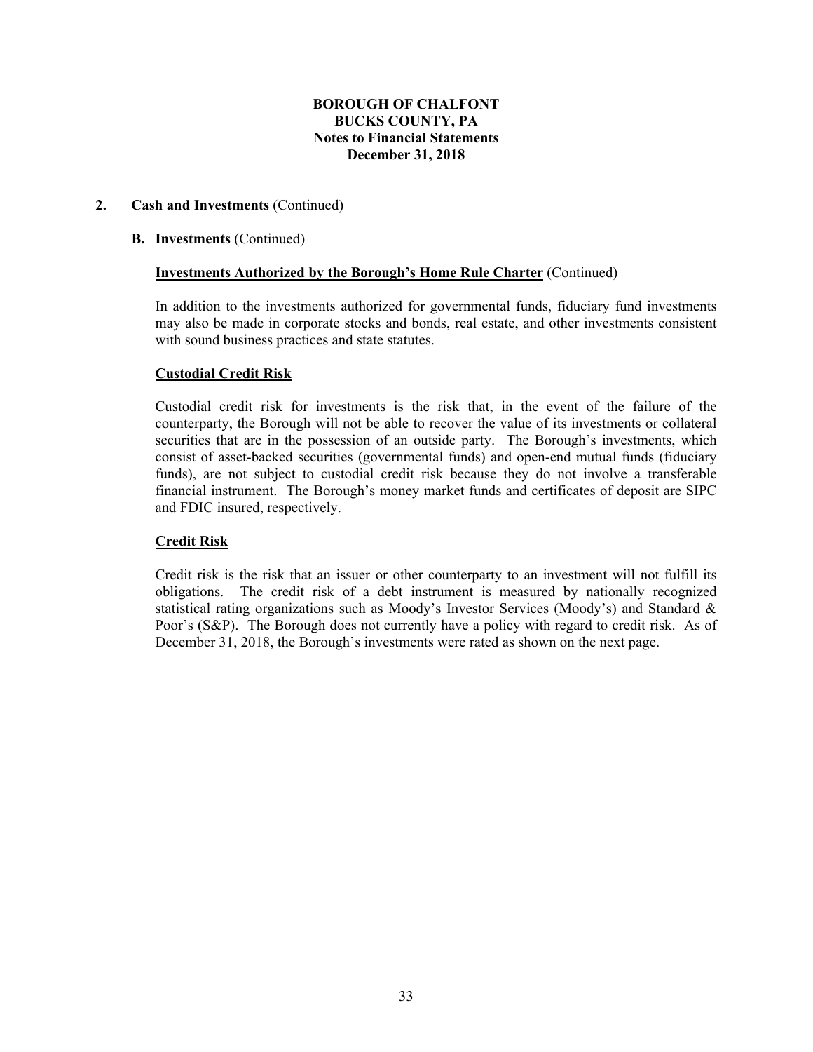## 2. Cash and Investments (Continued)

### B. Investments (Continued)

**Investments Authorized by the Borough's Home Rule Charter** (Continued)

In addition to the investments authorized for governmental funds, fiduciary fund investments may also be made in corporate stocks and bonds, real estate, and other investments consistent with sound business practices and state statutes.

**Custodial Credit Risk**

Custodial credit risk for investments is the risk that, in the event of the failure of the counterparty, the Borough will not be able to recover the value of its investments or collateral securities that are in the possession of an outside party. The Borough's investments, which consist of asset-backed securities (governmental funds) and open-end mutual funds (fiduciary funds), are not subject to custodial credit risk because they do not involve a transferable financial instrument. The Borough's money market funds and certificates of deposit are SIPC and FDIC insured, respectively.

**Credit Risk**

Credit risk is the risk that an issuer or other counterparty to an investment will not fulfill its obligations. The credit risk of a debt instrument is measured by nationally recognized statistical rating organizations such as Moody's Investor Services (Moody's) and Standard & Poor's (S&P). The Borough does not currently have a policy with regard to credit risk. As of December 31, 2018, the Borough's investments were rated as shown on the next page.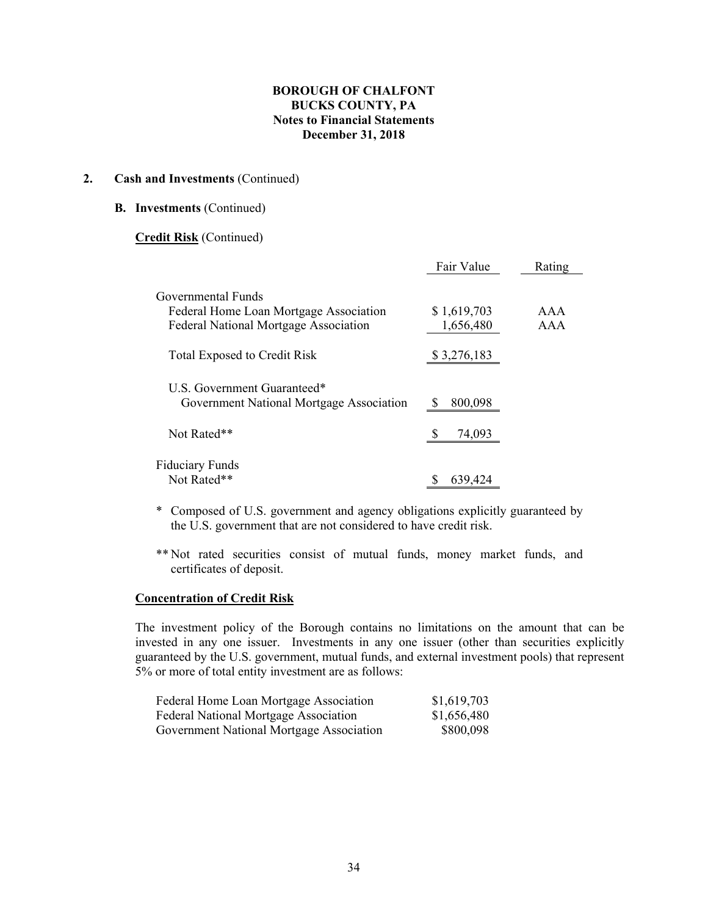**BOROUGH OF CHALFONT**
**BUCKS COUNTY, PA**
**Notes to Financial Statements**
**December 31, 2018**

## 2. Cash and Investments (Continued)

### B. Investments (Continued)

**Credit Risk** (Continued)

| | Fair Value | Rating |
|---|---|---|
| Governmental Funds | | |
| Federal Home Loan Mortgage Association | $ 1,619,703 | AAA |
| Federal National Mortgage Association | 1,656,480 | AAA |
| Total Exposed to Credit Risk | $ 3,276,183 | |
| U.S. Government Guaranteed* | | |
| Government National Mortgage Association | $ 800,098 | |
| Not Rated** | $ 74,093 | |
| Fiduciary Funds | | |
| Not Rated** | $ 639,424 | |

\* Composed of U.S. government and agency obligations explicitly guaranteed by the U.S. government that are not considered to have credit risk.

\*\* Not rated securities consist of mutual funds, money market funds, and certificates of deposit.

**Concentration of Credit Risk**

The investment policy of the Borough contains no limitations on the amount that can be invested in any one issuer. Investments in any one issuer (other than securities explicitly guaranteed by the U.S. government, mutual funds, and external investment pools) that represent 5% or more of total entity investment are as follows:

| | |
|---|---|
| Federal Home Loan Mortgage Association | $1,619,703 |
| Federal National Mortgage Association | $1,656,480 |
| Government National Mortgage Association | $800,098 |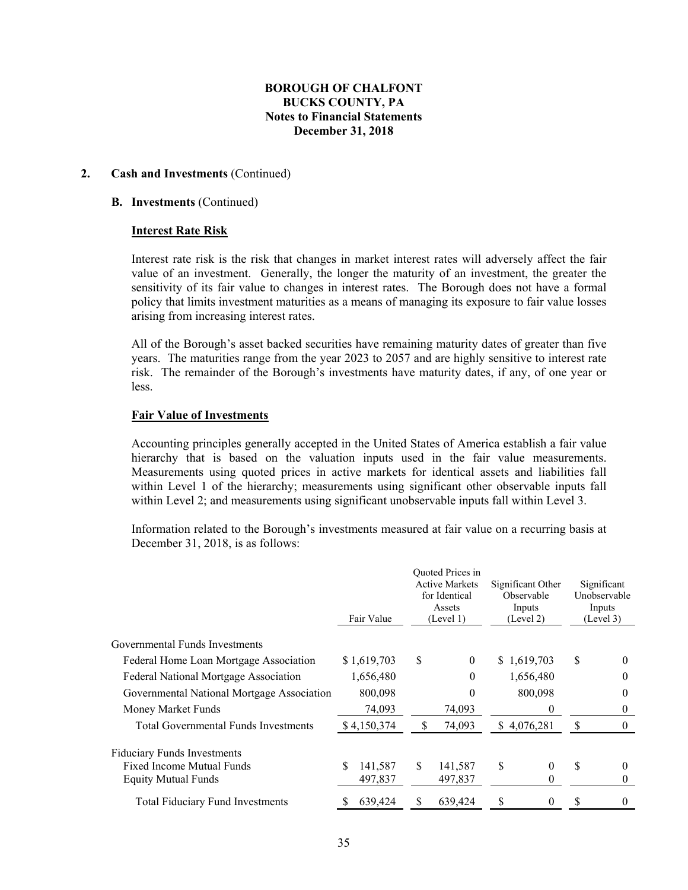**BOROUGH OF CHALFONT**
**BUCKS COUNTY, PA**
**Notes to Financial Statements**
**December 31, 2018**

**2. Cash and Investments** (Continued)

**B. Investments** (Continued)

**Interest Rate Risk**

Interest rate risk is the risk that changes in market interest rates will adversely affect the fair value of an investment. Generally, the longer the maturity of an investment, the greater the sensitivity of its fair value to changes in interest rates. The Borough does not have a formal policy that limits investment maturities as a means of managing its exposure to fair value losses arising from increasing interest rates.

All of the Borough's asset backed securities have remaining maturity dates of greater than five years. The maturities range from the year 2023 to 2057 and are highly sensitive to interest rate risk. The remainder of the Borough's investments have maturity dates, if any, of one year or less.

**Fair Value of Investments**

Accounting principles generally accepted in the United States of America establish a fair value hierarchy that is based on the valuation inputs used in the fair value measurements. Measurements using quoted prices in active markets for identical assets and liabilities fall within Level 1 of the hierarchy; measurements using significant other observable inputs fall within Level 2; and measurements using significant unobservable inputs fall within Level 3.

Information related to the Borough's investments measured at fair value on a recurring basis at December 31, 2018, is as follows:

| | Fair Value | Quoted Prices in Active Markets for Identical Assets (Level 1) | Significant Other Observable Inputs (Level 2) | Significant Unobservable Inputs (Level 3) |
|---|---|---|---|---|
| Governmental Funds Investments | | | | |
| Federal Home Loan Mortgage Association | $ 1,619,703 | $ 0 | $ 1,619,703 | $ 0 |
| Federal National Mortgage Association | 1,656,480 | 0 | 1,656,480 | 0 |
| Governmental National Mortgage Association | 800,098 | 0 | 800,098 | 0 |
| Money Market Funds | 74,093 | 74,093 | 0 | 0 |
| Total Governmental Funds Investments | $ 4,150,374 | $ 74,093 | $ 4,076,281 | $ 0 |
| Fiduciary Funds Investments | | | | |
| Fixed Income Mutual Funds | $ 141,587 | $ 141,587 | $ 0 | $ 0 |
| Equity Mutual Funds | 497,837 | 497,837 | 0 | 0 |
| Total Fiduciary Fund Investments | $ 639,424 | $ 639,424 | $ 0 | $ 0 |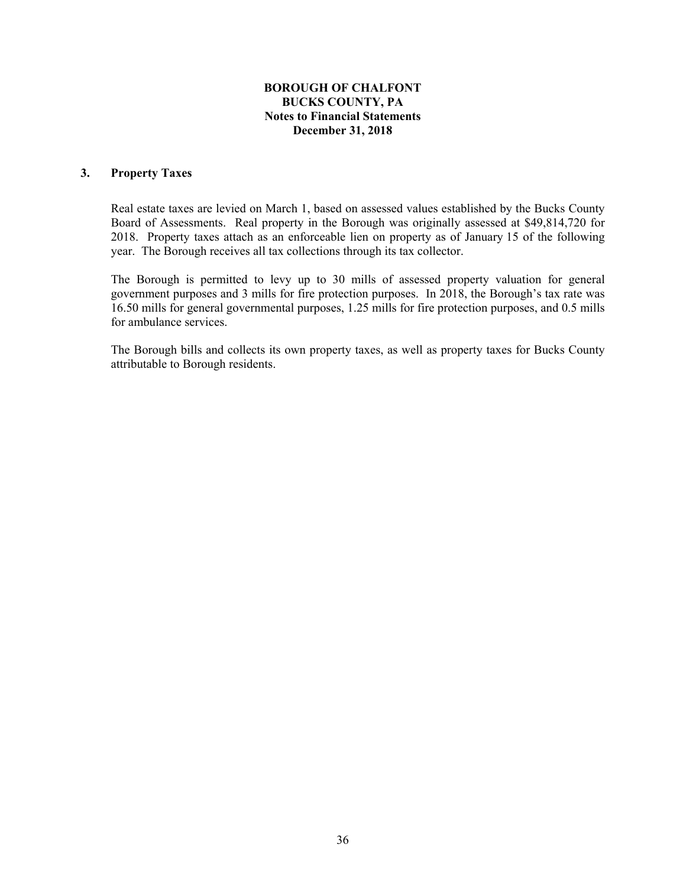**BOROUGH OF CHALFONT**
**BUCKS COUNTY, PA**
**Notes to Financial Statements**
**December 31, 2018**

## 3. Property Taxes

Real estate taxes are levied on March 1, based on assessed values established by the Bucks County Board of Assessments. Real property in the Borough was originally assessed at $49,814,720 for 2018. Property taxes attach as an enforceable lien on property as of January 15 of the following year. The Borough receives all tax collections through its tax collector.

The Borough is permitted to levy up to 30 mills of assessed property valuation for general government purposes and 3 mills for fire protection purposes. In 2018, the Borough's tax rate was 16.50 mills for general governmental purposes, 1.25 mills for fire protection purposes, and 0.5 mills for ambulance services.

The Borough bills and collects its own property taxes, as well as property taxes for Bucks County attributable to Borough residents.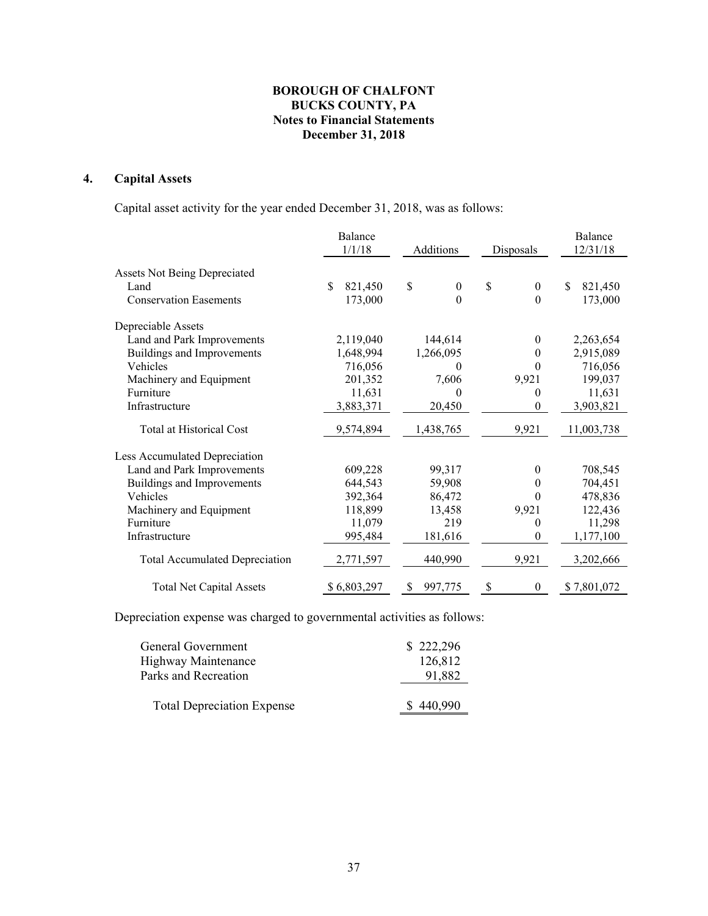# BOROUGH OF CHALFONT
## BUCKS COUNTY, PA
## Notes to Financial Statements
## December 31, 2018

## 4. Capital Assets

Capital asset activity for the year ended December 31, 2018, was as follows:

| | Balance 1/1/18 | Additions | Disposals | Balance 12/31/18 |
|---|---|---|---|---|
| Assets Not Being Depreciated | | | | |
| Land | $ 821,450 | $ 0 | $ 0 | $ 821,450 |
| Conservation Easements | 173,000 | 0 | 0 | 173,000 |
| Depreciable Assets | | | | |
| Land and Park Improvements | 2,119,040 | 144,614 | 0 | 2,263,654 |
| Buildings and Improvements | 1,648,994 | 1,266,095 | 0 | 2,915,089 |
| Vehicles | 716,056 | 0 | 0 | 716,056 |
| Machinery and Equipment | 201,352 | 7,606 | 9,921 | 199,037 |
| Furniture | 11,631 | 0 | 0 | 11,631 |
| Infrastructure | 3,883,371 | 20,450 | 0 | 3,903,821 |
| Total at Historical Cost | 9,574,894 | 1,438,765 | 9,921 | 11,003,738 |
| Less Accumulated Depreciation | | | | |
| Land and Park Improvements | 609,228 | 99,317 | 0 | 708,545 |
| Buildings and Improvements | 644,543 | 59,908 | 0 | 704,451 |
| Vehicles | 392,364 | 86,472 | 0 | 478,836 |
| Machinery and Equipment | 118,899 | 13,458 | 9,921 | 122,436 |
| Furniture | 11,079 | 219 | 0 | 11,298 |
| Infrastructure | 995,484 | 181,616 | 0 | 1,177,100 |
| Total Accumulated Depreciation | 2,771,597 | 440,990 | 9,921 | 3,202,666 |
| Total Net Capital Assets | $ 6,803,297 | $ 997,775 | $ 0 | $ 7,801,072 |

Depreciation expense was charged to governmental activities as follows:

| | |
|---|---|
| General Government | $ 222,296 |
| Highway Maintenance | 126,812 |
| Parks and Recreation | 91,882 |
| Total Depreciation Expense | $ 440,990 |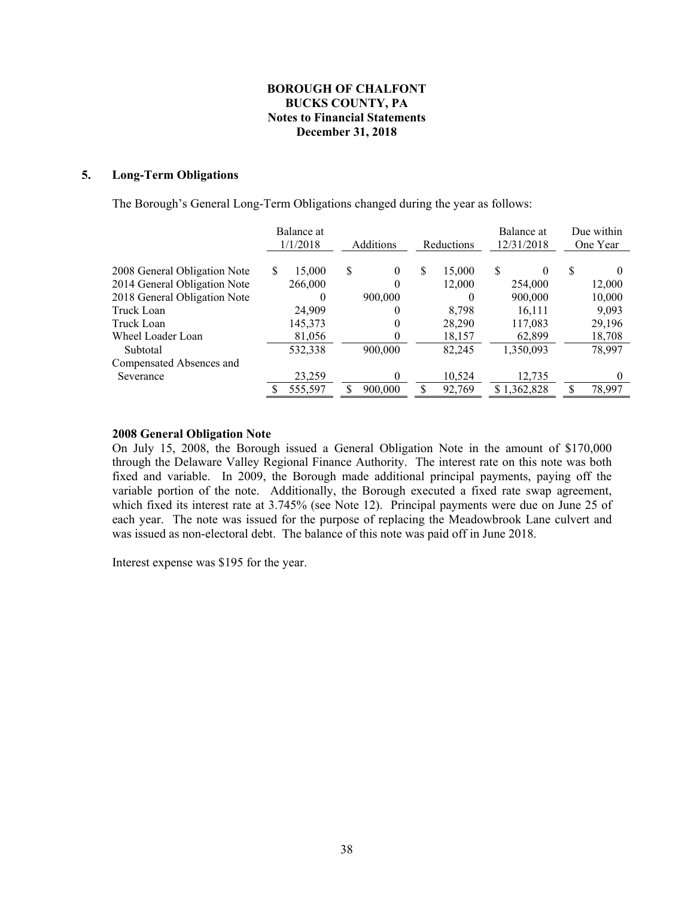**BOROUGH OF CHALFONT**
**BUCKS COUNTY, PA**
**Notes to Financial Statements**
**December 31, 2018**

## 5. Long-Term Obligations

The Borough's General Long-Term Obligations changed during the year as follows:

| | Balance at 1/1/2018 | Additions | Reductions | Balance at 12/31/2018 | Due within One Year |
|---|---|---|---|---|---|
| 2008 General Obligation Note | $ 15,000 | $ 0 | $ 15,000 | $ 0 | $ 0 |
| 2014 General Obligation Note | 266,000 | 0 | 12,000 | 254,000 | 12,000 |
| 2018 General Obligation Note | 0 | 900,000 | 0 | 900,000 | 10,000 |
| Truck Loan | 24,909 | 0 | 8,798 | 16,111 | 9,093 |
| Truck Loan | 145,373 | 0 | 28,290 | 117,083 | 29,196 |
| Wheel Loader Loan | 81,056 | 0 | 18,157 | 62,899 | 18,708 |
| Subtotal | 532,338 | 900,000 | 82,245 | 1,350,093 | 78,997 |
| Compensated Absences and Severance | 23,259 | 0 | 10,524 | 12,735 | 0 |
| | $ 555,597 | $ 900,000 | $ 92,769 | $ 1,362,828 | $ 78,997 |

**2008 General Obligation Note**

On July 15, 2008, the Borough issued a General Obligation Note in the amount of $170,000 through the Delaware Valley Regional Finance Authority. The interest rate on this note was both fixed and variable. In 2009, the Borough made additional principal payments, paying off the variable portion of the note. Additionally, the Borough executed a fixed rate swap agreement, which fixed its interest rate at 3.745% (see Note 12). Principal payments were due on June 25 of each year. The note was issued for the purpose of replacing the Meadowbrook Lane culvert and was issued as non-electoral debt. The balance of this note was paid off in June 2018.

Interest expense was $195 for the year.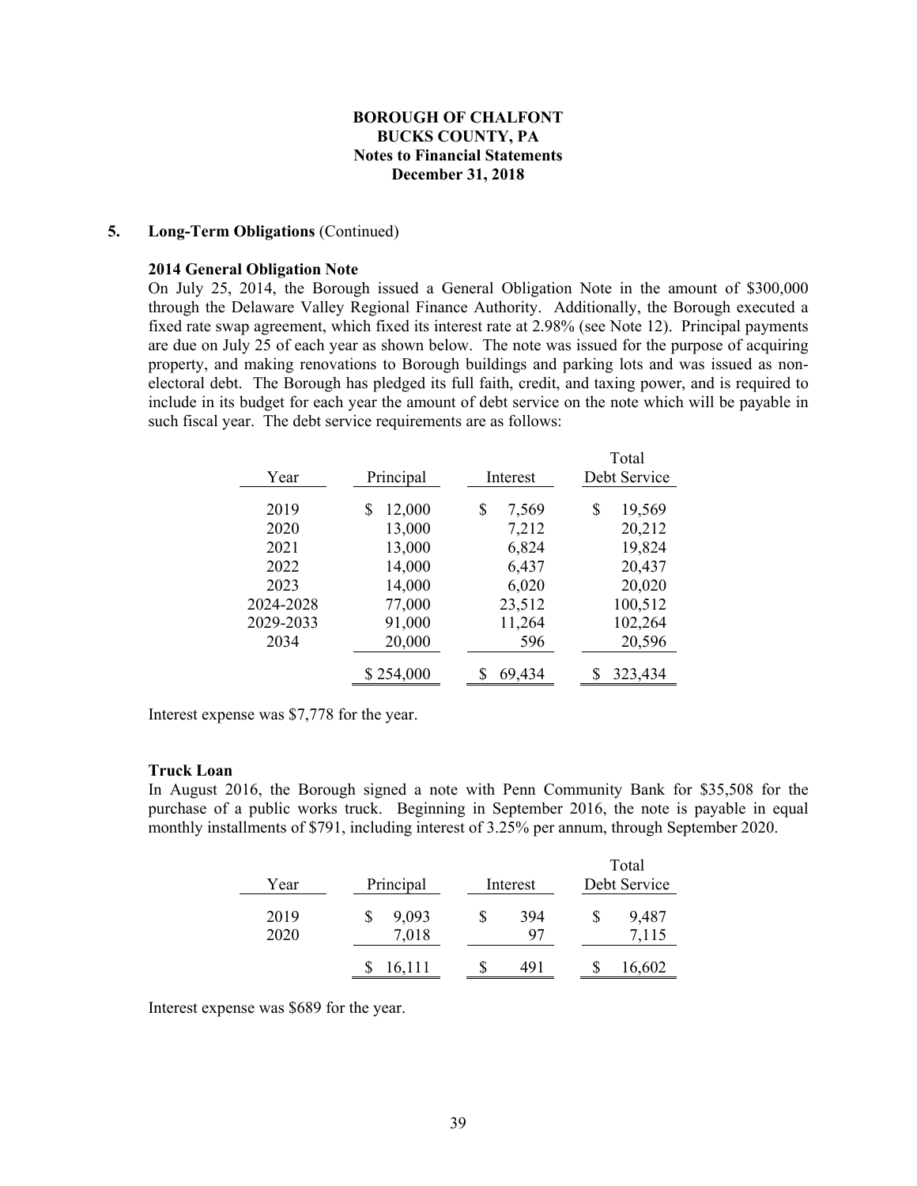**BOROUGH OF CHALFONT**
**BUCKS COUNTY, PA**
**Notes to Financial Statements**
**December 31, 2018**

**5. Long-Term Obligations** (Continued)

**2014 General Obligation Note**

On July 25, 2014, the Borough issued a General Obligation Note in the amount of $300,000 through the Delaware Valley Regional Finance Authority. Additionally, the Borough executed a fixed rate swap agreement, which fixed its interest rate at 2.98% (see Note 12). Principal payments are due on July 25 of each year as shown below. The note was issued for the purpose of acquiring property, and making renovations to Borough buildings and parking lots and was issued as non-electoral debt. The Borough has pledged its full faith, credit, and taxing power, and is required to include in its budget for each year the amount of debt service on the note which will be payable in such fiscal year. The debt service requirements are as follows:

| Year | Principal | Interest | Total Debt Service |
|---|---|---|---|
| 2019 | $ 12,000 | $ 7,569 | $ 19,569 |
| 2020 | 13,000 | 7,212 | 20,212 |
| 2021 | 13,000 | 6,824 | 19,824 |
| 2022 | 14,000 | 6,437 | 20,437 |
| 2023 | 14,000 | 6,020 | 20,020 |
| 2024-2028 | 77,000 | 23,512 | 100,512 |
| 2029-2033 | 91,000 | 11,264 | 102,264 |
| 2034 | 20,000 | 596 | 20,596 |
| | $ 254,000 | $ 69,434 | $ 323,434 |

Interest expense was $7,778 for the year.

**Truck Loan**

In August 2016, the Borough signed a note with Penn Community Bank for $35,508 for the purchase of a public works truck. Beginning in September 2016, the note is payable in equal monthly installments of $791, including interest of 3.25% per annum, through September 2020.

| Year | Principal | Interest | Total Debt Service |
|---|---|---|---|
| 2019 | $ 9,093 | $ 394 | $ 9,487 |
| 2020 | 7,018 | 97 | 7,115 |
| | $ 16,111 | $ 491 | $ 16,602 |

Interest expense was $689 for the year.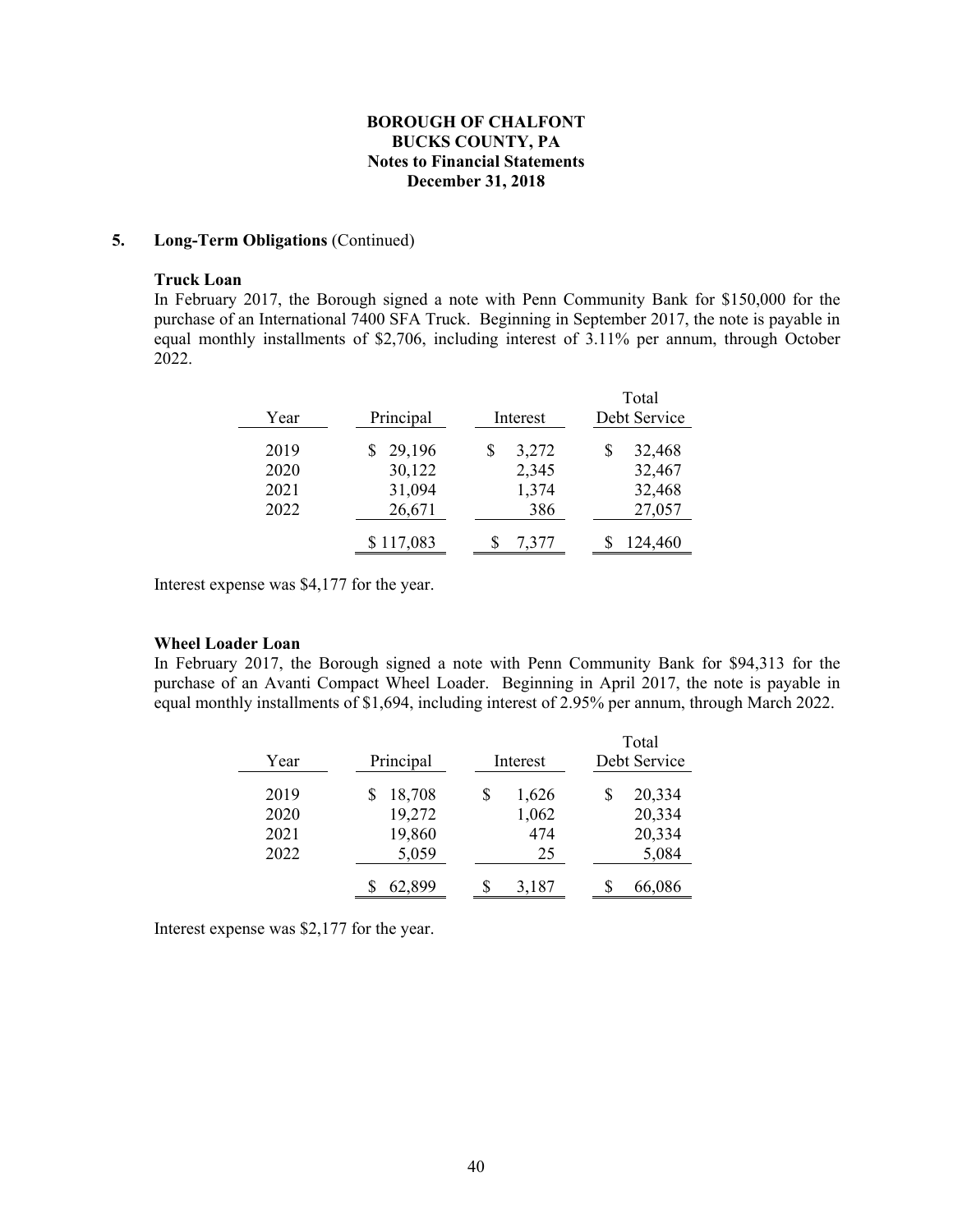**BOROUGH OF CHALFONT**
**BUCKS COUNTY, PA**
**Notes to Financial Statements**
**December 31, 2018**

**5. Long-Term Obligations** (Continued)

**Truck Loan**

In February 2017, the Borough signed a note with Penn Community Bank for $150,000 for the purchase of an International 7400 SFA Truck. Beginning in September 2017, the note is payable in equal monthly installments of $2,706, including interest of 3.11% per annum, through October 2022.

| Year | Principal | Interest | Total Debt Service |
|---|---|---|---|
| 2019 | $ 29,196 | $ 3,272 | $ 32,468 |
| 2020 | 30,122 | 2,345 | 32,467 |
| 2021 | 31,094 | 1,374 | 32,468 |
| 2022 | 26,671 | 386 | 27,057 |
| | $ 117,083 | $ 7,377 | $ 124,460 |

Interest expense was $4,177 for the year.

**Wheel Loader Loan**

In February 2017, the Borough signed a note with Penn Community Bank for $94,313 for the purchase of an Avanti Compact Wheel Loader. Beginning in April 2017, the note is payable in equal monthly installments of $1,694, including interest of 2.95% per annum, through March 2022.

| Year | Principal | Interest | Total Debt Service |
|---|---|---|---|
| 2019 | $ 18,708 | $ 1,626 | $ 20,334 |
| 2020 | 19,272 | 1,062 | 20,334 |
| 2021 | 19,860 | 474 | 20,334 |
| 2022 | 5,059 | 25 | 5,084 |
| | $ 62,899 | $ 3,187 | $ 66,086 |

Interest expense was $2,177 for the year.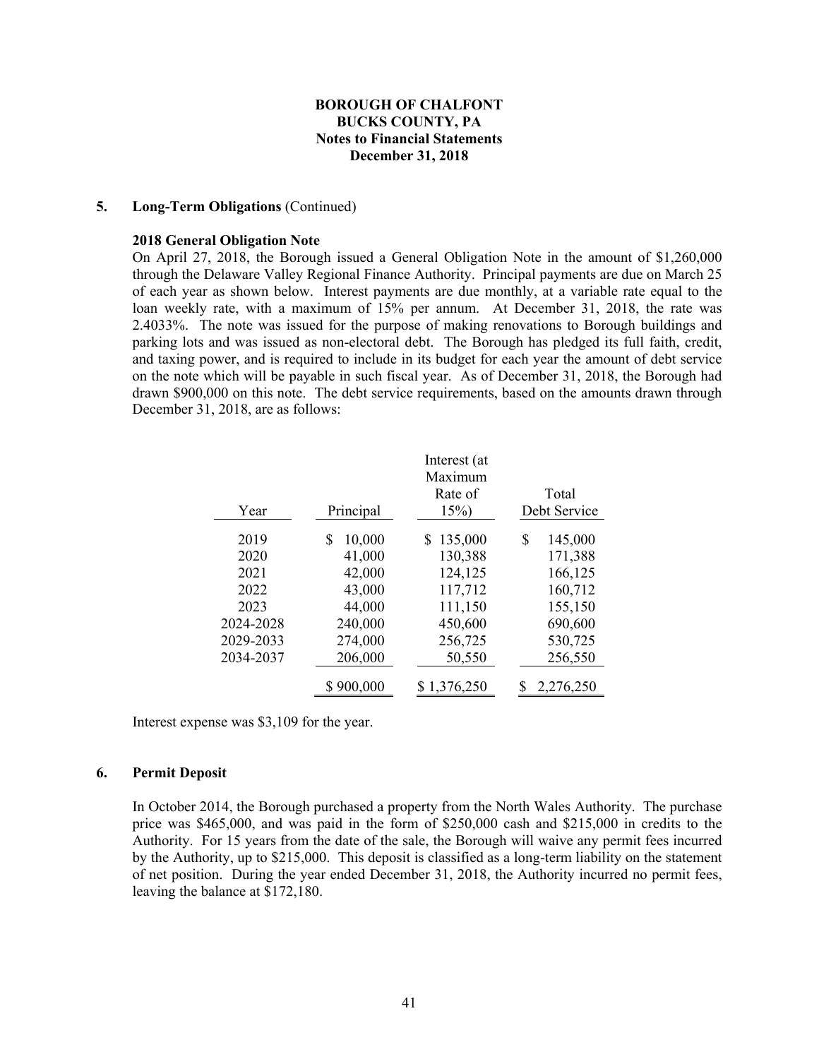## BOROUGH OF CHALFONT
## BUCKS COUNTY, PA
## Notes to Financial Statements
## December 31, 2018

**5. Long-Term Obligations** (Continued)

**2018 General Obligation Note**

On April 27, 2018, the Borough issued a General Obligation Note in the amount of $1,260,000 through the Delaware Valley Regional Finance Authority. Principal payments are due on March 25 of each year as shown below. Interest payments are due monthly, at a variable rate equal to the loan weekly rate, with a maximum of 15% per annum. At December 31, 2018, the rate was 2.4033%. The note was issued for the purpose of making renovations to Borough buildings and parking lots and was issued as non-electoral debt. The Borough has pledged its full faith, credit, and taxing power, and is required to include in its budget for each year the amount of debt service on the note which will be payable in such fiscal year. As of December 31, 2018, the Borough had drawn $900,000 on this note. The debt service requirements, based on the amounts drawn through December 31, 2018, are as follows:

| Year | Principal | Interest (at Maximum Rate of 15%) | Total Debt Service |
|---|---|---|---|
| 2019 | $ 10,000 | $ 135,000 | $ 145,000 |
| 2020 | 41,000 | 130,388 | 171,388 |
| 2021 | 42,000 | 124,125 | 166,125 |
| 2022 | 43,000 | 117,712 | 160,712 |
| 2023 | 44,000 | 111,150 | 155,150 |
| 2024-2028 | 240,000 | 450,600 | 690,600 |
| 2029-2033 | 274,000 | 256,725 | 530,725 |
| 2034-2037 | 206,000 | 50,550 | 256,550 |
| | $ 900,000 | $ 1,376,250 | $ 2,276,250 |

Interest expense was $3,109 for the year.

**6. Permit Deposit**

In October 2014, the Borough purchased a property from the North Wales Authority. The purchase price was $465,000, and was paid in the form of $250,000 cash and $215,000 in credits to the Authority. For 15 years from the date of the sale, the Borough will waive any permit fees incurred by the Authority, up to $215,000. This deposit is classified as a long-term liability on the statement of net position. During the year ended December 31, 2018, the Authority incurred no permit fees, leaving the balance at $172,180.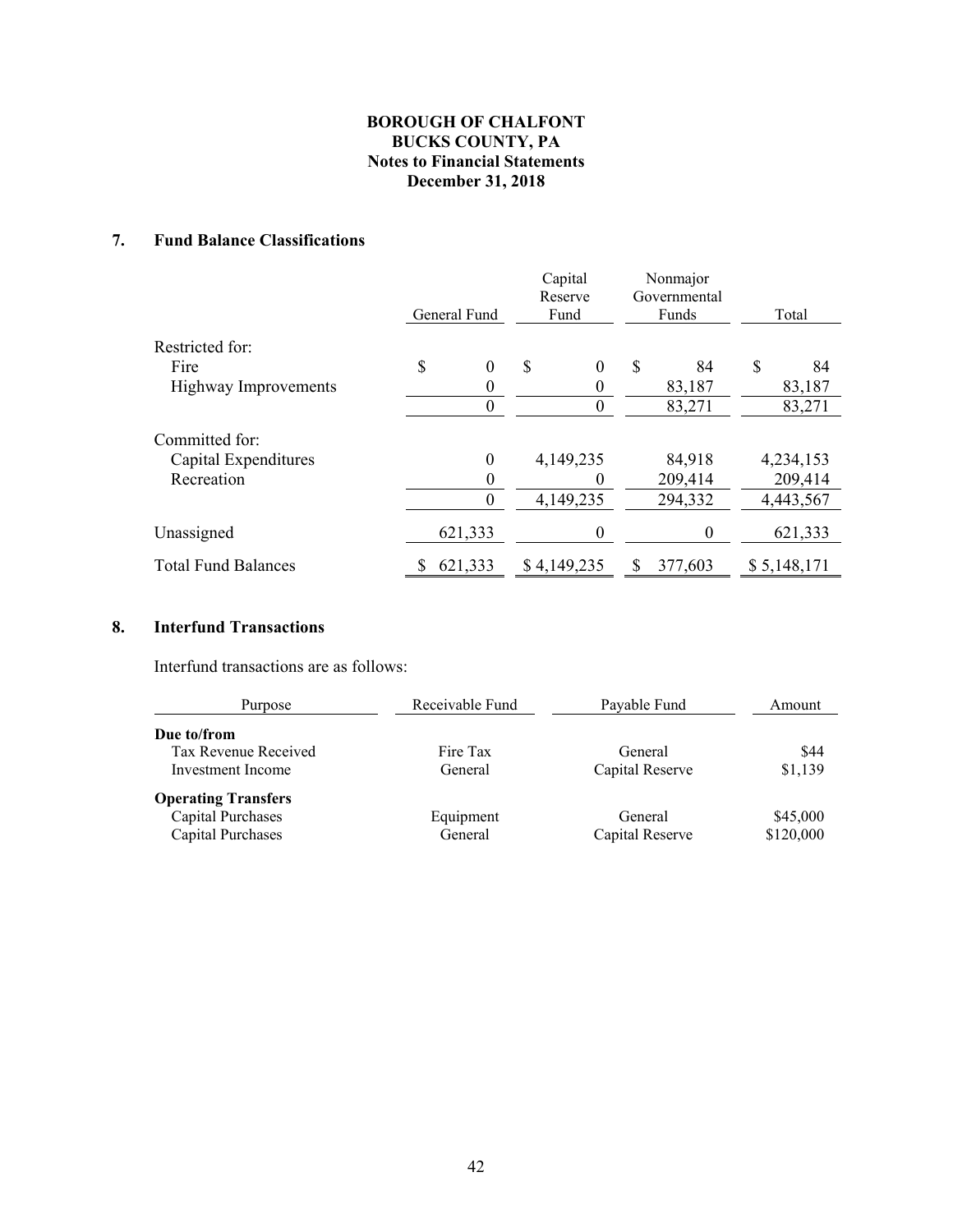# BOROUGH OF CHALFONT
# BUCKS COUNTY, PA
## Notes to Financial Statements
## December 31, 2018

### 7. Fund Balance Classifications

| | General Fund | Capital Reserve Fund | Nonmajor Governmental Funds | Total |
|---|---|---|---|---|
| Restricted for: | | | | |
| Fire | $ 0 | $ 0 | $ 84 | $ 84 |
| Highway Improvements | 0 | 0 | 83,187 | 83,187 |
| | 0 | 0 | 83,271 | 83,271 |
| Committed for: | | | | |
| Capital Expenditures | 0 | 4,149,235 | 84,918 | 4,234,153 |
| Recreation | 0 | 0 | 209,414 | 209,414 |
| | 0 | 4,149,235 | 294,332 | 4,443,567 |
| Unassigned | 621,333 | 0 | 0 | 621,333 |
| Total Fund Balances | $ 621,333 | $ 4,149,235 | $ 377,603 | $ 5,148,171 |

### 8. Interfund Transactions

Interfund transactions are as follows:

| Purpose | Receivable Fund | Payable Fund | Amount |
|---|---|---|---|
| **Due to/from** | | | |
| Tax Revenue Received | Fire Tax | General | $44 |
| Investment Income | General | Capital Reserve | $1,139 |
| **Operating Transfers** | | | |
| Capital Purchases | Equipment | General | $45,000 |
| Capital Purchases | General | Capital Reserve | $120,000 |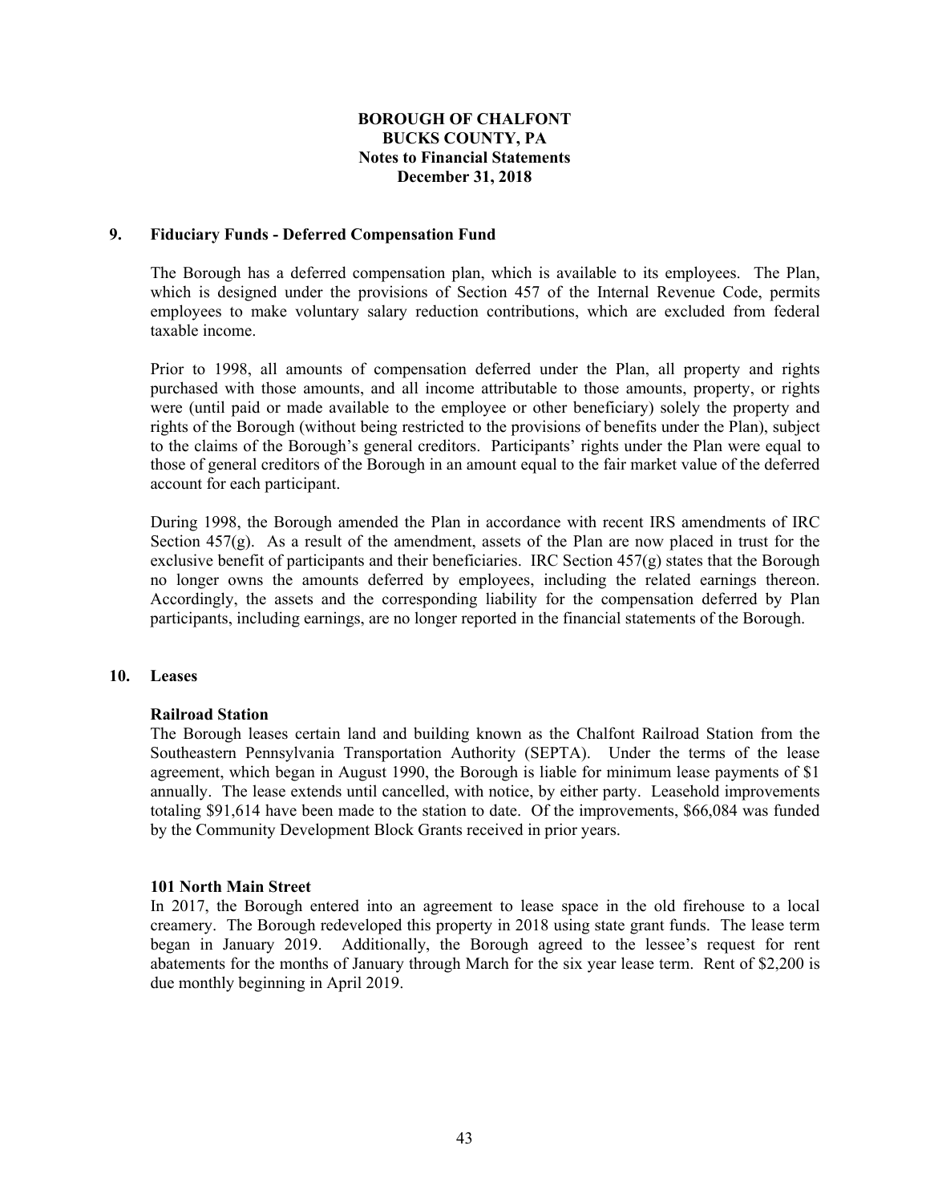## 9. Fiduciary Funds - Deferred Compensation Fund

The Borough has a deferred compensation plan, which is available to its employees. The Plan, which is designed under the provisions of Section 457 of the Internal Revenue Code, permits employees to make voluntary salary reduction contributions, which are excluded from federal taxable income.

Prior to 1998, all amounts of compensation deferred under the Plan, all property and rights purchased with those amounts, and all income attributable to those amounts, property, or rights were (until paid or made available to the employee or other beneficiary) solely the property and rights of the Borough (without being restricted to the provisions of benefits under the Plan), subject to the claims of the Borough's general creditors. Participants' rights under the Plan were equal to those of general creditors of the Borough in an amount equal to the fair market value of the deferred account for each participant.

During 1998, the Borough amended the Plan in accordance with recent IRS amendments of IRC Section 457(g). As a result of the amendment, assets of the Plan are now placed in trust for the exclusive benefit of participants and their beneficiaries. IRC Section 457(g) states that the Borough no longer owns the amounts deferred by employees, including the related earnings thereon. Accordingly, the assets and the corresponding liability for the compensation deferred by Plan participants, including earnings, are no longer reported in the financial statements of the Borough.

## 10. Leases

### Railroad Station

The Borough leases certain land and building known as the Chalfont Railroad Station from the Southeastern Pennsylvania Transportation Authority (SEPTA). Under the terms of the lease agreement, which began in August 1990, the Borough is liable for minimum lease payments of $1 annually. The lease extends until cancelled, with notice, by either party. Leasehold improvements totaling $91,614 have been made to the station to date. Of the improvements, $66,084 was funded by the Community Development Block Grants received in prior years.

### 101 North Main Street

In 2017, the Borough entered into an agreement to lease space in the old firehouse to a local creamery. The Borough redeveloped this property in 2018 using state grant funds. The lease term began in January 2019. Additionally, the Borough agreed to the lessee's request for rent abatements for the months of January through March for the six year lease term. Rent of $2,200 is due monthly beginning in April 2019.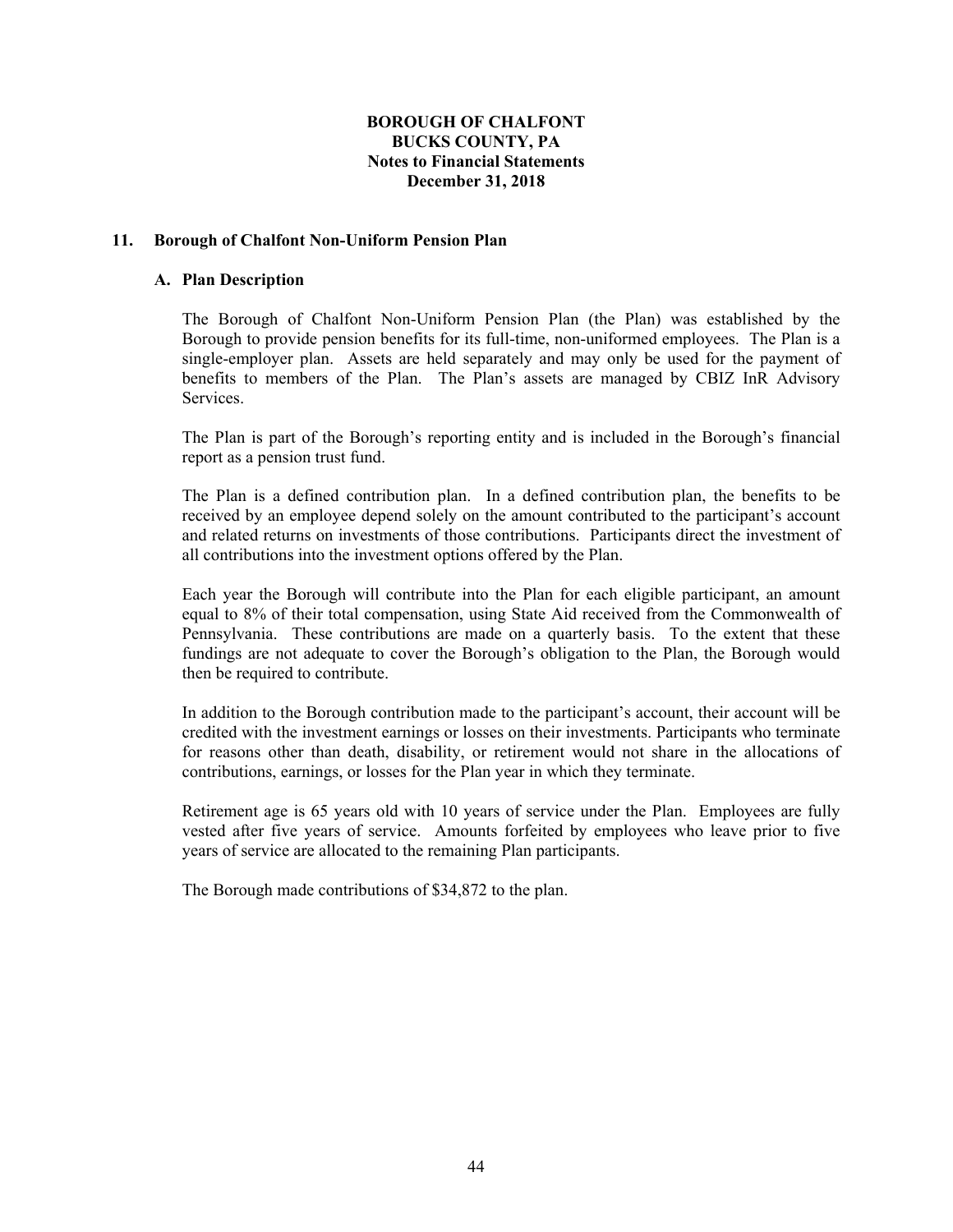**BOROUGH OF CHALFONT**
**BUCKS COUNTY, PA**
**Notes to Financial Statements**
**December 31, 2018**

## 11. Borough of Chalfont Non-Uniform Pension Plan

### A. Plan Description

The Borough of Chalfont Non-Uniform Pension Plan (the Plan) was established by the Borough to provide pension benefits for its full-time, non-uniformed employees. The Plan is a single-employer plan. Assets are held separately and may only be used for the payment of benefits to members of the Plan. The Plan's assets are managed by CBIZ InR Advisory Services.

The Plan is part of the Borough's reporting entity and is included in the Borough's financial report as a pension trust fund.

The Plan is a defined contribution plan. In a defined contribution plan, the benefits to be received by an employee depend solely on the amount contributed to the participant's account and related returns on investments of those contributions. Participants direct the investment of all contributions into the investment options offered by the Plan.

Each year the Borough will contribute into the Plan for each eligible participant, an amount equal to 8% of their total compensation, using State Aid received from the Commonwealth of Pennsylvania. These contributions are made on a quarterly basis. To the extent that these fundings are not adequate to cover the Borough's obligation to the Plan, the Borough would then be required to contribute.

In addition to the Borough contribution made to the participant's account, their account will be credited with the investment earnings or losses on their investments. Participants who terminate for reasons other than death, disability, or retirement would not share in the allocations of contributions, earnings, or losses for the Plan year in which they terminate.

Retirement age is 65 years old with 10 years of service under the Plan. Employees are fully vested after five years of service. Amounts forfeited by employees who leave prior to five years of service are allocated to the remaining Plan participants.

The Borough made contributions of $34,872 to the plan.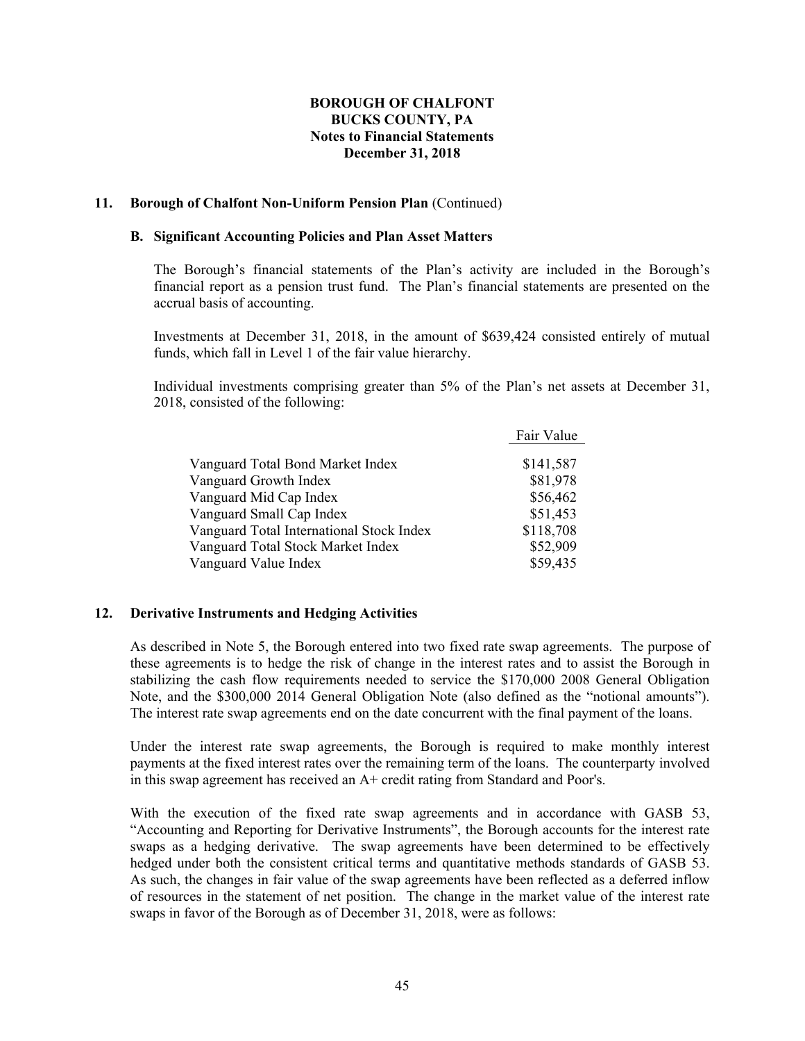## 11. Borough of Chalfont Non-Uniform Pension Plan (Continued)

### B. Significant Accounting Policies and Plan Asset Matters

The Borough's financial statements of the Plan's activity are included in the Borough's financial report as a pension trust fund. The Plan's financial statements are presented on the accrual basis of accounting.

Investments at December 31, 2018, in the amount of $639,424 consisted entirely of mutual funds, which fall in Level 1 of the fair value hierarchy.

Individual investments comprising greater than 5% of the Plan's net assets at December 31, 2018, consisted of the following:

| | Fair Value |
|---|---|
| Vanguard Total Bond Market Index | $141,587 |
| Vanguard Growth Index | $81,978 |
| Vanguard Mid Cap Index | $56,462 |
| Vanguard Small Cap Index | $51,453 |
| Vanguard Total International Stock Index | $118,708 |
| Vanguard Total Stock Market Index | $52,909 |
| Vanguard Value Index | $59,435 |

## 12. Derivative Instruments and Hedging Activities

As described in Note 5, the Borough entered into two fixed rate swap agreements. The purpose of these agreements is to hedge the risk of change in the interest rates and to assist the Borough in stabilizing the cash flow requirements needed to service the $170,000 2008 General Obligation Note, and the $300,000 2014 General Obligation Note (also defined as the "notional amounts"). The interest rate swap agreements end on the date concurrent with the final payment of the loans.

Under the interest rate swap agreements, the Borough is required to make monthly interest payments at the fixed interest rates over the remaining term of the loans. The counterparty involved in this swap agreement has received an A+ credit rating from Standard and Poor's.

With the execution of the fixed rate swap agreements and in accordance with GASB 53, "Accounting and Reporting for Derivative Instruments", the Borough accounts for the interest rate swaps as a hedging derivative. The swap agreements have been determined to be effectively hedged under both the consistent critical terms and quantitative methods standards of GASB 53. As such, the changes in fair value of the swap agreements have been reflected as a deferred inflow of resources in the statement of net position. The change in the market value of the interest rate swaps in favor of the Borough as of December 31, 2018, were as follows: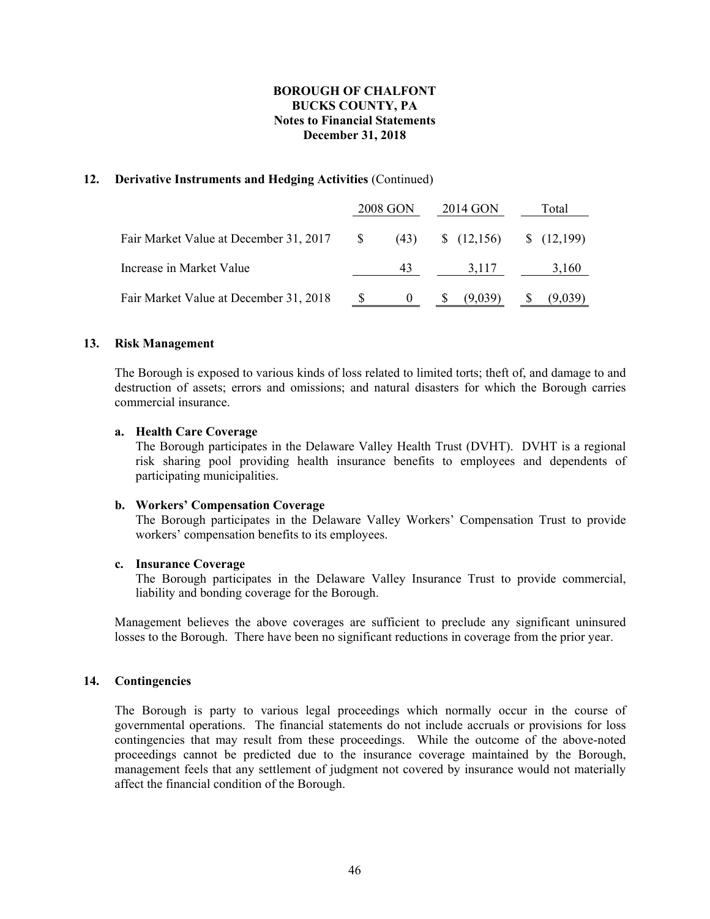# BOROUGH OF CHALFONT
## BUCKS COUNTY, PA
## Notes to Financial Statements
## December 31, 2018

### 12. Derivative Instruments and Hedging Activities (Continued)

| | 2008 GON | 2014 GON | Total |
|---|---|---|---|
| Fair Market Value at December 31, 2017 | $ (43) | $ (12,156) | $ (12,199) |
| Increase in Market Value | 43 | 3,117 | 3,160 |
| Fair Market Value at December 31, 2018 | $ 0 | $ (9,039) | $ (9,039) |

### 13. Risk Management

The Borough is exposed to various kinds of loss related to limited torts; theft of, and damage to and destruction of assets; errors and omissions; and natural disasters for which the Borough carries commercial insurance.

**a. Health Care Coverage**
The Borough participates in the Delaware Valley Health Trust (DVHT). DVHT is a regional risk sharing pool providing health insurance benefits to employees and dependents of participating municipalities.

**b. Workers' Compensation Coverage**
The Borough participates in the Delaware Valley Workers' Compensation Trust to provide workers' compensation benefits to its employees.

**c. Insurance Coverage**
The Borough participates in the Delaware Valley Insurance Trust to provide commercial, liability and bonding coverage for the Borough.

Management believes the above coverages are sufficient to preclude any significant uninsured losses to the Borough. There have been no significant reductions in coverage from the prior year.

### 14. Contingencies

The Borough is party to various legal proceedings which normally occur in the course of governmental operations. The financial statements do not include accruals or provisions for loss contingencies that may result from these proceedings. While the outcome of the above-noted proceedings cannot be predicted due to the insurance coverage maintained by the Borough, management feels that any settlement of judgment not covered by insurance would not materially affect the financial condition of the Borough.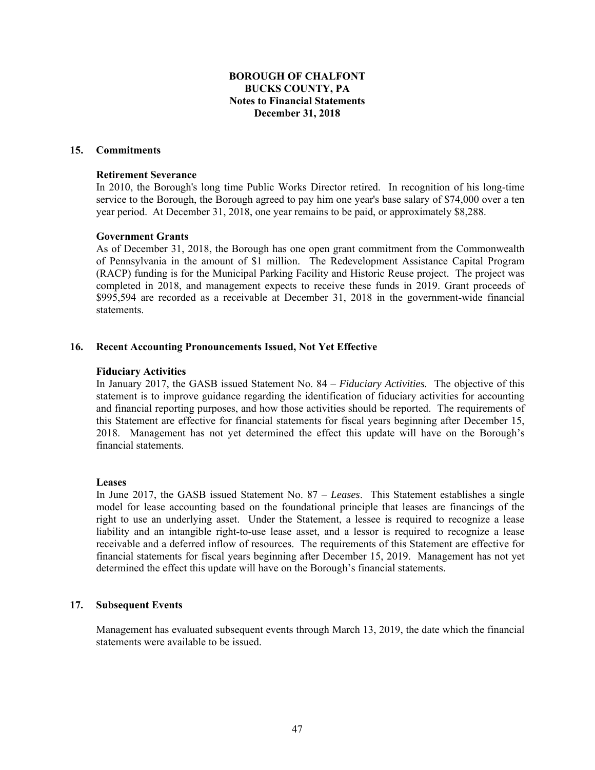**BOROUGH OF CHALFONT**
**BUCKS COUNTY, PA**
**Notes to Financial Statements**
**December 31, 2018**

## 15. Commitments

### Retirement Severance

In 2010, the Borough's long time Public Works Director retired. In recognition of his long-time service to the Borough, the Borough agreed to pay him one year's base salary of $74,000 over a ten year period. At December 31, 2018, one year remains to be paid, or approximately $8,288.

### Government Grants

As of December 31, 2018, the Borough has one open grant commitment from the Commonwealth of Pennsylvania in the amount of $1 million. The Redevelopment Assistance Capital Program (RACP) funding is for the Municipal Parking Facility and Historic Reuse project. The project was completed in 2018, and management expects to receive these funds in 2019. Grant proceeds of $995,594 are recorded as a receivable at December 31, 2018 in the government-wide financial statements.

## 16. Recent Accounting Pronouncements Issued, Not Yet Effective

### Fiduciary Activities

In January 2017, the GASB issued Statement No. 84 – *Fiduciary Activities.* The objective of this statement is to improve guidance regarding the identification of fiduciary activities for accounting and financial reporting purposes, and how those activities should be reported. The requirements of this Statement are effective for financial statements for fiscal years beginning after December 15, 2018. Management has not yet determined the effect this update will have on the Borough's financial statements.

### Leases

In June 2017, the GASB issued Statement No. 87 – *Leases*. This Statement establishes a single model for lease accounting based on the foundational principle that leases are financings of the right to use an underlying asset. Under the Statement, a lessee is required to recognize a lease liability and an intangible right-to-use lease asset, and a lessor is required to recognize a lease receivable and a deferred inflow of resources. The requirements of this Statement are effective for financial statements for fiscal years beginning after December 15, 2019. Management has not yet determined the effect this update will have on the Borough's financial statements.

## 17. Subsequent Events

Management has evaluated subsequent events through March 13, 2019, the date which the financial statements were available to be issued.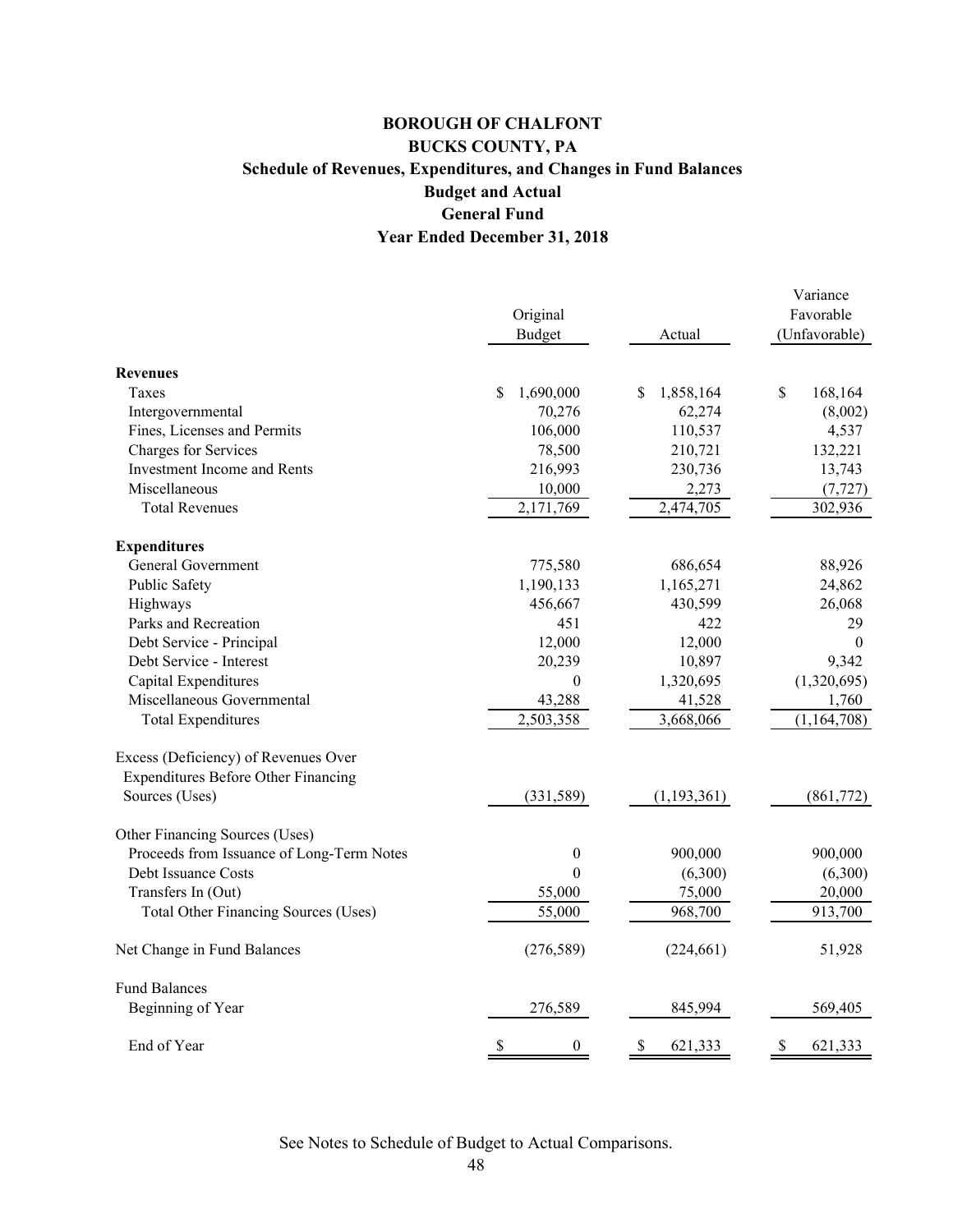# BOROUGH OF CHALFONT
## BUCKS COUNTY, PA
### Schedule of Revenues, Expenditures, and Changes in Fund Balances
### Budget and Actual
### General Fund
### Year Ended December 31, 2018

| | Original Budget | Actual | Variance Favorable (Unfavorable) |
|---|---|---|---|
| **Revenues** | | | |
| Taxes | $ 1,690,000 | $ 1,858,164 | $ 168,164 |
| Intergovernmental | 70,276 | 62,274 | (8,002) |
| Fines, Licenses and Permits | 106,000 | 110,537 | 4,537 |
| Charges for Services | 78,500 | 210,721 | 132,221 |
| Investment Income and Rents | 216,993 | 230,736 | 13,743 |
| Miscellaneous | 10,000 | 2,273 | (7,727) |
| Total Revenues | 2,171,769 | 2,474,705 | 302,936 |
| **Expenditures** | | | |
| General Government | 775,580 | 686,654 | 88,926 |
| Public Safety | 1,190,133 | 1,165,271 | 24,862 |
| Highways | 456,667 | 430,599 | 26,068 |
| Parks and Recreation | 451 | 422 | 29 |
| Debt Service - Principal | 12,000 | 12,000 | 0 |
| Debt Service - Interest | 20,239 | 10,897 | 9,342 |
| Capital Expenditures | 0 | 1,320,695 | (1,320,695) |
| Miscellaneous Governmental | 43,288 | 41,528 | 1,760 |
| Total Expenditures | 2,503,358 | 3,668,066 | (1,164,708) |
| Excess (Deficiency) of Revenues Over Expenditures Before Other Financing Sources (Uses) | (331,589) | (1,193,361) | (861,772) |
| Other Financing Sources (Uses) | | | |
| Proceeds from Issuance of Long-Term Notes | 0 | 900,000 | 900,000 |
| Debt Issuance Costs | 0 | (6,300) | (6,300) |
| Transfers In (Out) | 55,000 | 75,000 | 20,000 |
| Total Other Financing Sources (Uses) | 55,000 | 968,700 | 913,700 |
| Net Change in Fund Balances | (276,589) | (224,661) | 51,928 |
| Fund Balances | | | |
| Beginning of Year | 276,589 | 845,994 | 569,405 |
| End of Year | $ 0 | $ 621,333 | $ 621,333 |

See Notes to Schedule of Budget to Actual Comparisons.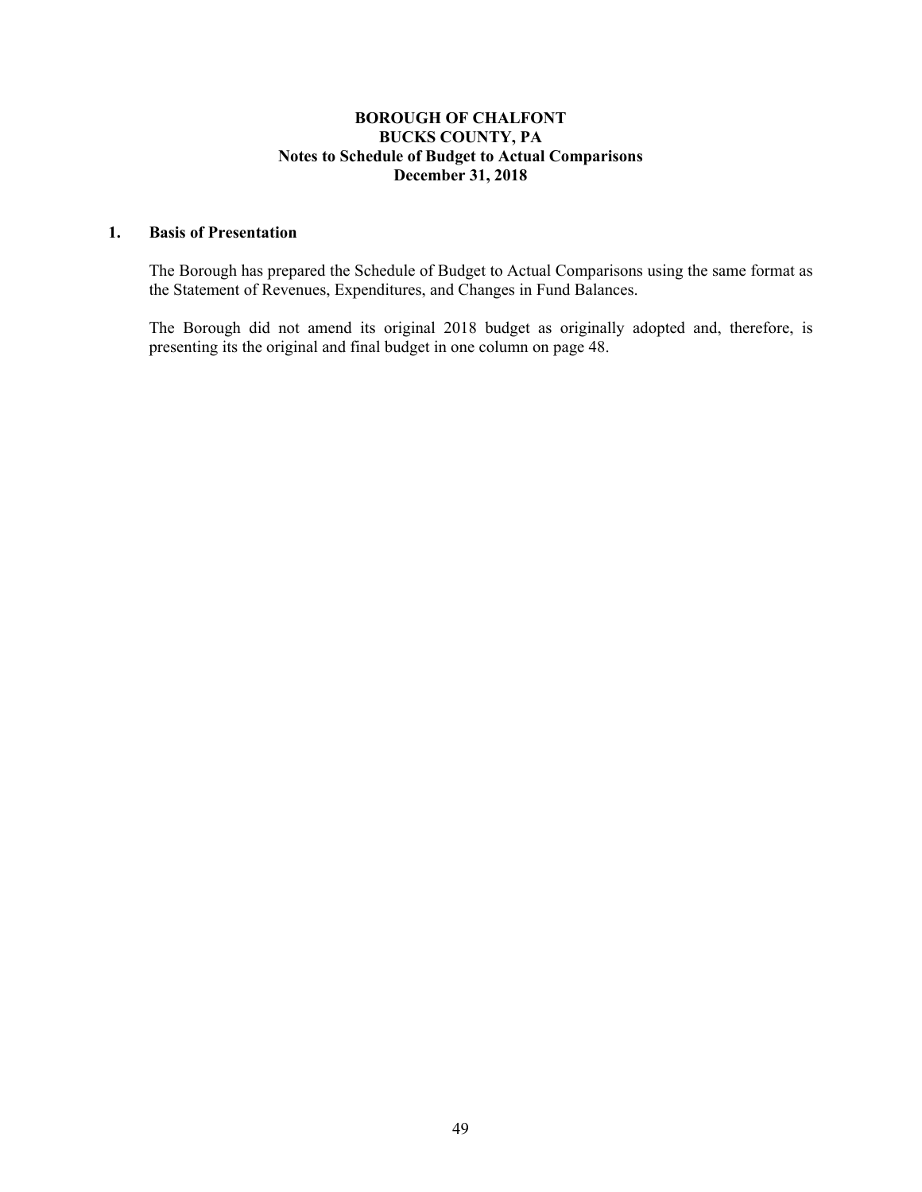**BOROUGH OF CHALFONT**
**BUCKS COUNTY, PA**
**Notes to Schedule of Budget to Actual Comparisons**
**December 31, 2018**

## 1. Basis of Presentation

The Borough has prepared the Schedule of Budget to Actual Comparisons using the same format as the Statement of Revenues, Expenditures, and Changes in Fund Balances.

The Borough did not amend its original 2018 budget as originally adopted and, therefore, is presenting its the original and final budget in one column on page 48.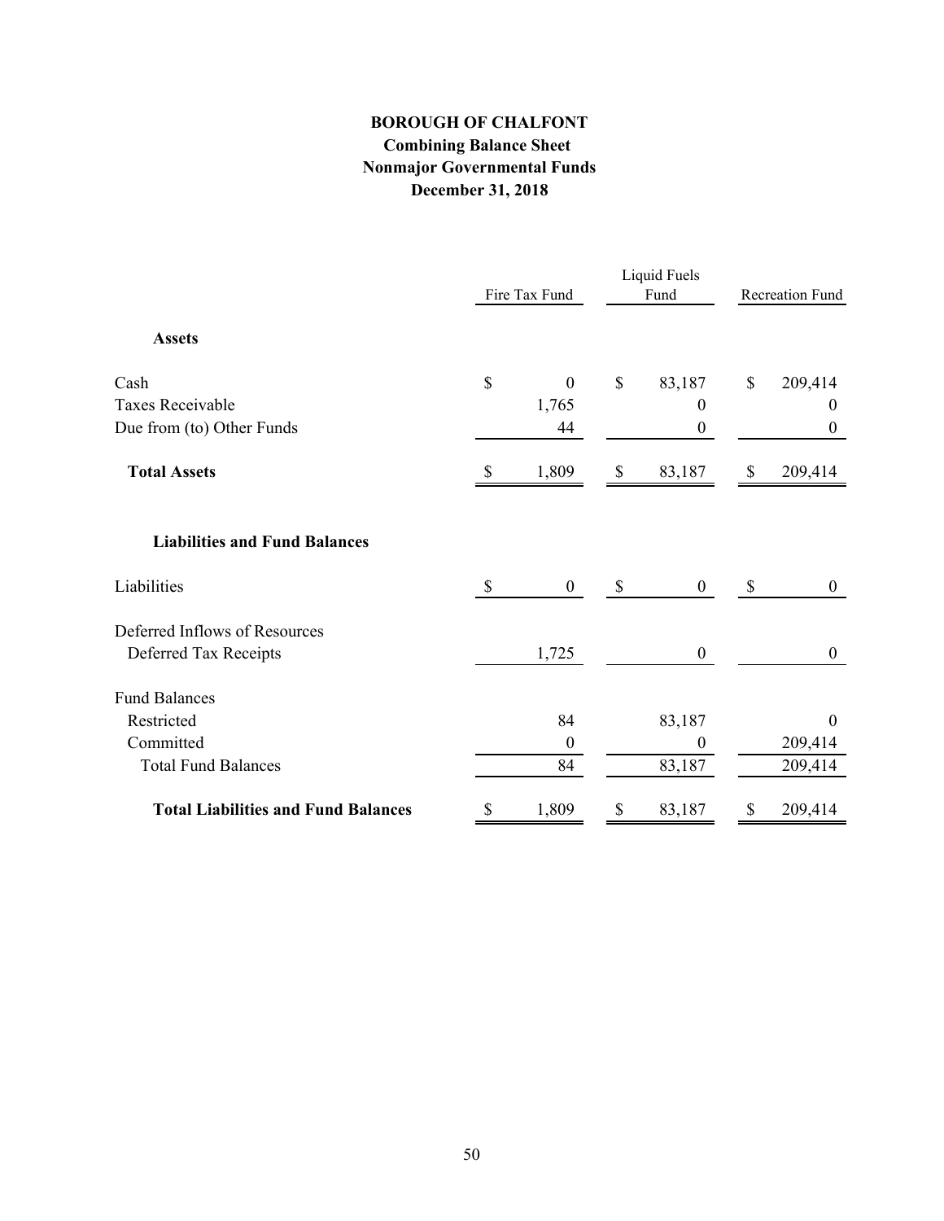# BOROUGH OF CHALFONT

## Combining Balance Sheet
## Nonmajor Governmental Funds
## December 31, 2018

| | Fire Tax Fund | Liquid Fuels Fund | Recreation Fund |
|---|---|---|---|
| **Assets** | | | |
| Cash | $ 0 | $ 83,187 | $ 209,414 |
| Taxes Receivable | 1,765 | 0 | 0 |
| Due from (to) Other Funds | 44 | 0 | 0 |
| **Total Assets** | $ 1,809 | $ 83,187 | $ 209,414 |
| **Liabilities and Fund Balances** | | | |
| Liabilities | $ 0 | $ 0 | $ 0 |
| Deferred Inflows of Resources | | | |
| Deferred Tax Receipts | 1,725 | 0 | 0 |
| Fund Balances | | | |
| Restricted | 84 | 83,187 | 0 |
| Committed | 0 | 0 | 209,414 |
| Total Fund Balances | 84 | 83,187 | 209,414 |
| **Total Liabilities and Fund Balances** | $ 1,809 | $ 83,187 | $ 209,414 |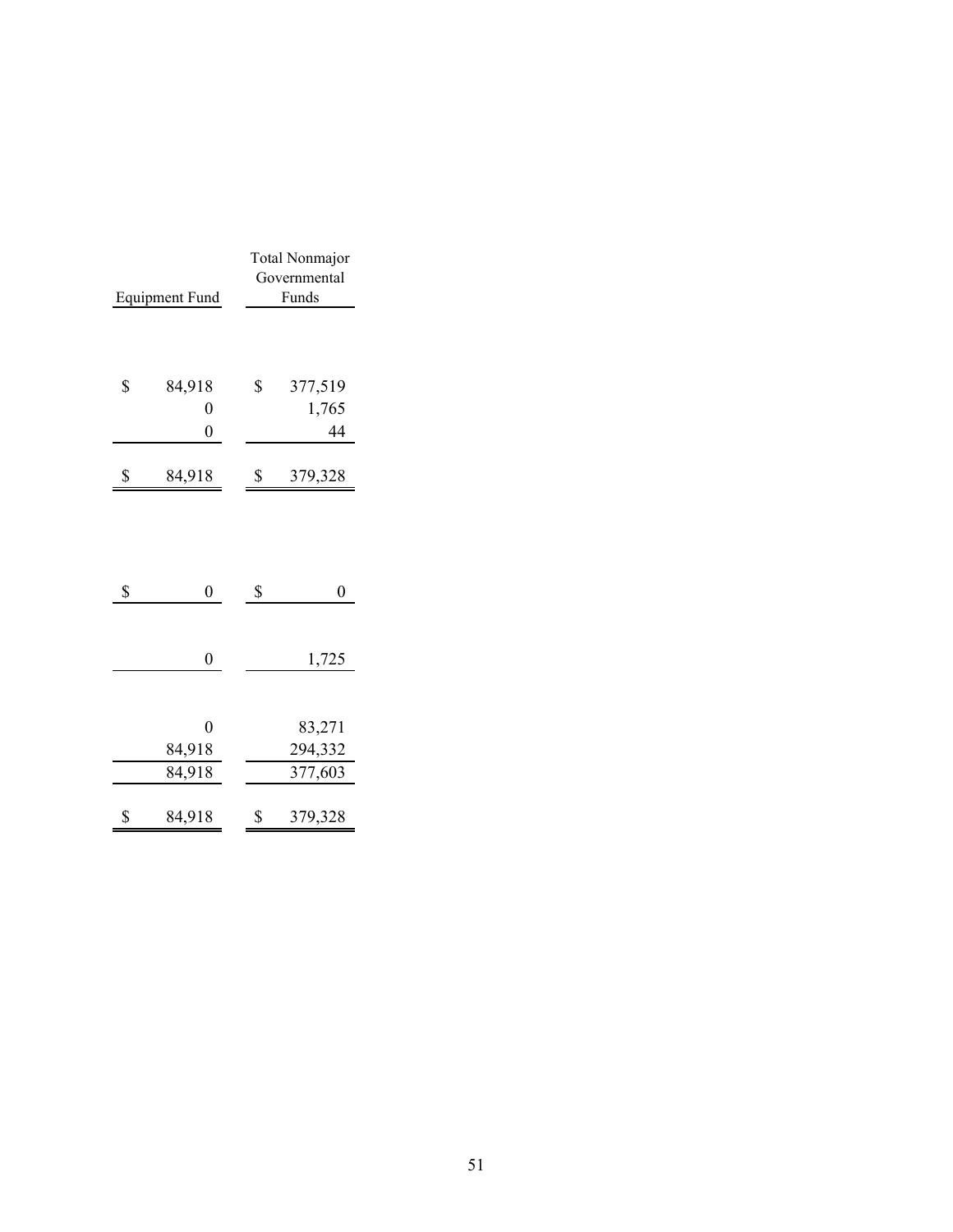| Equipment Fund | Total Nonmajor Governmental Funds |
|---|---|
| | |
| $ 84,918 | $ 377,519 |
| 0 | 1,765 |
| 0 | 44 |
| $ 84,918 | $ 379,328 |
| | |
| $ 0 | $ 0 |
| | |
| 0 | 1,725 |
| | |
| 0 | 83,271 |
| 84,918 | 294,332 |
| 84,918 | 377,603 |
| $ 84,918 | $ 379,328 |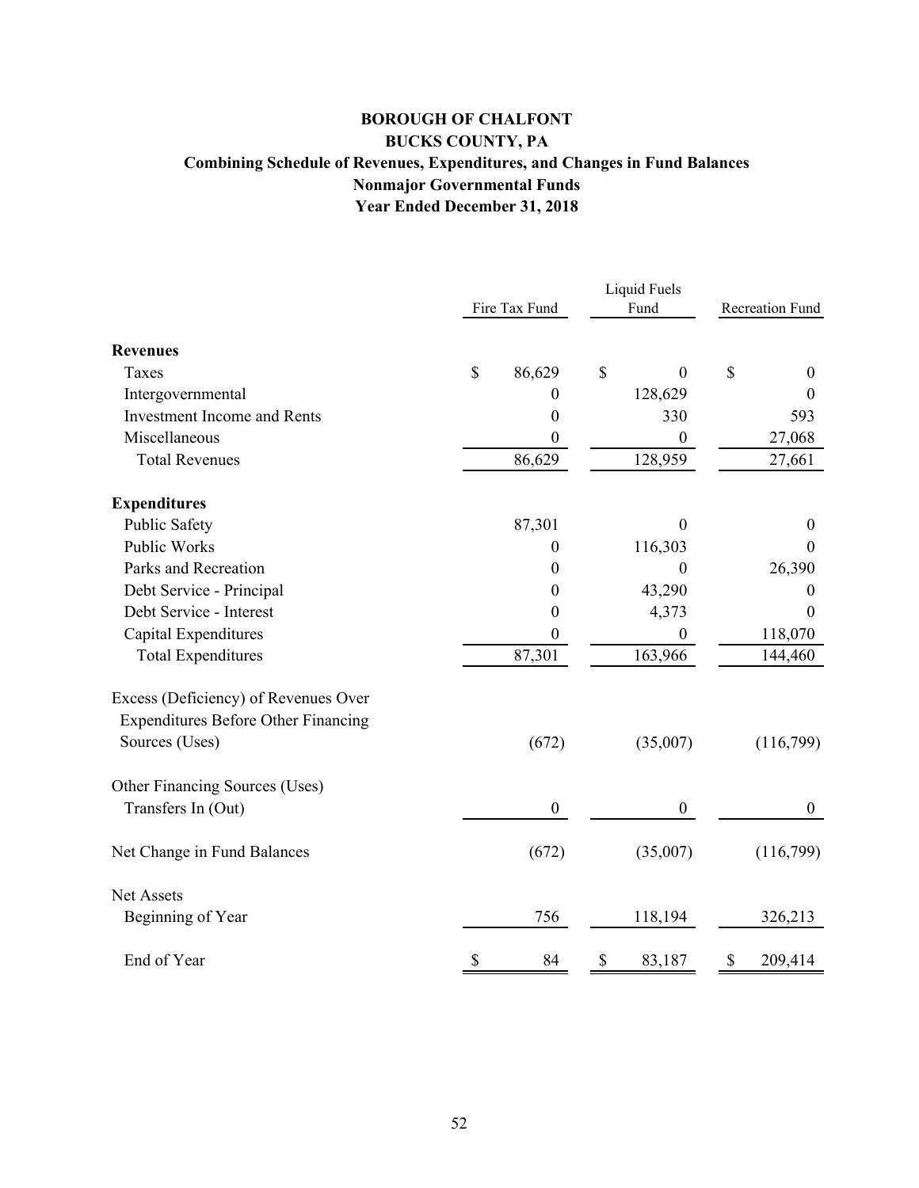# BOROUGH OF CHALFONT
## BUCKS COUNTY, PA
### Combining Schedule of Revenues, Expenditures, and Changes in Fund Balances
### Nonmajor Governmental Funds
### Year Ended December 31, 2018

| | Fire Tax Fund | Liquid Fuels Fund | Recreation Fund |
|---|---|---|---|
| **Revenues** | | | |
| Taxes | $ 86,629 | $ 0 | $ 0 |
| Intergovernmental | 0 | 128,629 | 0 |
| Investment Income and Rents | 0 | 330 | 593 |
| Miscellaneous | 0 | 0 | 27,068 |
| Total Revenues | 86,629 | 128,959 | 27,661 |
| **Expenditures** | | | |
| Public Safety | 87,301 | 0 | 0 |
| Public Works | 0 | 116,303 | 0 |
| Parks and Recreation | 0 | 0 | 26,390 |
| Debt Service - Principal | 0 | 43,290 | 0 |
| Debt Service - Interest | 0 | 4,373 | 0 |
| Capital Expenditures | 0 | 0 | 118,070 |
| Total Expenditures | 87,301 | 163,966 | 144,460 |
| Excess (Deficiency) of Revenues Over Expenditures Before Other Financing Sources (Uses) | (672) | (35,007) | (116,799) |
| Other Financing Sources (Uses) | | | |
| Transfers In (Out) | 0 | 0 | 0 |
| Net Change in Fund Balances | (672) | (35,007) | (116,799) |
| Net Assets | | | |
| Beginning of Year | 756 | 118,194 | 326,213 |
| End of Year | $ 84 | $ 83,187 | $ 209,414 |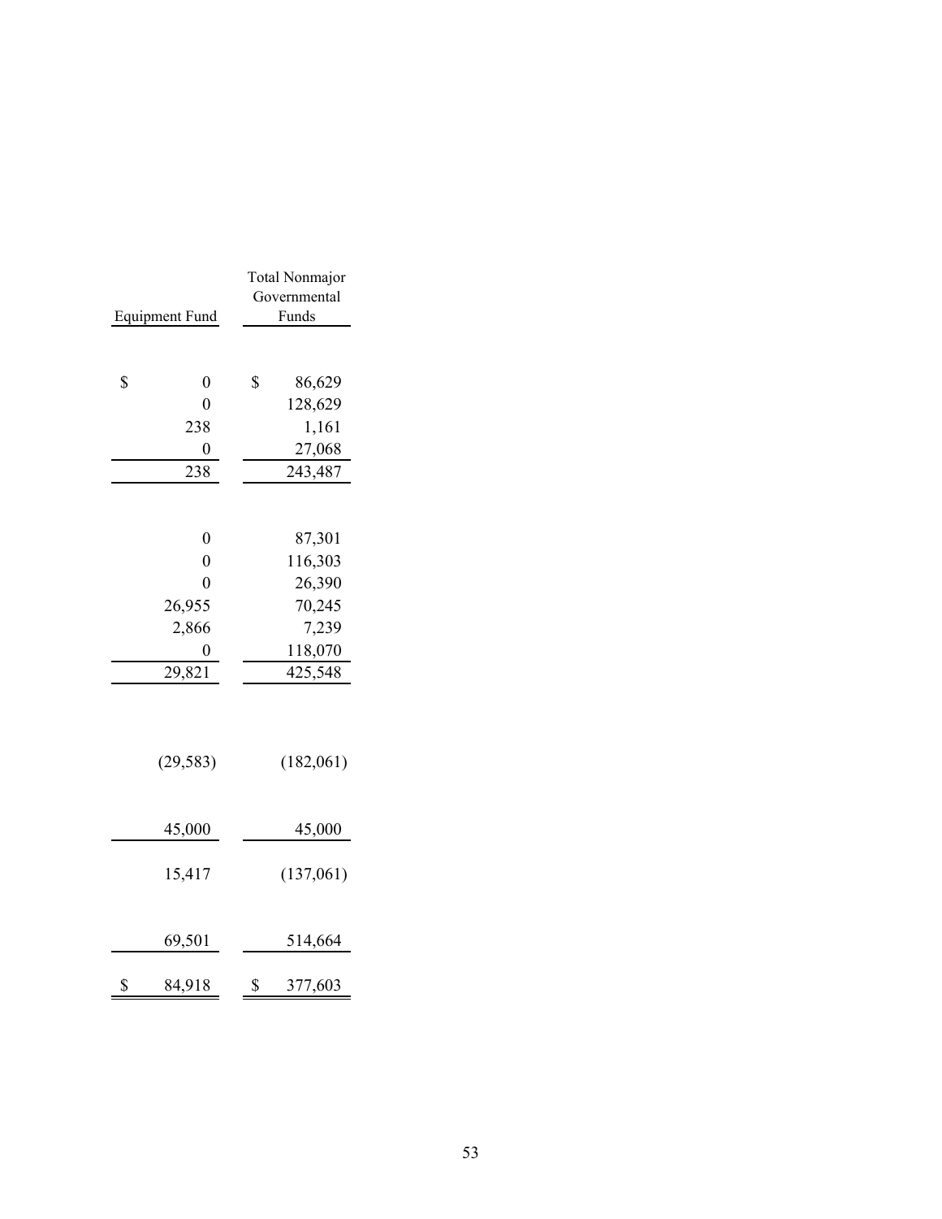| Equipment Fund | Total Nonmajor Governmental Funds |
|---|---|
| | |
| $ 0 | $ 86,629 |
| 0 | 128,629 |
| 238 | 1,161 |
| 0 | 27,068 |
| 238 | 243,487 |
| | |
| 0 | 87,301 |
| 0 | 116,303 |
| 0 | 26,390 |
| 26,955 | 70,245 |
| 2,866 | 7,239 |
| 0 | 118,070 |
| 29,821 | 425,548 |
| | |
| (29,583) | (182,061) |
| | |
| 45,000 | 45,000 |
| | |
| 15,417 | (137,061) |
| | |
| 69,501 | 514,664 |
| | |
| $ 84,918 | $ 377,603 |